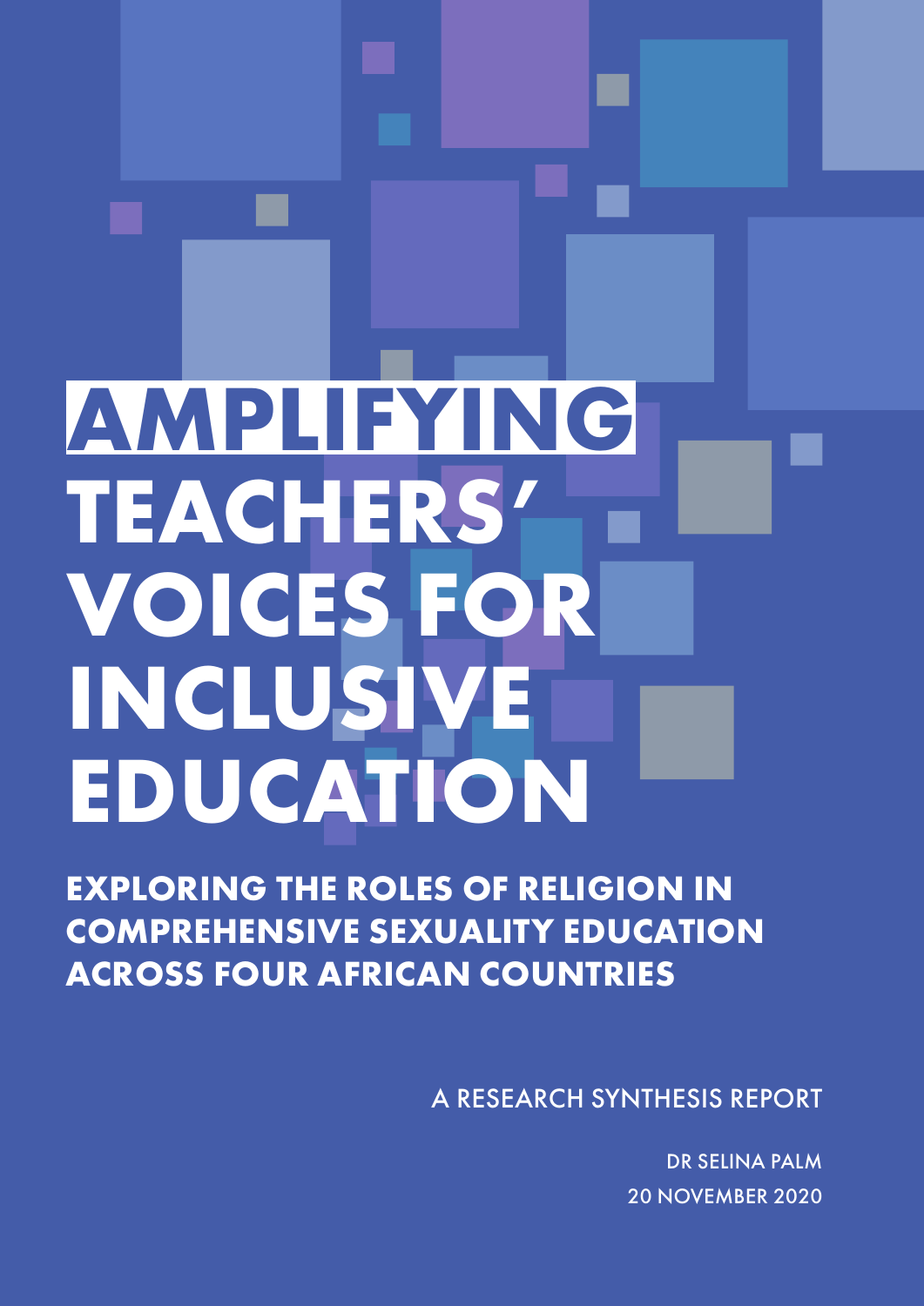# AMPLIFYING TEACHERS' VOICES FOR INCLUSIVE EDUCATION

## EXPLORING THE ROLES OF RELIGION IN COMPREHENSIVE SEXUALITY EDUCATION ACROSS FOUR AFRICAN COUNTRIES

A RESEARCH SYNTHESIS REPORT

DR SELINA PALM

20 NOVEMBER 2020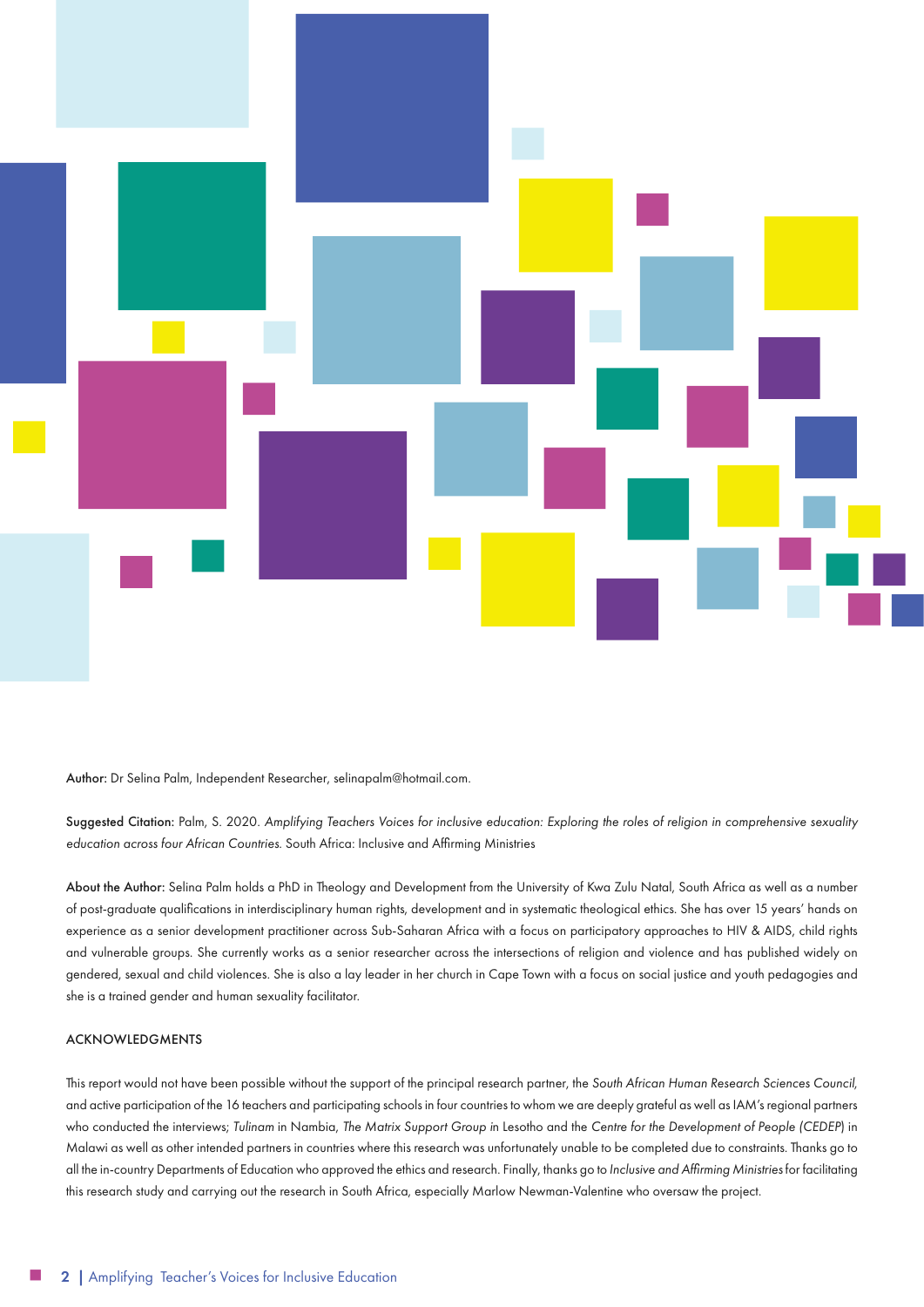**Author:** Dr Selina Palm, Independent Researcher, selinapalm@hotmail.com.

**Suggested Citation:** Palm, S. 2020. *Amplifying Teachers Voices for inclusive education: Exploring the roles of religion in comprehensive sexuality education across four African Countries.* South Africa: Inclusive and Affirming Ministries

**About the Author:** Selina Palm holds a PhD in Theology and Development from the University of Kwa Zulu Natal, South Africa as well as a number of post-graduate qualifications in interdisciplinary human rights, development and in systematic theological ethics. She has over 15 years' hands on experience as a senior development practitioner across Sub-Saharan Africa with a focus on participatory approaches to HIV & AIDS, child rights and vulnerable groups. She currently works as a senior researcher across the intersections of religion and violence and has published widely on gendered, sexual and child violences. She is also a lay leader in her church in Cape Town with a focus on social justice and youth pedagogies and she is a trained gender and human sexuality facilitator.

## ACKNOWLEDGMENTS

This report would not have been possible without the support of the principal research partner, the *South African Human Research Sciences Council,* and active participation of the 16 teachers and participating schools in four countries to whom we are deeply grateful as well as IAM's regional partners who conducted the interviews; *Tulinam* in Nambia, *The Matrix Support Group* in Lesotho and the *Centre for the Development of People (CEDEP)* in Malawi as well as other intended partners in countries where this research was unfortunately unable to be completed due to constraints. Thanks go to all the in-country Departments of Education who approved the ethics and research. Finally, thanks go to *Inclusive and Affirming Ministries* for facilitating this research study and carrying out the research in South Africa, especially Marlow Newman-Valentine who oversaw the project.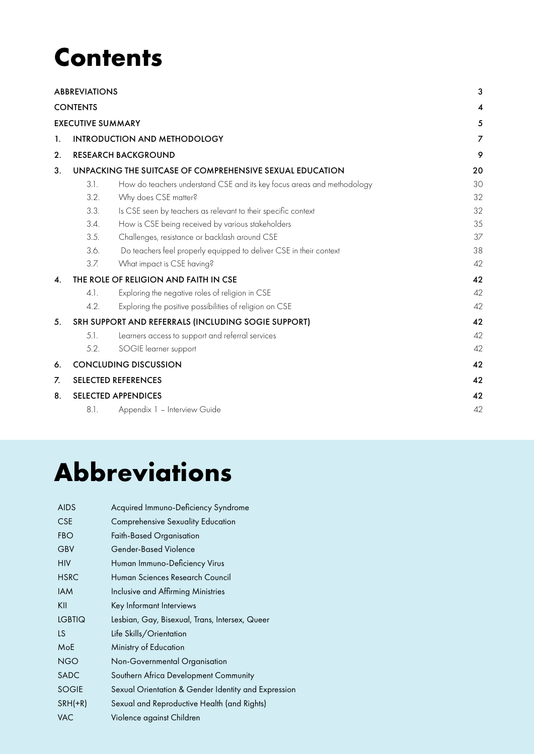# Contents

| | | |
|---|---|---|
| ABBREVIATIONS | | 3 |
| CONTENTS | | 4 |
| EXECUTIVE SUMMARY | | 5 |
| 1. | INTRODUCTION AND METHODOLOGY | 7 |
| 2. | RESEARCH BACKGROUND | 9 |
| 3. | UNPACKING THE SUITCASE OF COMPREHENSIVE SEXUAL EDUCATION | 20 |
| 3.1. | How do teachers understand CSE and its key focus areas and methodology | 30 |
| 3.2. | Why does CSE matter? | 32 |
| 3.3. | Is CSE seen by teachers as relevant to their specific context | 32 |
| 3.4. | How is CSE being received by various stakeholders | 35 |
| 3.5. | Challenges, resistance or backlash around CSE | 37 |
| 3.6. | Do teachers feel properly equipped to deliver CSE in their context | 38 |
| 3.7. | What impact is CSE having? | 42 |
| 4. | THE ROLE OF RELIGION AND FAITH IN CSE | 42 |
| 4.1. | Exploring the negative roles of religion in CSE | 42 |
| 4.2. | Exploring the positive possibilities of religion on CSE | 42 |
| 5. | SRH SUPPORT AND REFERRALS (INCLUDING SOGIE SUPPORT) | 42 |
| 5.1. | Learners access to support and referral services | 42 |
| 5.2. | SOGIE learner support | 42 |
| 6. | CONCLUDING DISCUSSION | 42 |
| 7. | SELECTED REFERENCES | 42 |
| 8. | SELECTED APPENDICES | 42 |
| 8.1. | Appendix 1 – Interview Guide | 42 |

# Abbreviations

| | |
|---|---|
| AIDS | Acquired Immuno-Deficiency Syndrome |
| CSE | Comprehensive Sexuality Education |
| FBO | Faith-Based Organisation |
| GBV | Gender-Based Violence |
| HIV | Human Immuno-Deficiency Virus |
| HSRC | Human Sciences Research Council |
| IAM | Inclusive and Affirming Ministries |
| KII | Key Informant Interviews |
| LGBTIQ | Lesbian, Gay, Bisexual, Trans, Intersex, Queer |
| LS | Life Skills/Orientation |
| MoE | Ministry of Education |
| NGO | Non-Governmental Organisation |
| SADC | Southern Africa Development Community |
| SOGIE | Sexual Orientation & Gender Identity and Expression |
| SRH(+R) | Sexual and Reproductive Health (and Rights) |
| VAC | Violence against Children |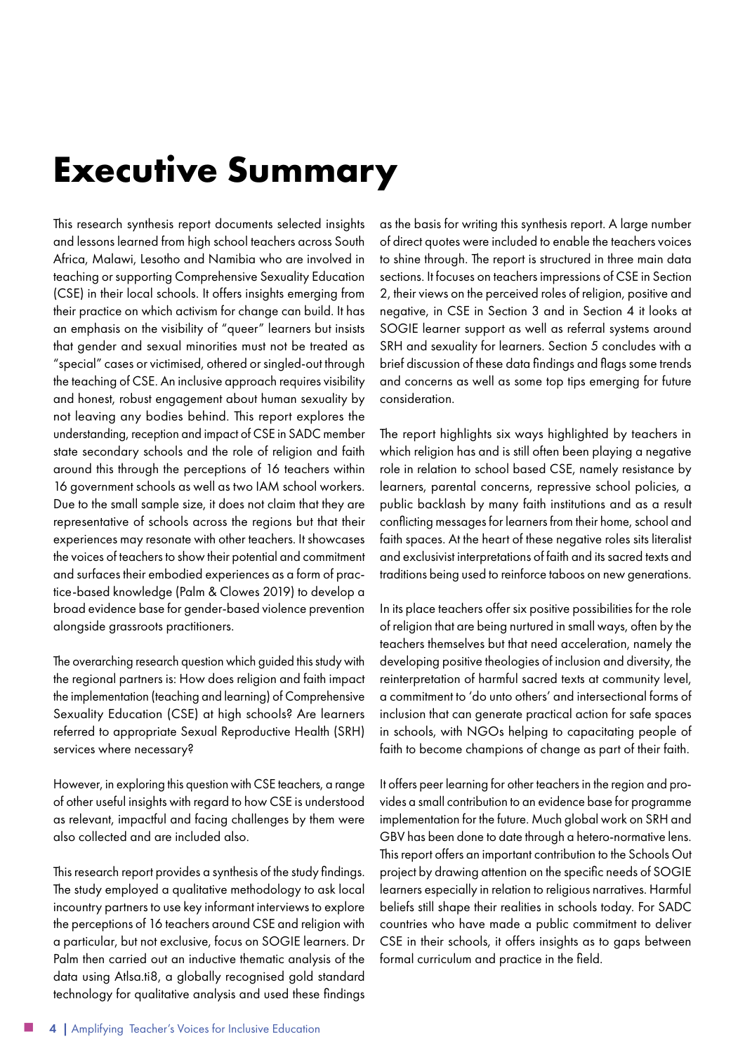# Executive Summary

This research synthesis report documents selected insights and lessons learned from high school teachers across South Africa, Malawi, Lesotho and Namibia who are involved in teaching or supporting Comprehensive Sexuality Education (CSE) in their local schools. It offers insights emerging from their practice on which activism for change can build. It has an emphasis on the visibility of "queer" learners but insists that gender and sexual minorities must not be treated as "special" cases or victimised, othered or singled-out through the teaching of CSE. An inclusive approach requires visibility and honest, robust engagement about human sexuality by not leaving any bodies behind. This report explores the understanding, reception and impact of CSE in SADC member state secondary schools and the role of religion and faith around this through the perceptions of 16 teachers within 16 government schools as well as two IAM school workers. Due to the small sample size, it does not claim that they are representative of schools across the regions but that their experiences may resonate with other teachers. It showcases the voices of teachers to show their potential and commitment and surfaces their embodied experiences as a form of practice-based knowledge (Palm & Clowes 2019) to develop a broad evidence base for gender-based violence prevention alongside grassroots practitioners.

The overarching research question which guided this study with the regional partners is: How does religion and faith impact the implementation (teaching and learning) of Comprehensive Sexuality Education (CSE) at high schools? Are learners referred to appropriate Sexual Reproductive Health (SRH) services where necessary?

However, in exploring this question with CSE teachers, a range of other useful insights with regard to how CSE is understood as relevant, impactful and facing challenges by them were also collected and are included also.

This research report provides a synthesis of the study findings. The study employed a qualitative methodology to ask local incountry partners to use key informant interviews to explore the perceptions of 16 teachers around CSE and religion with a particular, but not exclusive, focus on SOGIE learners. Dr Palm then carried out an inductive thematic analysis of the data using Atlsa.ti8, a globally recognised gold standard technology for qualitative analysis and used these findings as the basis for writing this synthesis report. A large number of direct quotes were included to enable the teachers voices to shine through. The report is structured in three main data sections. It focuses on teachers impressions of CSE in Section 2, their views on the perceived roles of religion, positive and negative, in CSE in Section 3 and in Section 4 it looks at SOGIE learner support as well as referral systems around SRH and sexuality for learners. Section 5 concludes with a brief discussion of these data findings and flags some trends and concerns as well as some top tips emerging for future consideration.

The report highlights six ways highlighted by teachers in which religion has and is still often been playing a negative role in relation to school based CSE, namely resistance by learners, parental concerns, repressive school policies, a public backlash by many faith institutions and as a result conflicting messages for learners from their home, school and faith spaces. At the heart of these negative roles sits literalist and exclusivist interpretations of faith and its sacred texts and traditions being used to reinforce taboos on new generations.

In its place teachers offer six positive possibilities for the role of religion that are being nurtured in small ways, often by the teachers themselves but that need acceleration, namely the developing positive theologies of inclusion and diversity, the reinterpretation of harmful sacred texts at community level, a commitment to 'do unto others' and intersectional forms of inclusion that can generate practical action for safe spaces in schools, with NGOs helping to capacitating people of faith to become champions of change as part of their faith.

It offers peer learning for other teachers in the region and provides a small contribution to an evidence base for programme implementation for the future. Much global work on SRH and GBV has been done to date through a hetero-normative lens. This report offers an important contribution to the Schools Out project by drawing attention on the specific needs of SOGIE learners especially in relation to religious narratives. Harmful beliefs still shape their realities in schools today. For SADC countries who have made a public commitment to deliver CSE in their schools, it offers insights as to gaps between formal curriculum and practice in the field.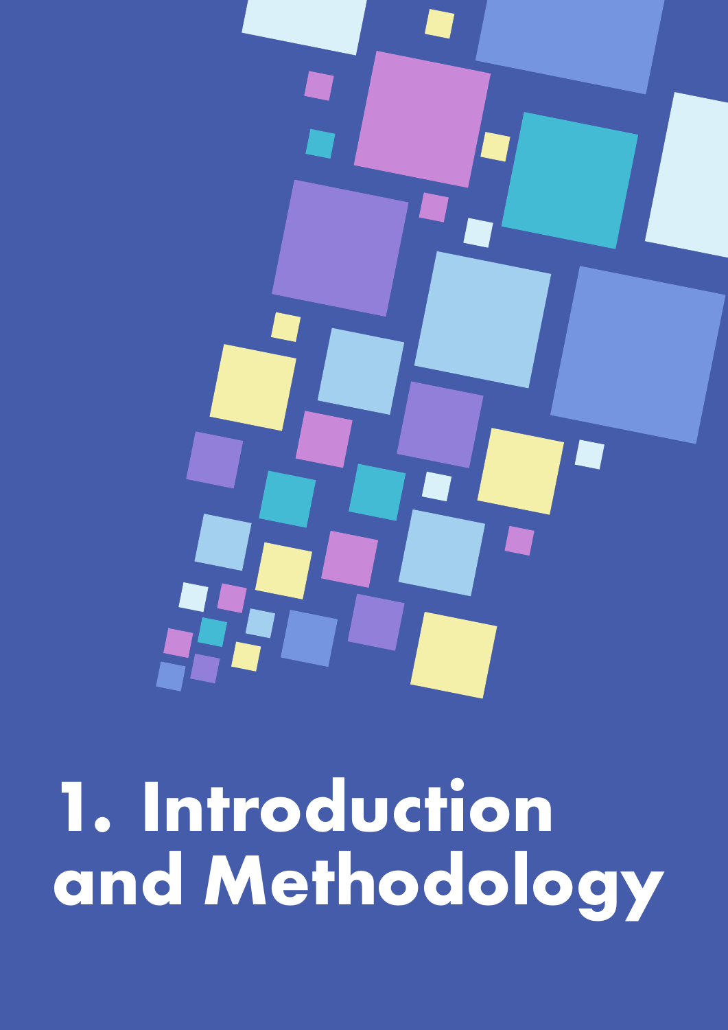# 1. Introduction and Methodology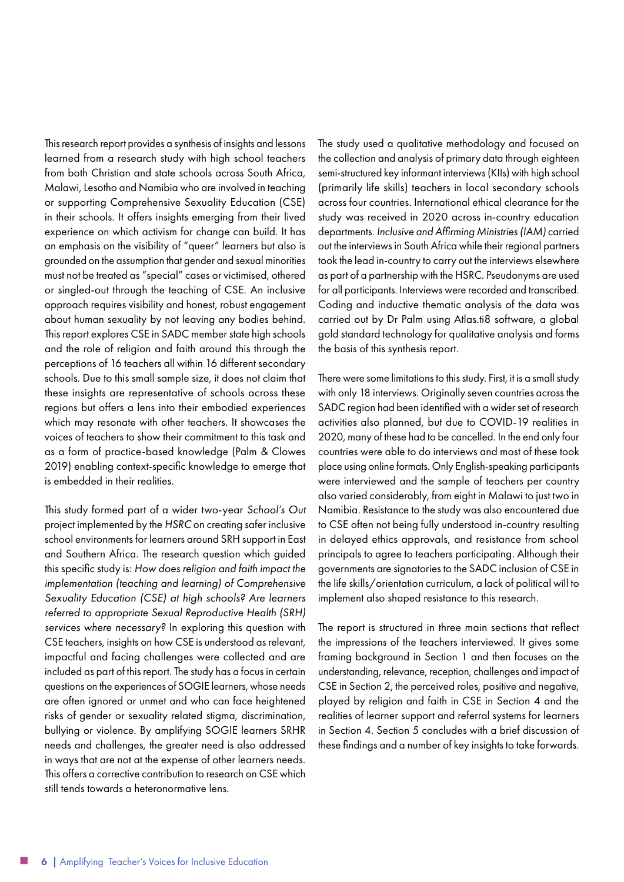This research report provides a synthesis of insights and lessons learned from a research study with high school teachers from both Christian and state schools across South Africa, Malawi, Lesotho and Namibia who are involved in teaching or supporting Comprehensive Sexuality Education (CSE) in their schools. It offers insights emerging from their lived experience on which activism for change can build. It has an emphasis on the visibility of "queer" learners but also is grounded on the assumption that gender and sexual minorities must not be treated as "special" cases or victimised, othered or singled-out through the teaching of CSE. An inclusive approach requires visibility and honest, robust engagement about human sexuality by not leaving any bodies behind. This report explores CSE in SADC member state high schools and the role of religion and faith around this through the perceptions of 16 teachers all within 16 different secondary schools. Due to this small sample size, it does not claim that these insights are representative of schools across these regions but offers a lens into their embodied experiences which may resonate with other teachers. It showcases the voices of teachers to show their commitment to this task and as a form of practice-based knowledge (Palm & Clowes 2019) enabling context-specific knowledge to emerge that is embedded in their realities.

This study formed part of a wider two-year *School's Out* project implemented by the *HSRC* on creating safer inclusive school environments for learners around SRH support in East and Southern Africa. The research question which guided this specific study is: *How does religion and faith impact the implementation (teaching and learning) of Comprehensive Sexuality Education (CSE) at high schools? Are learners referred to appropriate Sexual Reproductive Health (SRH) services where necessary?* In exploring this question with CSE teachers, insights on how CSE is understood as relevant, impactful and facing challenges were collected and are included as part of this report. The study has a focus in certain questions on the experiences of SOGIE learners, whose needs are often ignored or unmet and who can face heightened risks of gender or sexuality related stigma, discrimination, bullying or violence. By amplifying SOGIE learners SRHR needs and challenges, the greater need is also addressed in ways that are not at the expense of other learners needs. This offers a corrective contribution to research on CSE which still tends towards a heteronormative lens.

The study used a qualitative methodology and focused on the collection and analysis of primary data through eighteen semi-structured key informant interviews (KIIs) with high school (primarily life skills) teachers in local secondary schools across four countries. International ethical clearance for the study was received in 2020 across in-country education departments. *Inclusive and Affirming Ministries (IAM)* carried out the interviews in South Africa while their regional partners took the lead in-country to carry out the interviews elsewhere as part of a partnership with the HSRC. Pseudonyms are used for all participants. Interviews were recorded and transcribed. Coding and inductive thematic analysis of the data was carried out by Dr Palm using Atlas.ti8 software, a global gold standard technology for qualitative analysis and forms the basis of this synthesis report.

There were some limitations to this study. First, it is a small study with only 18 interviews. Originally seven countries across the SADC region had been identified with a wider set of research activities also planned, but due to COVID-19 realities in 2020, many of these had to be cancelled. In the end only four countries were able to do interviews and most of these took place using online formats. Only English-speaking participants were interviewed and the sample of teachers per country also varied considerably, from eight in Malawi to just two in Namibia. Resistance to the study was also encountered due to CSE often not being fully understood in-country resulting in delayed ethics approvals, and resistance from school principals to agree to teachers participating. Although their governments are signatories to the SADC inclusion of CSE in the life skills/orientation curriculum, a lack of political will to implement also shaped resistance to this research.

The report is structured in three main sections that reflect the impressions of the teachers interviewed. It gives some framing background in Section 1 and then focuses on the understanding, relevance, reception, challenges and impact of CSE in Section 2, the perceived roles, positive and negative, played by religion and faith in CSE in Section 4 and the realities of learner support and referral systems for learners in Section 4. Section 5 concludes with a brief discussion of these findings and a number of key insights to take forwards.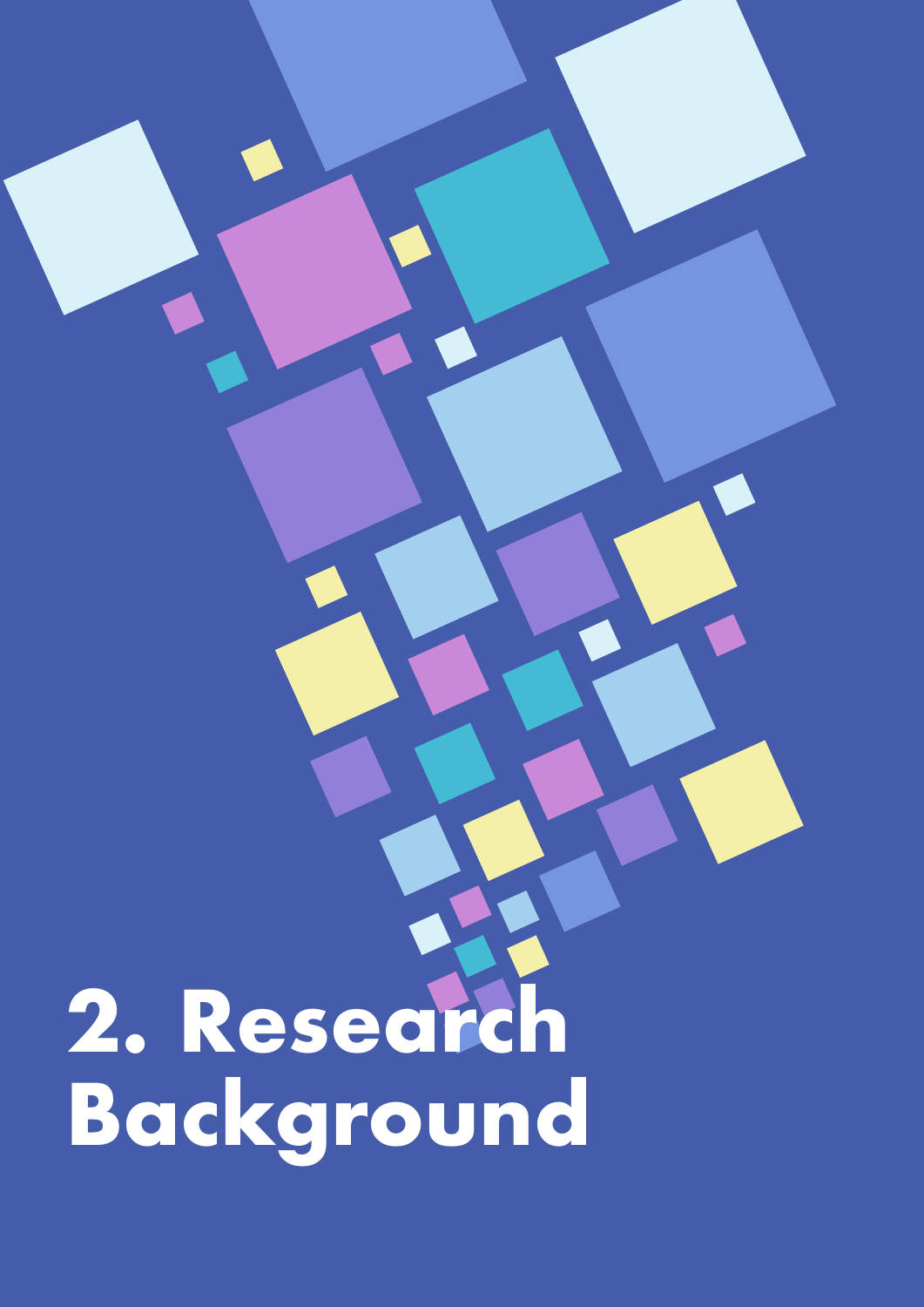# 2. Research Background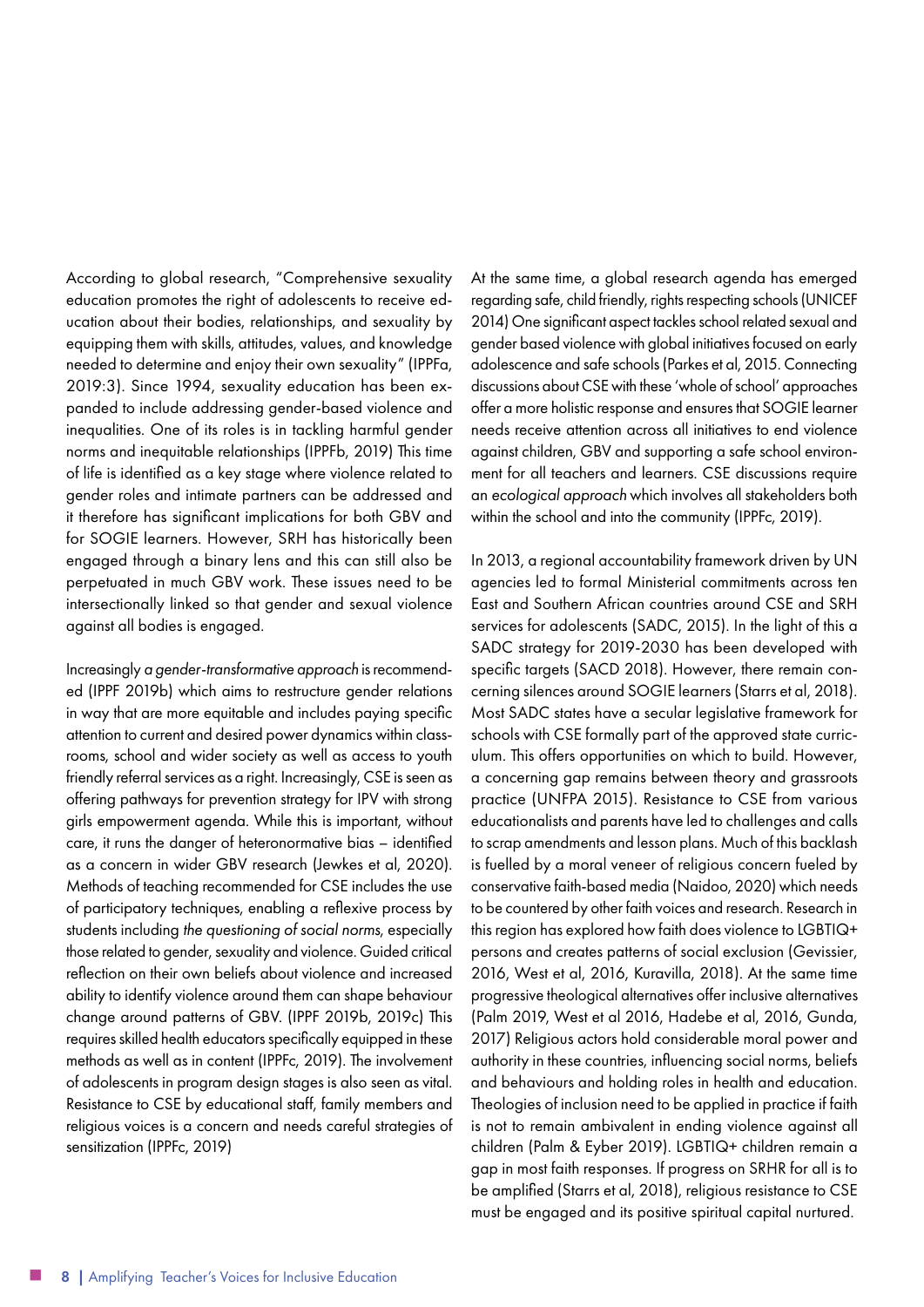According to global research, "Comprehensive sexuality education promotes the right of adolescents to receive education about their bodies, relationships, and sexuality by equipping them with skills, attitudes, values, and knowledge needed to determine and enjoy their own sexuality" (IPPFa, 2019:3). Since 1994, sexuality education has been expanded to include addressing gender-based violence and inequalities. One of its roles is in tackling harmful gender norms and inequitable relationships (IPPFb, 2019) This time of life is identified as a key stage where violence related to gender roles and intimate partners can be addressed and it therefore has significant implications for both GBV and for SOGIE learners. However, SRH has historically been engaged through a binary lens and this can still also be perpetuated in much GBV work. These issues need to be intersectionally linked so that gender and sexual violence against all bodies is engaged.

Increasingly *a gender-transformative approach* is recommended (IPPF 2019b) which aims to restructure gender relations in way that are more equitable and includes paying specific attention to current and desired power dynamics within classrooms, school and wider society as well as access to youth friendly referral services as a right. Increasingly, CSE is seen as offering pathways for prevention strategy for IPV with strong girls empowerment agenda. While this is important, without care, it runs the danger of heteronormative bias – identified as a concern in wider GBV research (Jewkes et al, 2020). Methods of teaching recommended for CSE includes the use of participatory techniques, enabling a reflexive process by students including *the questioning of social norms*, especially those related to gender, sexuality and violence. Guided critical reflection on their own beliefs about violence and increased ability to identify violence around them can shape behaviour change around patterns of GBV. (IPPF 2019b, 2019c) This requires skilled health educators specifically equipped in these methods as well as in content (IPPFc, 2019). The involvement of adolescents in program design stages is also seen as vital. Resistance to CSE by educational staff, family members and religious voices is a concern and needs careful strategies of sensitization (IPPFc, 2019)

At the same time, a global research agenda has emerged regarding safe, child friendly, rights respecting schools (UNICEF 2014) One significant aspect tackles school related sexual and gender based violence with global initiatives focused on early adolescence and safe schools (Parkes et al, 2015. Connecting discussions about CSE with these 'whole of school' approaches offer a more holistic response and ensures that SOGIE learner needs receive attention across all initiatives to end violence against children, GBV and supporting a safe school environment for all teachers and learners. CSE discussions require an *ecological approach* which involves all stakeholders both within the school and into the community (IPPFc, 2019).

In 2013, a regional accountability framework driven by UN agencies led to formal Ministerial commitments across ten East and Southern African countries around CSE and SRH services for adolescents (SADC, 2015). In the light of this a SADC strategy for 2019-2030 has been developed with specific targets (SACD 2018). However, there remain concerning silences around SOGIE learners (Starrs et al, 2018). Most SADC states have a secular legislative framework for schools with CSE formally part of the approved state curriculum. This offers opportunities on which to build. However, a concerning gap remains between theory and grassroots practice (UNFPA 2015). Resistance to CSE from various educationalists and parents have led to challenges and calls to scrap amendments and lesson plans. Much of this backlash is fuelled by a moral veneer of religious concern fueled by conservative faith-based media (Naidoo, 2020) which needs to be countered by other faith voices and research. Research in this region has explored how faith does violence to LGBTIQ+ persons and creates patterns of social exclusion (Gevissier, 2016, West et al, 2016, Kuravilla, 2018). At the same time progressive theological alternatives offer inclusive alternatives (Palm 2019, West et al 2016, Hadebe et al, 2016, Gunda, 2017) Religious actors hold considerable moral power and authority in these countries, influencing social norms, beliefs and behaviours and holding roles in health and education. Theologies of inclusion need to be applied in practice if faith is not to remain ambivalent in ending violence against all children (Palm & Eyber 2019). LGBTIQ+ children remain a gap in most faith responses. If progress on SRHR for all is to be amplified (Starrs et al, 2018), religious resistance to CSE must be engaged and its positive spiritual capital nurtured.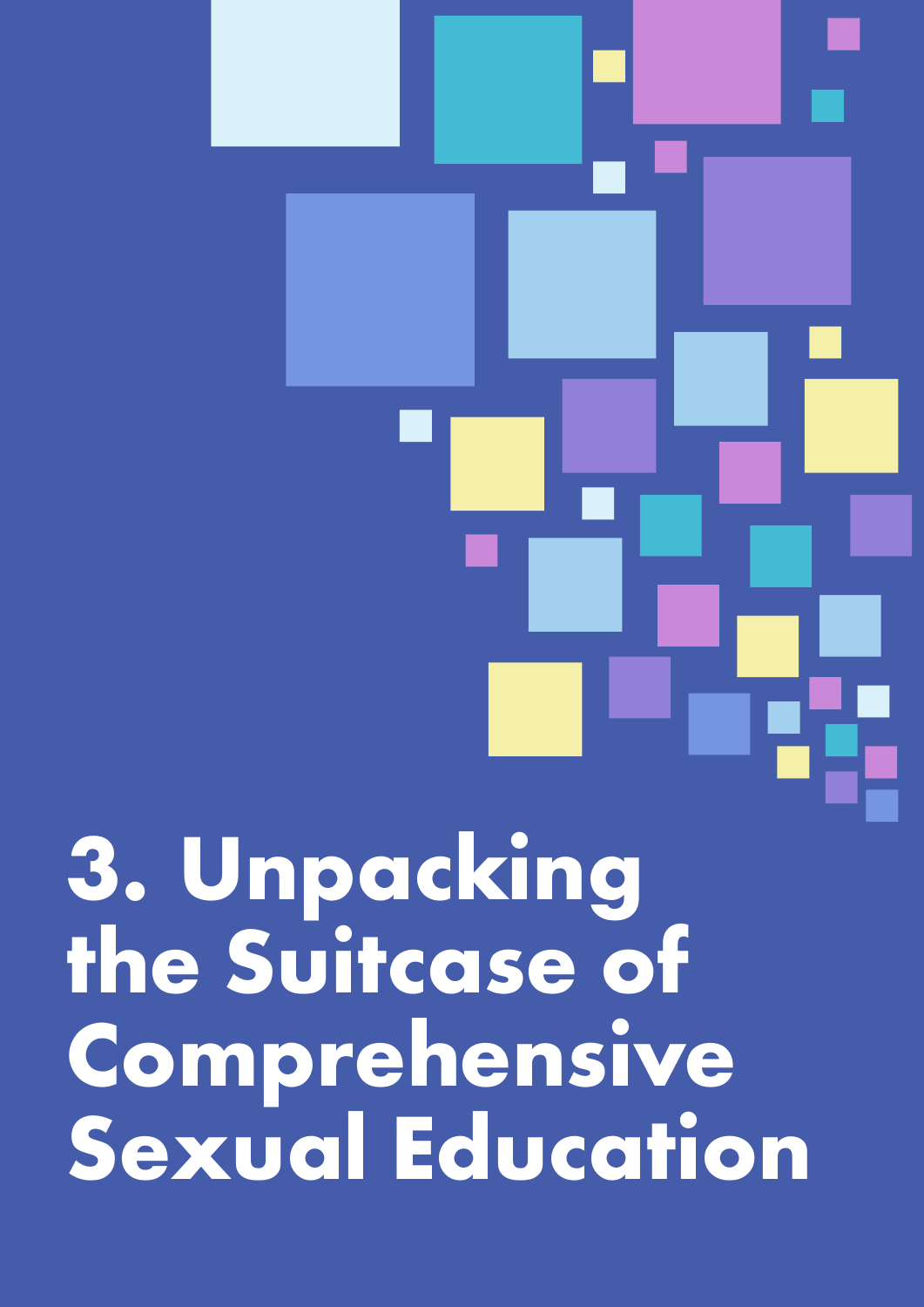# 3. Unpacking the Suitcase of Comprehensive Sexual Education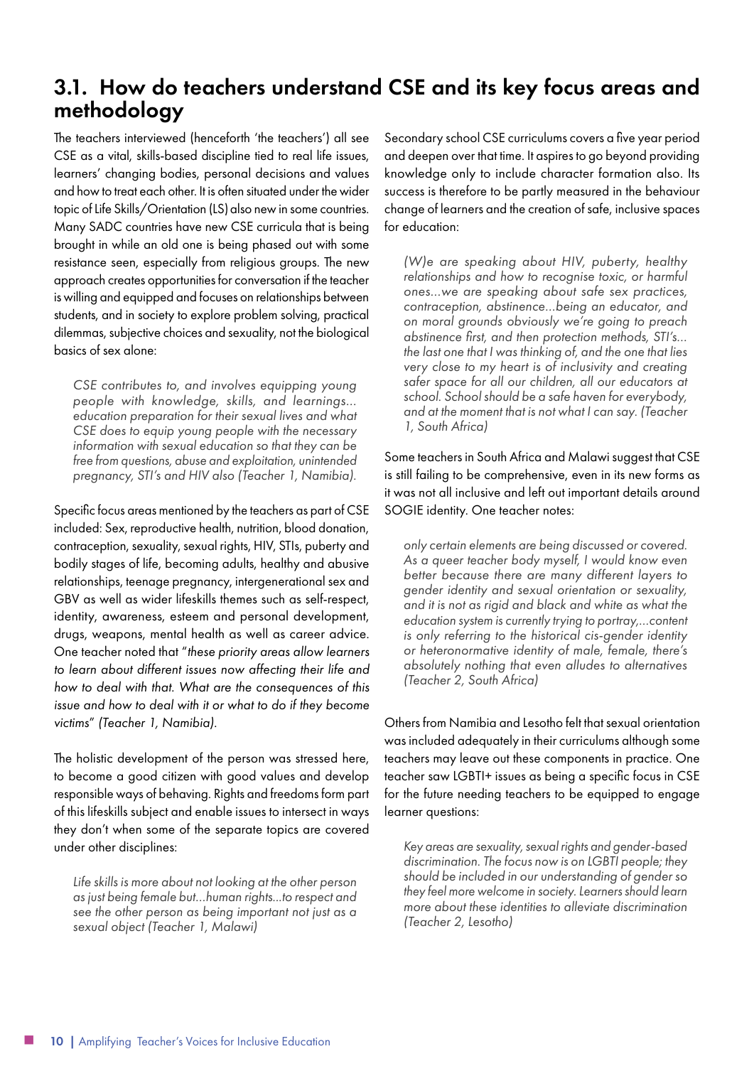## 3.1. How do teachers understand CSE and its key focus areas and methodology

The teachers interviewed (henceforth 'the teachers') all see CSE as a vital, skills-based discipline tied to real life issues, learners' changing bodies, personal decisions and values and how to treat each other. It is often situated under the wider topic of Life Skills/Orientation (LS) also new in some countries. Many SADC countries have new CSE curricula that is being brought in while an old one is being phased out with some resistance seen, especially from religious groups. The new approach creates opportunities for conversation if the teacher is willing and equipped and focuses on relationships between students, and in society to explore problem solving, practical dilemmas, subjective choices and sexuality, not the biological basics of sex alone:

> *CSE contributes to, and involves equipping young people with knowledge, skills, and learnings... education preparation for their sexual lives and what CSE does to equip young people with the necessary information with sexual education so that they can be free from questions, abuse and exploitation, unintended pregnancy, STI's and HIV also (Teacher 1, Namibia).*

Specific focus areas mentioned by the teachers as part of CSE included: Sex, reproductive health, nutrition, blood donation, contraception, sexuality, sexual rights, HIV, STIs, puberty and bodily stages of life, becoming adults, healthy and abusive relationships, teenage pregnancy, intergenerational sex and GBV as well as wider lifeskills themes such as self-respect, identity, awareness, esteem and personal development, drugs, weapons, mental health as well as career advice. One teacher noted that "*these priority areas allow learners to learn about different issues now affecting their life and how to deal with that. What are the consequences of this issue and how to deal with it or what to do if they become victims*" *(Teacher 1, Namibia).*

The holistic development of the person was stressed here, to become a good citizen with good values and develop responsible ways of behaving. Rights and freedoms form part of this lifeskills subject and enable issues to intersect in ways they don't when some of the separate topics are covered under other disciplines:

> *Life skills is more about not looking at the other person as just being female but...human rights...to respect and see the other person as being important not just as a sexual object (Teacher 1, Malawi)*

Secondary school CSE curriculums covers a five year period and deepen over that time. It aspires to go beyond providing knowledge only to include character formation also. Its success is therefore to be partly measured in the behaviour change of learners and the creation of safe, inclusive spaces for education:

> *(W)e are speaking about HIV, puberty, healthy relationships and how to recognise toxic, or harmful ones...we are speaking about safe sex practices, contraception, abstinence...being an educator, and on moral grounds obviously we're going to preach abstinence first, and then protection methods, STI's... the last one that I was thinking of, and the one that lies very close to my heart is of inclusivity and creating safer space for all our children, all our educators at school. School should be a safe haven for everybody, and at the moment that is not what I can say. (Teacher 1, South Africa)*

Some teachers in South Africa and Malawi suggest that CSE is still failing to be comprehensive, even in its new forms as it was not all inclusive and left out important details around SOGIE identity. One teacher notes:

> *only certain elements are being discussed or covered. As a queer teacher body myself, I would know even better because there are many different layers to gender identity and sexual orientation or sexuality, and it is not as rigid and black and white as what the education system is currently trying to portray,...content is only referring to the historical cis-gender identity or heteronormative identity of male, female, there's absolutely nothing that even alludes to alternatives (Teacher 2, South Africa)*

Others from Namibia and Lesotho felt that sexual orientation was included adequately in their curriculums although some teachers may leave out these components in practice. One teacher saw LGBTI+ issues as being a specific focus in CSE for the future needing teachers to be equipped to engage learner questions:

> *Key areas are sexuality, sexual rights and gender-based discrimination. The focus now is on LGBTI people; they should be included in our understanding of gender so they feel more welcome in society. Learners should learn more about these identities to alleviate discrimination (Teacher 2, Lesotho)*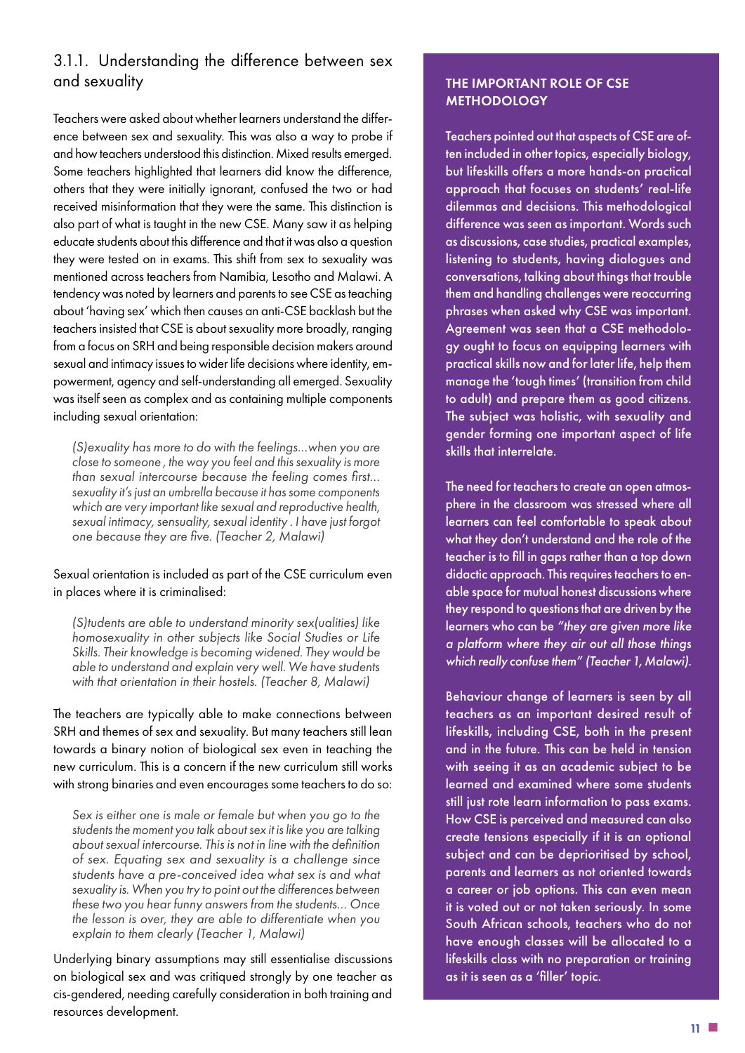### 3.1.1. Understanding the difference between sex and sexuality

Teachers were asked about whether learners understand the difference between sex and sexuality. This was also a way to probe if and how teachers understood this distinction. Mixed results emerged. Some teachers highlighted that learners did know the difference, others that they were initially ignorant, confused the two or had received misinformation that they were the same. This distinction is also part of what is taught in the new CSE. Many saw it as helping educate students about this difference and that it was also a question they were tested on in exams. This shift from sex to sexuality was mentioned across teachers from Namibia, Lesotho and Malawi. A tendency was noted by learners and parents to see CSE as teaching about 'having sex' which then causes an anti-CSE backlash but the teachers insisted that CSE is about sexuality more broadly, ranging from a focus on SRH and being responsible decision makers around sexual and intimacy issues to wider life decisions where identity, empowerment, agency and self-understanding all emerged. Sexuality was itself seen as complex and as containing multiple components including sexual orientation:

> *(S)exuality has more to do with the feelings...when you are close to someone , the way you feel and this sexuality is more than sexual intercourse because the feeling comes first... sexuality it's just an umbrella because it has some components which are very important like sexual and reproductive health, sexual intimacy, sensuality, sexual identity . I have just forgot one because they are five. (Teacher 2, Malawi)*

Sexual orientation is included as part of the CSE curriculum even in places where it is criminalised:

> *(S)tudents are able to understand minority sex(ualities) like homosexuality in other subjects like Social Studies or Life Skills. Their knowledge is becoming widened. They would be able to understand and explain very well. We have students with that orientation in their hostels. (Teacher 8, Malawi)*

The teachers are typically able to make connections between SRH and themes of sex and sexuality. But many teachers still lean towards a binary notion of biological sex even in teaching the new curriculum. This is a concern if the new curriculum still works with strong binaries and even encourages some teachers to do so:

> *Sex is either one is male or female but when you go to the students the moment you talk about sex it is like you are talking about sexual intercourse. This is not in line with the definition of sex. Equating sex and sexuality is a challenge since students have a pre-conceived idea what sex is and what sexuality is. When you try to point out the differences between these two you hear funny answers from the students... Once the lesson is over, they are able to differentiate when you explain to them clearly (Teacher 1, Malawi)*

Underlying binary assumptions may still essentialise discussions on biological sex and was critiqued strongly by one teacher as cis-gendered, needing carefully consideration in both training and resources development.

#### THE IMPORTANT ROLE OF CSE METHODOLOGY

Teachers pointed out that aspects of CSE are often included in other topics, especially biology, but lifeskills offers a more hands-on practical approach that focuses on students' real-life dilemmas and decisions. This methodological difference was seen as important. Words such as discussions, case studies, practical examples, listening to students, having dialogues and conversations, talking about things that trouble them and handling challenges were reoccurring phrases when asked why CSE was important. Agreement was seen that a CSE methodology ought to focus on equipping learners with practical skills now and for later life, help them manage the 'tough times' (transition from child to adult) and prepare them as good citizens. The subject was holistic, with sexuality and gender forming one important aspect of life skills that interrelate.

The need for teachers to create an open atmosphere in the classroom was stressed where all learners can feel comfortable to speak about what they don't understand and the role of the teacher is to fill in gaps rather than a top down didactic approach. This requires teachers to enable space for mutual honest discussions where they respond to questions that are driven by the learners who can be *"they are given more like a platform where they air out all those things which really confuse them" (Teacher 1, Malawi).*

Behaviour change of learners is seen by all teachers as an important desired result of lifeskills, including CSE, both in the present and in the future. This can be held in tension with seeing it as an academic subject to be learned and examined where some students still just rote learn information to pass exams. How CSE is perceived and measured can also create tensions especially if it is an optional subject and can be deprioritised by school, parents and learners as not oriented towards a career or job options. This can even mean it is voted out or not taken seriously. In some South African schools, teachers who do not have enough classes will be allocated to a lifeskills class with no preparation or training as it is seen as a 'filler' topic.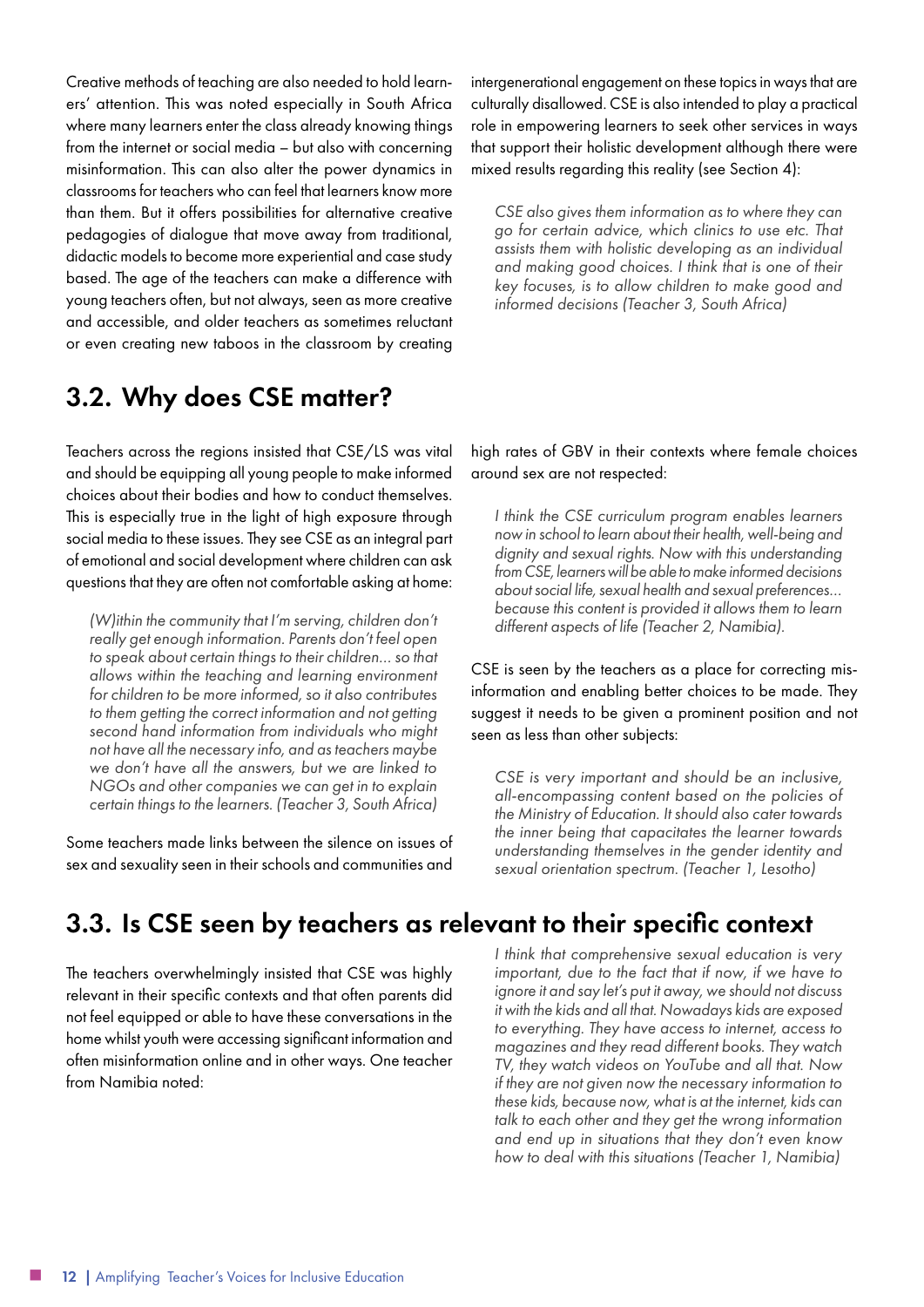Creative methods of teaching are also needed to hold learners' attention. This was noted especially in South Africa where many learners enter the class already knowing things from the internet or social media – but also with concerning misinformation. This can also alter the power dynamics in classrooms for teachers who can feel that learners know more than them. But it offers possibilities for alternative creative pedagogies of dialogue that move away from traditional, didactic models to become more experiential and case study based. The age of the teachers can make a difference with young teachers often, but not always, seen as more creative and accessible, and older teachers as sometimes reluctant or even creating new taboos in the classroom by creating intergenerational engagement on these topics in ways that are culturally disallowed. CSE is also intended to play a practical role in empowering learners to seek other services in ways that support their holistic development although there were mixed results regarding this reality (see Section 4):

> *CSE also gives them information as to where they can go for certain advice, which clinics to use etc. That assists them with holistic developing as an individual and making good choices. I think that is one of their key focuses, is to allow children to make good and informed decisions (Teacher 3, South Africa)*

## 3.2. Why does CSE matter?

Teachers across the regions insisted that CSE/LS was vital and should be equipping all young people to make informed choices about their bodies and how to conduct themselves. This is especially true in the light of high exposure through social media to these issues. They see CSE as an integral part of emotional and social development where children can ask questions that they are often not comfortable asking at home:

> *(W)ithin the community that I'm serving, children don't really get enough information. Parents don't feel open to speak about certain things to their children... so that allows within the teaching and learning environment for children to be more informed, so it also contributes to them getting the correct information and not getting second hand information from individuals who might not have all the necessary info, and as teachers maybe we don't have all the answers, but we are linked to NGOs and other companies we can get in to explain certain things to the learners. (Teacher 3, South Africa)*

Some teachers made links between the silence on issues of sex and sexuality seen in their schools and communities and high rates of GBV in their contexts where female choices around sex are not respected:

> *I think the CSE curriculum program enables learners now in school to learn about their health, well-being and dignity and sexual rights. Now with this understanding from CSE, learners will be able to make informed decisions about social life, sexual health and sexual preferences... because this content is provided it allows them to learn different aspects of life (Teacher 2, Namibia).*

CSE is seen by the teachers as a place for correcting misinformation and enabling better choices to be made. They suggest it needs to be given a prominent position and not seen as less than other subjects:

> *CSE is very important and should be an inclusive, all-encompassing content based on the policies of the Ministry of Education. It should also cater towards the inner being that capacitates the learner towards understanding themselves in the gender identity and sexual orientation spectrum. (Teacher 1, Lesotho)*

## 3.3. Is CSE seen by teachers as relevant to their specific context

The teachers overwhelmingly insisted that CSE was highly relevant in their specific contexts and that often parents did not feel equipped or able to have these conversations in the home whilst youth were accessing significant information and often misinformation online and in other ways. One teacher from Namibia noted:

> *I think that comprehensive sexual education is very important, due to the fact that if now, if we have to ignore it and say let's put it away, we should not discuss it with the kids and all that. Nowadays kids are exposed to everything. They have access to internet, access to magazines and they read different books. They watch TV, they watch videos on YouTube and all that. Now if they are not given now the necessary information to these kids, because now, what is at the internet, kids can talk to each other and they get the wrong information and end up in situations that they don't even know how to deal with this situations (Teacher 1, Namibia)*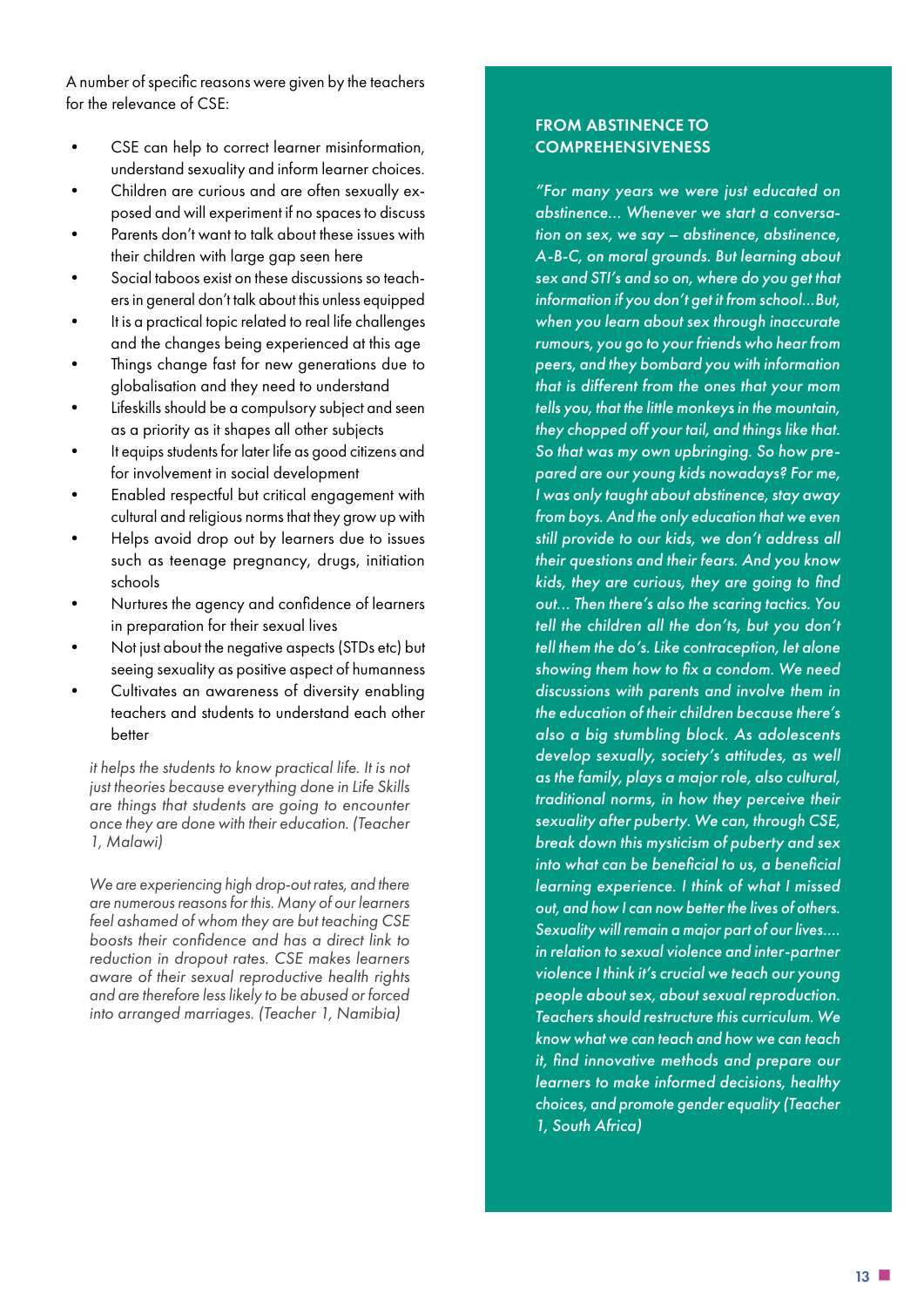A number of specific reasons were given by the teachers for the relevance of CSE:

- CSE can help to correct learner misinformation, understand sexuality and inform learner choices.
- Children are curious and are often sexually exposed and will experiment if no spaces to discuss
- Parents don't want to talk about these issues with their children with large gap seen here
- Social taboos exist on these discussions so teachers in general don't talk about this unless equipped
- It is a practical topic related to real life challenges and the changes being experienced at this age
- Things change fast for new generations due to globalisation and they need to understand
- Lifeskills should be a compulsory subject and seen as a priority as it shapes all other subjects
- It equips students for later life as good citizens and for involvement in social development
- Enabled respectful but critical engagement with cultural and religious norms that they grow up with
- Helps avoid drop out by learners due to issues such as teenage pregnancy, drugs, initiation schools
- Nurtures the agency and confidence of learners in preparation for their sexual lives
- Not just about the negative aspects (STDs etc) but seeing sexuality as positive aspect of humanness
- Cultivates an awareness of diversity enabling teachers and students to understand each other better

> *it helps the students to know practical life. It is not just theories because everything done in Life Skills are things that students are going to encounter once they are done with their education. (Teacher 1, Malawi)*

> *We are experiencing high drop-out rates, and there are numerous reasons for this. Many of our learners feel ashamed of whom they are but teaching CSE boosts their confidence and has a direct link to reduction in dropout rates. CSE makes learners aware of their sexual reproductive health rights and are therefore less likely to be abused or forced into arranged marriages. (Teacher 1, Namibia)*

### FROM ABSTINENCE TO COMPREHENSIVENESS

*"For many years we were just educated on abstinence... Whenever we start a conversation on sex, we say – abstinence, abstinence, A-B-C, on moral grounds. But learning about sex and STI's and so on, where do you get that information if you don't get it from school...But, when you learn about sex through inaccurate rumours, you go to your friends who hear from peers, and they bombard you with information that is different from the ones that your mom tells you, that the little monkeys in the mountain, they chopped off your tail, and things like that. So that was my own upbringing. So how prepared are our young kids nowadays? For me, I was only taught about abstinence, stay away from boys. And the only education that we even still provide to our kids, we don't address all their questions and their fears. And you know kids, they are curious, they are going to find out... Then there's also the scaring tactics. You tell the children all the don'ts, but you don't tell them the do's. Like contraception, let alone showing them how to fix a condom. We need discussions with parents and involve them in the education of their children because there's also a big stumbling block. As adolescents develop sexually, society's attitudes, as well as the family, plays a major role, also cultural, traditional norms, in how they perceive their sexuality after puberty. We can, through CSE, break down this mysticism of puberty and sex into what can be beneficial to us, a beneficial learning experience. I think of what I missed out, and how I can now better the lives of others. Sexuality will remain a major part of our lives.... in relation to sexual violence and inter-partner violence I think it's crucial we teach our young people about sex, about sexual reproduction. Teachers should restructure this curriculum. We know what we can teach and how we can teach it, find innovative methods and prepare our learners to make informed decisions, healthy choices, and promote gender equality (Teacher 1, South Africa)*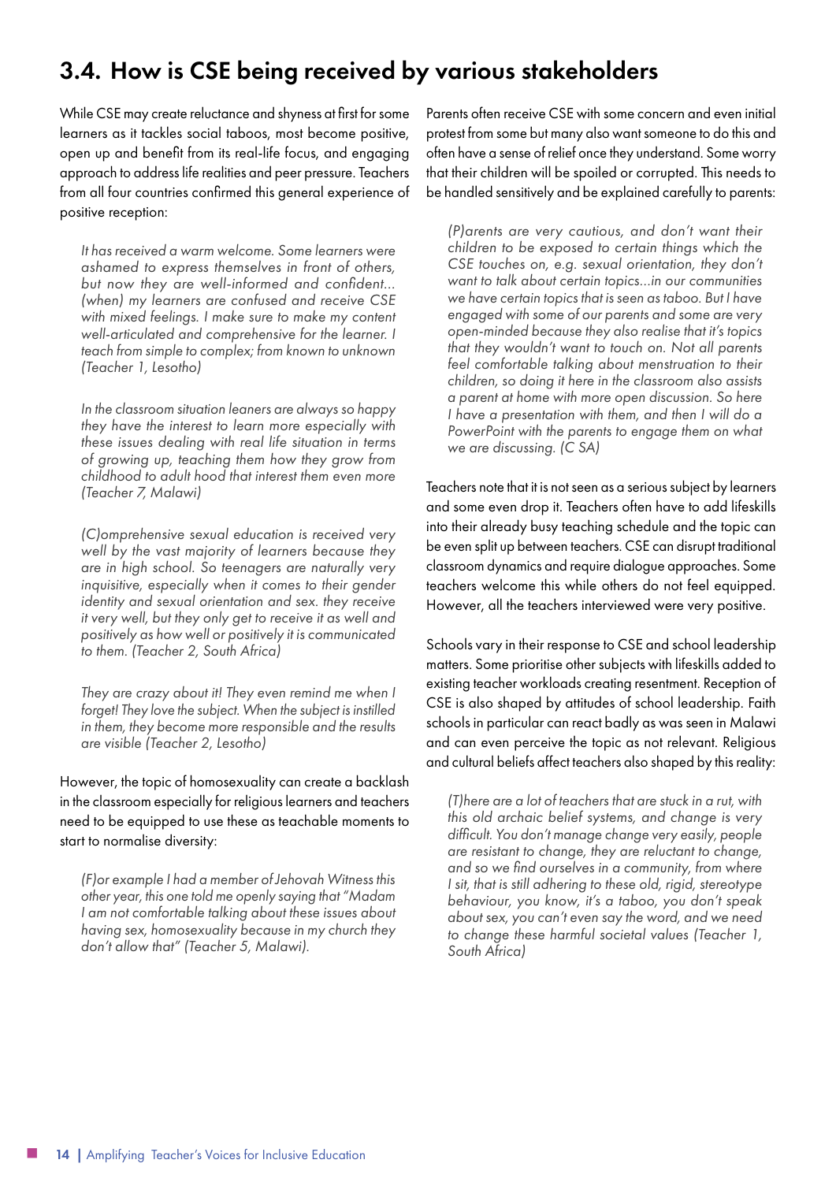## 3.4. How is CSE being received by various stakeholders

While CSE may create reluctance and shyness at first for some learners as it tackles social taboos, most become positive, open up and benefit from its real-life focus, and engaging approach to address life realities and peer pressure. Teachers from all four countries confirmed this general experience of positive reception:

> *It has received a warm welcome. Some learners were ashamed to express themselves in front of others, but now they are well-informed and confident... (when) my learners are confused and receive CSE with mixed feelings. I make sure to make my content well-articulated and comprehensive for the learner. I teach from simple to complex; from known to unknown (Teacher 1, Lesotho)*

> *In the classroom situation leaners are always so happy they have the interest to learn more especially with these issues dealing with real life situation in terms of growing up, teaching them how they grow from childhood to adult hood that interest them even more (Teacher 7, Malawi)*

> *(C)omprehensive sexual education is received very well by the vast majority of learners because they are in high school. So teenagers are naturally very inquisitive, especially when it comes to their gender identity and sexual orientation and sex. they receive it very well, but they only get to receive it as well and positively as how well or positively it is communicated to them. (Teacher 2, South Africa)*

> *They are crazy about it! They even remind me when I forget! They love the subject. When the subject is instilled in them, they become more responsible and the results are visible (Teacher 2, Lesotho)*

However, the topic of homosexuality can create a backlash in the classroom especially for religious learners and teachers need to be equipped to use these as teachable moments to start to normalise diversity:

> *(F)or example I had a member of Jehovah Witness this other year, this one told me openly saying that "Madam I am not comfortable talking about these issues about having sex, homosexuality because in my church they don't allow that" (Teacher 5, Malawi).*

Parents often receive CSE with some concern and even initial protest from some but many also want someone to do this and often have a sense of relief once they understand. Some worry that their children will be spoiled or corrupted. This needs to be handled sensitively and be explained carefully to parents:

> *(P)arents are very cautious, and don't want their children to be exposed to certain things which the CSE touches on, e.g. sexual orientation, they don't want to talk about certain topics...in our communities we have certain topics that is seen as taboo. But I have engaged with some of our parents and some are very open-minded because they also realise that it's topics that they wouldn't want to touch on. Not all parents feel comfortable talking about menstruation to their children, so doing it here in the classroom also assists a parent at home with more open discussion. So here I have a presentation with them, and then I will do a PowerPoint with the parents to engage them on what we are discussing. (C SA)*

Teachers note that it is not seen as a serious subject by learners and some even drop it. Teachers often have to add lifeskills into their already busy teaching schedule and the topic can be even split up between teachers. CSE can disrupt traditional classroom dynamics and require dialogue approaches. Some teachers welcome this while others do not feel equipped. However, all the teachers interviewed were very positive.

Schools vary in their response to CSE and school leadership matters. Some prioritise other subjects with lifeskills added to existing teacher workloads creating resentment. Reception of CSE is also shaped by attitudes of school leadership. Faith schools in particular can react badly as was seen in Malawi and can even perceive the topic as not relevant. Religious and cultural beliefs affect teachers also shaped by this reality:

> *(T)here are a lot of teachers that are stuck in a rut, with this old archaic belief systems, and change is very difficult. You don't manage change very easily, people are resistant to change, they are reluctant to change, and so we find ourselves in a community, from where I sit, that is still adhering to these old, rigid, stereotype behaviour, you know, it's a taboo, you don't speak about sex, you can't even say the word, and we need to change these harmful societal values (Teacher 1, South Africa)*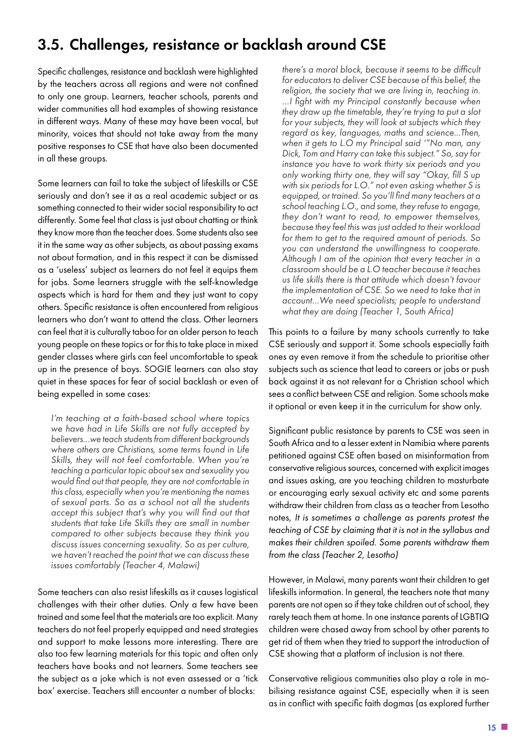## 3.5. Challenges, resistance or backlash around CSE

Specific challenges, resistance and backlash were highlighted by the teachers across all regions and were not confined to only one group. Learners, teacher schools, parents and wider communities all had examples of showing resistance in different ways. Many of these may have been vocal, but minority, voices that should not take away from the many positive responses to CSE that have also been documented in all these groups.

Some learners can fail to take the subject of lifeskills or CSE seriously and don't see it as a real academic subject or as something connected to their wider social responsibility to act differently. Some feel that class is just about chatting or think they know more than the teacher does. Some students also see it in the same way as other subjects, as about passing exams not about formation, and in this respect it can be dismissed as a 'useless' subject as learners do not feel it equips them for jobs. Some learners struggle with the self-knowledge aspects which is hard for them and they just want to copy others. Specific resistance is often encountered from religious learners who don't want to attend the class. Other learners can feel that it is culturally taboo for an older person to teach young people on these topics or for this to take place in mixed gender classes where girls can feel uncomfortable to speak up in the presence of boys. SOGIE learners can also stay quiet in these spaces for fear of social backlash or even of being expelled in some cases:

> *I'm teaching at a faith-based school where topics we have had in Life Skills are not fully accepted by believers...we teach students from different backgrounds where others are Christians, some terms found in Life Skills, they will not feel comfortable. When you're teaching a particular topic about sex and sexuality you would find out that people, they are not comfortable in this class, especially when you're mentioning the names of sexual parts. So as a school not all the students accept this subject that's why you will find out that students that take Life Skills they are small in number compared to other subjects because they think you discuss issues concerning sexuality. So as per culture, we haven't reached the point that we can discuss these issues comfortably (Teacher 4, Malawi)*

Some teachers can also resist lifeskills as it causes logistical challenges with their other duties. Only a few have been trained and some feel that the materials are too explicit. Many teachers do not feel properly equipped and need strategies and support to make lessons more interesting. There are also too few learning materials for this topic and often only teachers have books and not learners. Some teachers see the subject as a joke which is not even assessed or a 'tick box' exercise. Teachers still encounter a number of blocks:

> *there's a moral block, because it seems to be difficult for educators to deliver CSE because of this belief, the religion, the society that we are living in, teaching in. ...I fight with my Principal constantly because when they draw up the timetable, they're trying to put a slot for your subjects, they will look at subjects which they regard as key, languages, maths and science...Then, when it gets to L.O my Principal said '"No man, any Dick, Tom and Harry can take this subject." So, say for instance you have to work thirty six periods and you only working thirty one, they will say "Okay, fill S up with six periods for L.O." not even asking whether S is equipped, or trained. So you'll find many teachers at a school teaching L.O., and some, they refuse to engage, they don't want to read, to empower themselves, because they feel this was just added to their workload for them to get to the required amount of periods. So you can understand the unwillingness to cooperate. Although I am of the opinion that every teacher in a classroom should be a L.O teacher because it teaches us life skills there is that attitude which doesn't favour the implementation of CSE. So we need to take that in account...We need specialists; people to understand what they are doing (Teacher 1, South Africa)*

This points to a failure by many schools currently to take CSE seriously and support it. Some schools especially faith ones ay even remove it from the schedule to prioritise other subjects such as science that lead to careers or jobs or push back against it as not relevant for a Christian school which sees a conflict between CSE and religion. Some schools make it optional or even keep it in the curriculum for show only.

Significant public resistance by parents to CSE was seen in South Africa and to a lesser extent in Namibia where parents petitioned against CSE often based on misinformation from conservative religious sources, concerned with explicit images and issues asking, are you teaching children to masturbate or encouraging early sexual activity etc and some parents withdraw their children from class as a teacher from Lesotho notes, *It is sometimes a challenge as parents protest the teaching of CSE by claiming that it is not in the syllabus and makes their children spoiled. Some parents withdraw them from the class (Teacher 2, Lesotho)*

However, in Malawi, many parents want their children to get lifeskills information. In general, the teachers note that many parents are not open so if they take children out of school, they rarely teach them at home. In one instance parents of LGBTIQ children were chased away from school by other parents to get rid of them when they tried to support the introduction of CSE showing that a platform of inclusion is not there.

Conservative religious communities also play a role in mobilising resistance against CSE, especially when it is seen as in conflict with specific faith dogmas (as explored further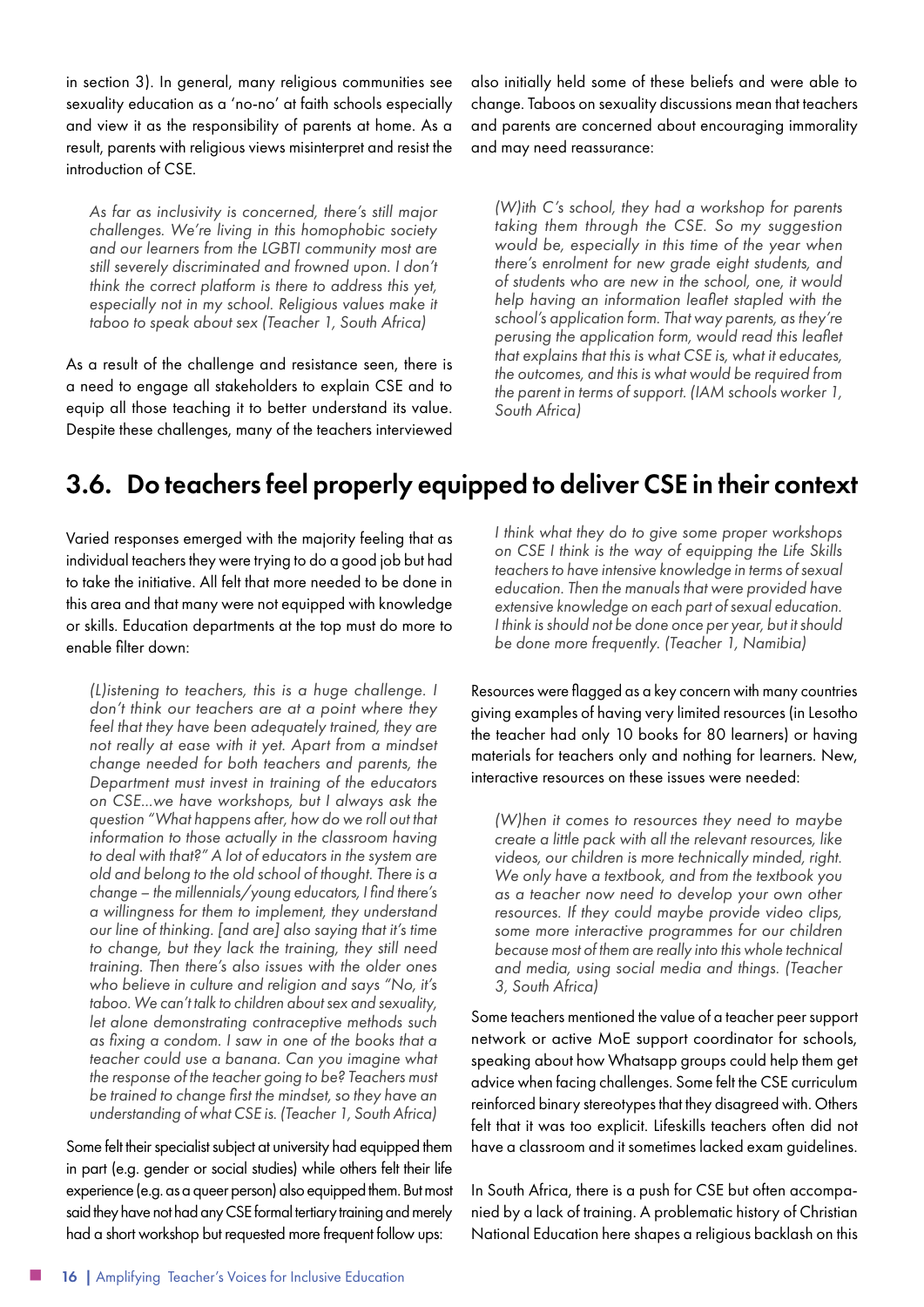in section 3). In general, many religious communities see sexuality education as a 'no-no' at faith schools especially and view it as the responsibility of parents at home. As a result, parents with religious views misinterpret and resist the introduction of CSE.

> *As far as inclusivity is concerned, there's still major challenges. We're living in this homophobic society and our learners from the LGBTI community most are still severely discriminated and frowned upon. I don't think the correct platform is there to address this yet, especially not in my school. Religious values make it taboo to speak about sex (Teacher 1, South Africa)*

As a result of the challenge and resistance seen, there is a need to engage all stakeholders to explain CSE and to equip all those teaching it to better understand its value. Despite these challenges, many of the teachers interviewed also initially held some of these beliefs and were able to change. Taboos on sexuality discussions mean that teachers and parents are concerned about encouraging immorality and may need reassurance:

> *(W)ith C's school, they had a workshop for parents taking them through the CSE. So my suggestion would be, especially in this time of the year when there's enrolment for new grade eight students, and of students who are new in the school, one, it would help having an information leaflet stapled with the school's application form. That way parents, as they're perusing the application form, would read this leaflet that explains that this is what CSE is, what it educates, the outcomes, and this is what would be required from the parent in terms of support. (IAM schools worker 1, South Africa)*

## 3.6. Do teachers feel properly equipped to deliver CSE in their context

Varied responses emerged with the majority feeling that as individual teachers they were trying to do a good job but had to take the initiative. All felt that more needed to be done in this area and that many were not equipped with knowledge or skills. Education departments at the top must do more to enable filter down:

> *(L)istening to teachers, this is a huge challenge. I don't think our teachers are at a point where they feel that they have been adequately trained, they are not really at ease with it yet. Apart from a mindset change needed for both teachers and parents, the Department must invest in training of the educators on CSE...we have workshops, but I always ask the question "What happens after, how do we roll out that information to those actually in the classroom having to deal with that?" A lot of educators in the system are old and belong to the old school of thought. There is a change – the millennials/young educators, I find there's a willingness for them to implement, they understand our line of thinking. [and are] also saying that it's time to change, but they lack the training, they still need training. Then there's also issues with the older ones who believe in culture and religion and says "No, it's taboo. We can't talk to children about sex and sexuality, let alone demonstrating contraceptive methods such as fixing a condom. I saw in one of the books that a teacher could use a banana. Can you imagine what the response of the teacher going to be? Teachers must be trained to change first the mindset, so they have an understanding of what CSE is. (Teacher 1, South Africa)*

Some felt their specialist subject at university had equipped them in part (e.g. gender or social studies) while others felt their life experience (e.g. as a queer person) also equipped them. But most said they have not had any CSE formal tertiary training and merely had a short workshop but requested more frequent follow ups:

> *I think what they do to give some proper workshops on CSE I think is the way of equipping the Life Skills teachers to have intensive knowledge in terms of sexual education. Then the manuals that were provided have extensive knowledge on each part of sexual education. I think is should not be done once per year, but it should be done more frequently. (Teacher 1, Namibia)*

Resources were flagged as a key concern with many countries giving examples of having very limited resources (in Lesotho the teacher had only 10 books for 80 learners) or having materials for teachers only and nothing for learners. New, interactive resources on these issues were needed:

> *(W)hen it comes to resources they need to maybe create a little pack with all the relevant resources, like videos, our children is more technically minded, right. We only have a textbook, and from the textbook you as a teacher now need to develop your own other resources. If they could maybe provide video clips, some more interactive programmes for our children because most of them are really into this whole technical and media, using social media and things. (Teacher 3, South Africa)*

Some teachers mentioned the value of a teacher peer support network or active MoE support coordinator for schools, speaking about how Whatsapp groups could help them get advice when facing challenges. Some felt the CSE curriculum reinforced binary stereotypes that they disagreed with. Others felt that it was too explicit. Lifeskills teachers often did not have a classroom and it sometimes lacked exam guidelines.

In South Africa, there is a push for CSE but often accompanied by a lack of training. A problematic history of Christian National Education here shapes a religious backlash on this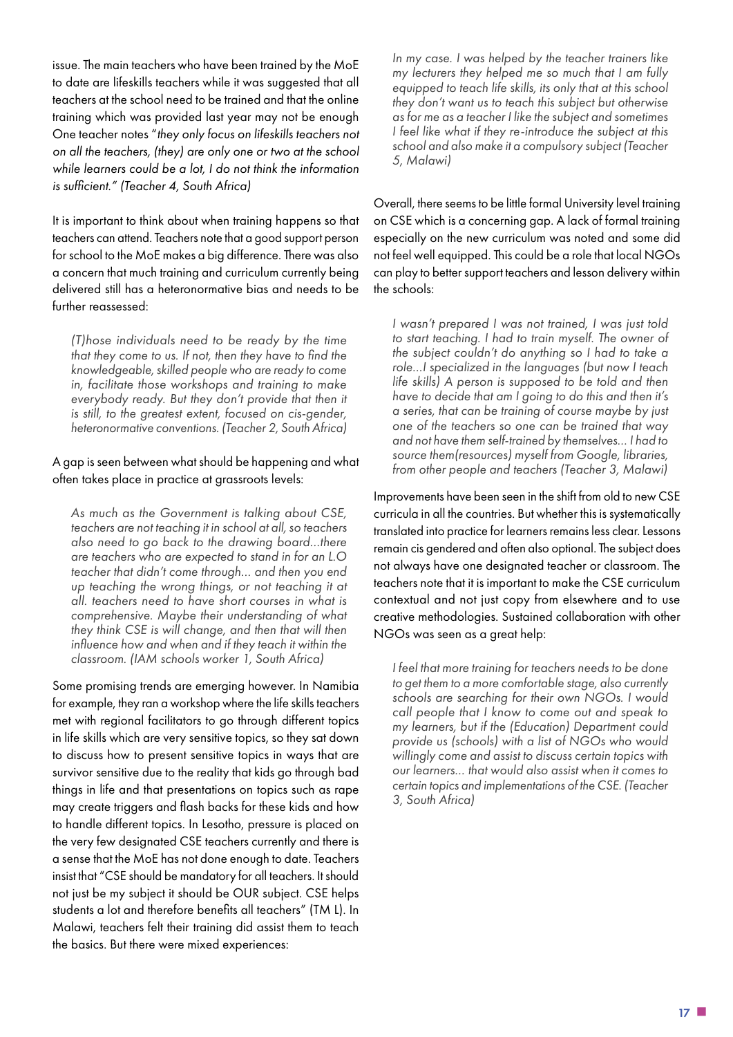issue. The main teachers who have been trained by the MoE to date are lifeskills teachers while it was suggested that all teachers at the school need to be trained and that the online training which was provided last year may not be enough One teacher notes "*they only focus on lifeskills teachers not on all the teachers, (they) are only one or two at the school while learners could be a lot, I do not think the information is sufficient." (Teacher 4, South Africa)*

It is important to think about when training happens so that teachers can attend. Teachers note that a good support person for school to the MoE makes a big difference. There was also a concern that much training and curriculum currently being delivered still has a heteronormative bias and needs to be further reassessed:

> *(T)hose individuals need to be ready by the time that they come to us. If not, then they have to find the knowledgeable, skilled people who are ready to come in, facilitate those workshops and training to make everybody ready. But they don't provide that then it is still, to the greatest extent, focused on cis-gender, heteronormative conventions. (Teacher 2, South Africa)*

A gap is seen between what should be happening and what often takes place in practice at grassroots levels:

> *As much as the Government is talking about CSE, teachers are not teaching it in school at all, so teachers also need to go back to the drawing board...there are teachers who are expected to stand in for an L.O teacher that didn't come through... and then you end up teaching the wrong things, or not teaching it at all. teachers need to have short courses in what is comprehensive. Maybe their understanding of what they think CSE is will change, and then that will then influence how and when and if they teach it within the classroom. (IAM schools worker 1, South Africa)*

Some promising trends are emerging however. In Namibia for example, they ran a workshop where the life skills teachers met with regional facilitators to go through different topics in life skills which are very sensitive topics, so they sat down to discuss how to present sensitive topics in ways that are survivor sensitive due to the reality that kids go through bad things in life and that presentations on topics such as rape may create triggers and flash backs for these kids and how to handle different topics. In Lesotho, pressure is placed on the very few designated CSE teachers currently and there is a sense that the MoE has not done enough to date. Teachers insist that "CSE should be mandatory for all teachers. It should not just be my subject it should be OUR subject. CSE helps students a lot and therefore benefits all teachers" (TM L). In Malawi, teachers felt their training did assist them to teach the basics. But there were mixed experiences:

> *In my case. I was helped by the teacher trainers like my lecturers they helped me so much that I am fully equipped to teach life skills, its only that at this school they don't want us to teach this subject but otherwise as for me as a teacher I like the subject and sometimes I feel like what if they re-introduce the subject at this school and also make it a compulsory subject (Teacher 5, Malawi)*

Overall, there seems to be little formal University level training on CSE which is a concerning gap. A lack of formal training especially on the new curriculum was noted and some did not feel well equipped. This could be a role that local NGOs can play to better support teachers and lesson delivery within the schools:

> *I wasn't prepared I was not trained, I was just told to start teaching. I had to train myself. The owner of the subject couldn't do anything so I had to take a role...I specialized in the languages (but now I teach life skills) A person is supposed to be told and then have to decide that am I going to do this and then it's a series, that can be training of course maybe by just one of the teachers so one can be trained that way and not have them self-trained by themselves... I had to source them(resources) myself from Google, libraries, from other people and teachers (Teacher 3, Malawi)*

Improvements have been seen in the shift from old to new CSE curricula in all the countries. But whether this is systematically translated into practice for learners remains less clear. Lessons remain cis gendered and often also optional. The subject does not always have one designated teacher or classroom. The teachers note that it is important to make the CSE curriculum contextual and not just copy from elsewhere and to use creative methodologies. Sustained collaboration with other NGOs was seen as a great help:

> *I feel that more training for teachers needs to be done to get them to a more comfortable stage, also currently schools are searching for their own NGOs. I would call people that I know to come out and speak to my learners, but if the (Education) Department could provide us (schools) with a list of NGOs who would willingly come and assist to discuss certain topics with our learners... that would also assist when it comes to certain topics and implementations of the CSE. (Teacher 3, South Africa)*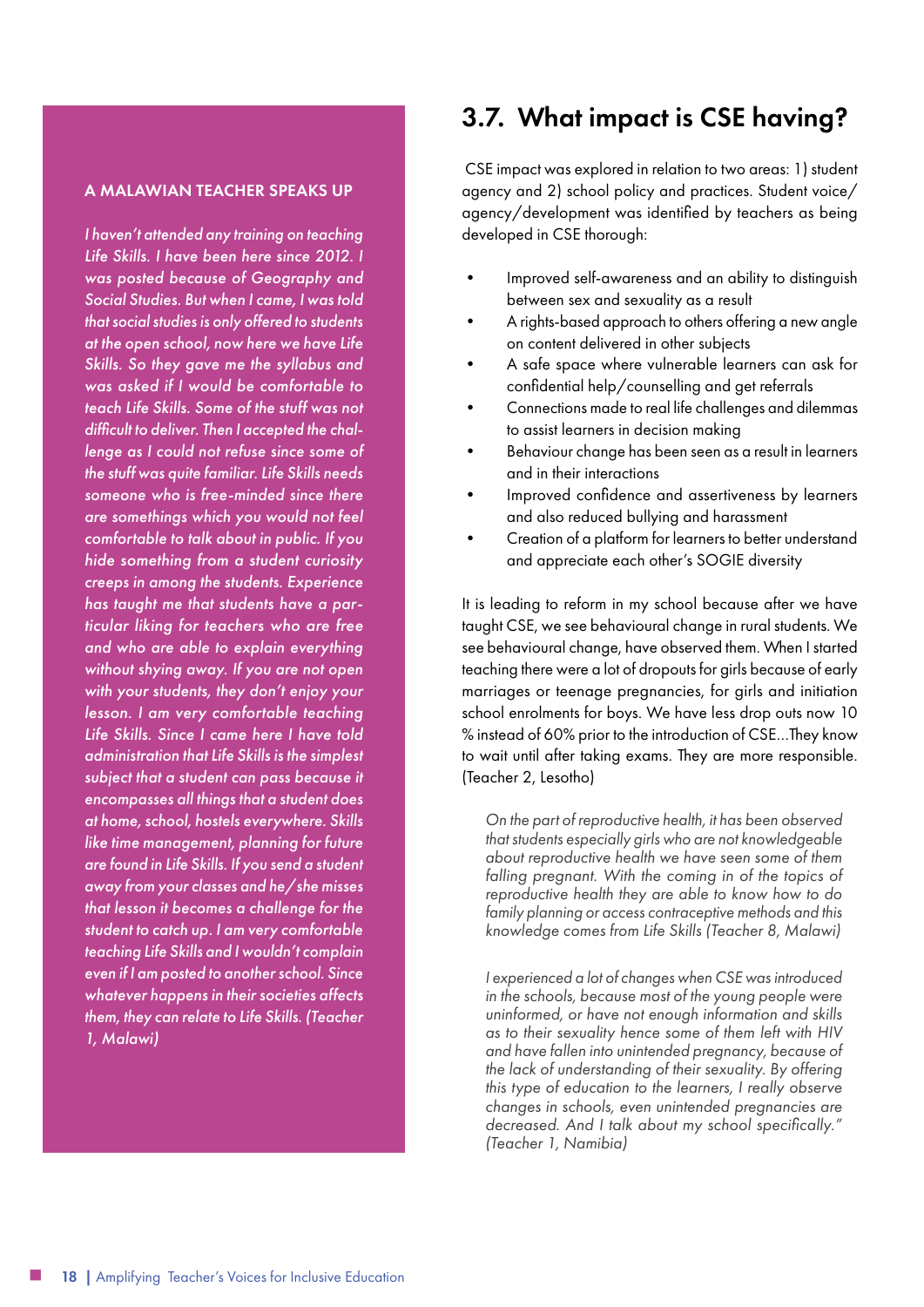### A MALAWIAN TEACHER SPEAKS UP

*I haven't attended any training on teaching Life Skills. I have been here since 2012. I was posted because of Geography and Social Studies. But when I came, I was told that social studies is only offered to students at the open school, now here we have Life Skills. So they gave me the syllabus and was asked if I would be comfortable to teach Life Skills. Some of the stuff was not difficult to deliver. Then I accepted the challenge as I could not refuse since some of the stuff was quite familiar. Life Skills needs someone who is free-minded since there are somethings which you would not feel comfortable to talk about in public. If you hide something from a student curiosity creeps in among the students. Experience has taught me that students have a particular liking for teachers who are free and who are able to explain everything without shying away. If you are not open with your students, they don't enjoy your lesson. I am very comfortable teaching Life Skills. Since I came here I have told administration that Life Skills is the simplest subject that a student can pass because it encompasses all things that a student does at home, school, hostels everywhere. Skills like time management, planning for future are found in Life Skills. If you send a student away from your classes and he/she misses that lesson it becomes a challenge for the student to catch up. I am very comfortable teaching Life Skills and I wouldn't complain even if I am posted to another school. Since whatever happens in their societies affects them, they can relate to Life Skills. (Teacher 1, Malawi)*

## 3.7. What impact is CSE having?

CSE impact was explored in relation to two areas: 1) student agency and 2) school policy and practices. Student voice/agency/development was identified by teachers as being developed in CSE thorough:

- Improved self-awareness and an ability to distinguish between sex and sexuality as a result
- A rights-based approach to others offering a new angle on content delivered in other subjects
- A safe space where vulnerable learners can ask for confidential help/counselling and get referrals
- Connections made to real life challenges and dilemmas to assist learners in decision making
- Behaviour change has been seen as a result in learners and in their interactions
- Improved confidence and assertiveness by learners and also reduced bullying and harassment
- Creation of a platform for learners to better understand and appreciate each other's SOGIE diversity

It is leading to reform in my school because after we have taught CSE, we see behavioural change in rural students. We see behavioural change, have observed them. When I started teaching there were a lot of dropouts for girls because of early marriages or teenage pregnancies, for girls and initiation school enrolments for boys. We have less drop outs now 10 % instead of 60% prior to the introduction of CSE...They know to wait until after taking exams. They are more responsible. (Teacher 2, Lesotho)

> *On the part of reproductive health, it has been observed that students especially girls who are not knowledgeable about reproductive health we have seen some of them falling pregnant. With the coming in of the topics of reproductive health they are able to know how to do family planning or access contraceptive methods and this knowledge comes from Life Skills (Teacher 8, Malawi)*

> *I experienced a lot of changes when CSE was introduced in the schools, because most of the young people were uninformed, or have not enough information and skills as to their sexuality hence some of them left with HIV and have fallen into unintended pregnancy, because of the lack of understanding of their sexuality. By offering this type of education to the learners, I really observe changes in schools, even unintended pregnancies are decreased. And I talk about my school specifically." (Teacher 1, Namibia)*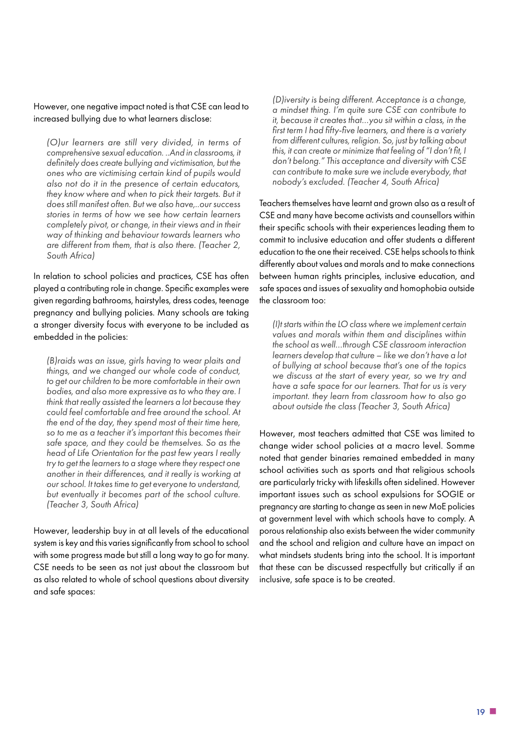However, one negative impact noted is that CSE can lead to increased bullying due to what learners disclose:

> *(O)ur learners are still very divided, in terms of comprehensive sexual education. ..And in classrooms, it definitely does create bullying and victimisation, but the ones who are victimising certain kind of pupils would also not do it in the presence of certain educators, they know where and when to pick their targets. But it does still manifest often. But we also have,..our success stories in terms of how we see how certain learners completely pivot, or change, in their views and in their way of thinking and behaviour towards learners who are different from them, that is also there. (Teacher 2, South Africa)*

In relation to school policies and practices, CSE has often played a contributing role in change. Specific examples were given regarding bathrooms, hairstyles, dress codes, teenage pregnancy and bullying policies. Many schools are taking a stronger diversity focus with everyone to be included as embedded in the policies:

> *(B)raids was an issue, girls having to wear plaits and things, and we changed our whole code of conduct, to get our children to be more comfortable in their own bodies, and also more expressive as to who they are. I think that really assisted the learners a lot because they could feel comfortable and free around the school. At the end of the day, they spend most of their time here, so to me as a teacher it's important this becomes their safe space, and they could be themselves. So as the head of Life Orientation for the past few years I really try to get the learners to a stage where they respect one another in their differences, and it really is working at our school. It takes time to get everyone to understand, but eventually it becomes part of the school culture. (Teacher 3, South Africa)*

However, leadership buy in at all levels of the educational system is key and this varies significantly from school to school with some progress made but still a long way to go for many. CSE needs to be seen as not just about the classroom but as also related to whole of school questions about diversity and safe spaces:

> *(D)iversity is being different. Acceptance is a change, a mindset thing. I'm quite sure CSE can contribute to it, because it creates that...you sit within a class, in the first term I had fifty-five learners, and there is a variety from different cultures, religion. So, just by talking about this, it can create or minimize that feeling of "I don't fit, I don't belong." This acceptance and diversity with CSE can contribute to make sure we include everybody, that nobody's excluded. (Teacher 4, South Africa)*

Teachers themselves have learnt and grown also as a result of CSE and many have become activists and counsellors within their specific schools with their experiences leading them to commit to inclusive education and offer students a different education to the one their received. CSE helps schools to think differently about values and morals and to make connections between human rights principles, inclusive education, and safe spaces and issues of sexuality and homophobia outside the classroom too:

> *(I)t starts within the LO class where we implement certain values and morals within them and disciplines within the school as well...through CSE classroom interaction learners develop that culture – like we don't have a lot of bullying at school because that's one of the topics we discuss at the start of every year, so we try and have a safe space for our learners. That for us is very important. they learn from classroom how to also go about outside the class (Teacher 3, South Africa)*

However, most teachers admitted that CSE was limited to change wider school policies at a macro level. Somme noted that gender binaries remained embedded in many school activities such as sports and that religious schools are particularly tricky with lifeskills often sidelined. However important issues such as school expulsions for SOGIE or pregnancy are starting to change as seen in new MoE policies at government level with which schools have to comply. A porous relationship also exists between the wider community and the school and religion and culture have an impact on what mindsets students bring into the school. It is important that these can be discussed respectfully but critically if an inclusive, safe space is to be created.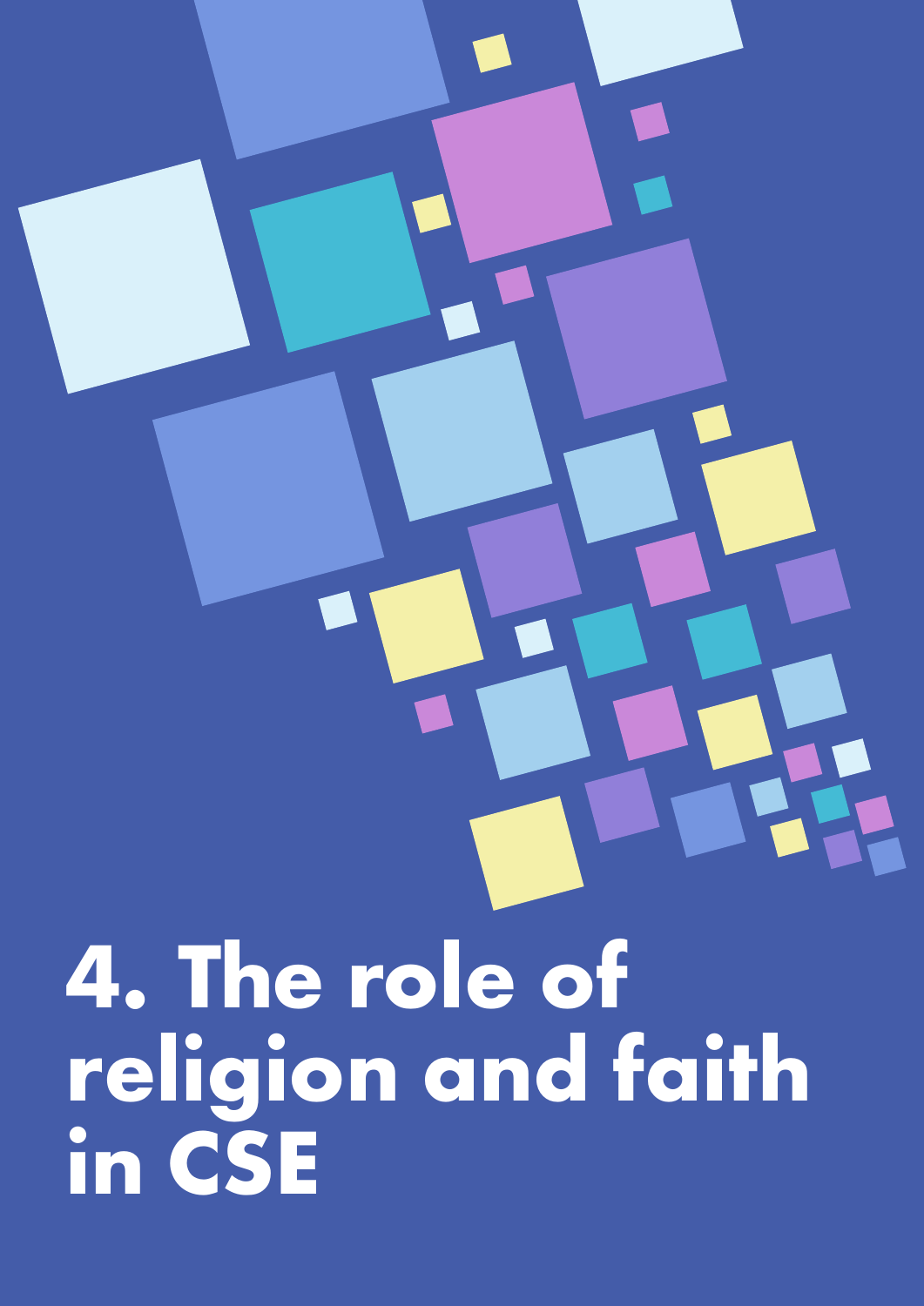# 4. The role of religion and faith in CSE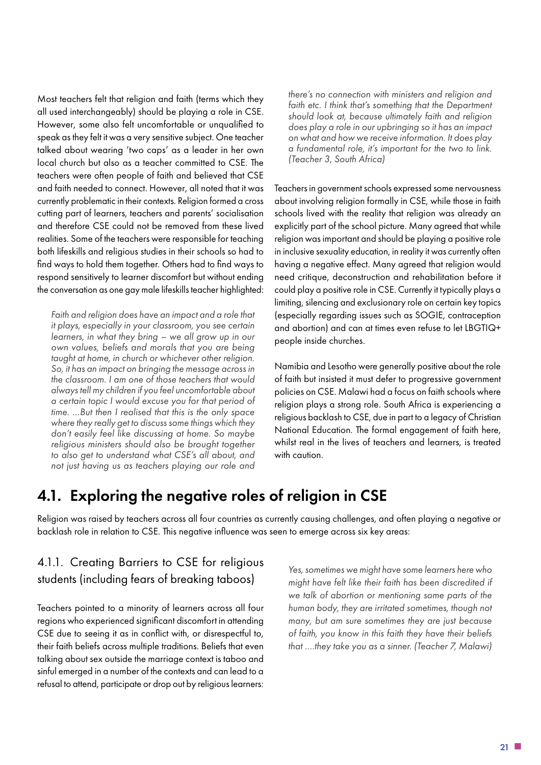Most teachers felt that religion and faith (terms which they all used interchangeably) should be playing a role in CSE. However, some also felt uncomfortable or unqualified to speak as they felt it was a very sensitive subject. One teacher talked about wearing 'two caps' as a leader in her own local church but also as a teacher committed to CSE. The teachers were often people of faith and believed that CSE and faith needed to connect. However, all noted that it was currently problematic in their contexts. Religion formed a cross cutting part of learners, teachers and parents' socialisation and therefore CSE could not be removed from these lived realities. Some of the teachers were responsible for teaching both lifeskills and religious studies in their schools so had to find ways to hold them together. Others had to find ways to respond sensitively to learner discomfort but without ending the conversation as one gay male lifeskills teacher highlighted:

> *Faith and religion does have an impact and a role that it plays, especially in your classroom, you see certain learners, in what they bring – we all grow up in our own values, beliefs and morals that you are being taught at home, in church or whichever other religion. So, it has an impact on bringing the message across in the classroom. I am one of those teachers that would always tell my children if you feel uncomfortable about a certain topic I would excuse you for that period of time. ...But then I realised that this is the only space where they really get to discuss some things which they don't easily feel like discussing at home. So maybe religious ministers should also be brought together to also get to understand what CSE's all about, and not just having us as teachers playing our role and there's no connection with ministers and religion and faith etc. I think that's something that the Department should look at, because ultimately faith and religion does play a role in our upbringing so it has an impact on what and how we receive information. It does play a fundamental role, it's important for the two to link. (Teacher 3, South Africa)*

Teachers in government schools expressed some nervousness about involving religion formally in CSE, while those in faith schools lived with the reality that religion was already an explicitly part of the school picture. Many agreed that while religion was important and should be playing a positive role in inclusive sexuality education, in reality it was currently often having a negative effect. Many agreed that religion would need critique, deconstruction and rehabilitation before it could play a positive role in CSE. Currently it typically plays a limiting, silencing and exclusionary role on certain key topics (especially regarding issues such as SOGIE, contraception and abortion) and can at times even refuse to let LBGTIQ+ people inside churches.

Namibia and Lesotho were generally positive about the role of faith but insisted it must defer to progressive government policies on CSE. Malawi had a focus on faith schools where religion plays a strong role. South Africa is experiencing a religious backlash to CSE, due in part to a legacy of Christian National Education. The formal engagement of faith here, whilst real in the lives of teachers and learners, is treated with caution.

## 4.1. Exploring the negative roles of religion in CSE

Religion was raised by teachers across all four countries as currently causing challenges, and often playing a negative or backlash role in relation to CSE. This negative influence was seen to emerge across six key areas:

### 4.1.1. Creating Barriers to CSE for religious students (including fears of breaking taboos)

Teachers pointed to a minority of learners across all four regions who experienced significant discomfort in attending CSE due to seeing it as in conflict with, or disrespectful to, their faith beliefs across multiple traditions. Beliefs that even talking about sex outside the marriage context is taboo and sinful emerged in a number of the contexts and can lead to a refusal to attend, participate or drop out by religious learners:

> *Yes, sometimes we might have some learners here who might have felt like their faith has been discredited if we talk of abortion or mentioning some parts of the human body, they are irritated sometimes, though not many, but am sure sometimes they are just because of faith, you know in this faith they have their beliefs that ....they take you as a sinner. (Teacher 7, Malawi)*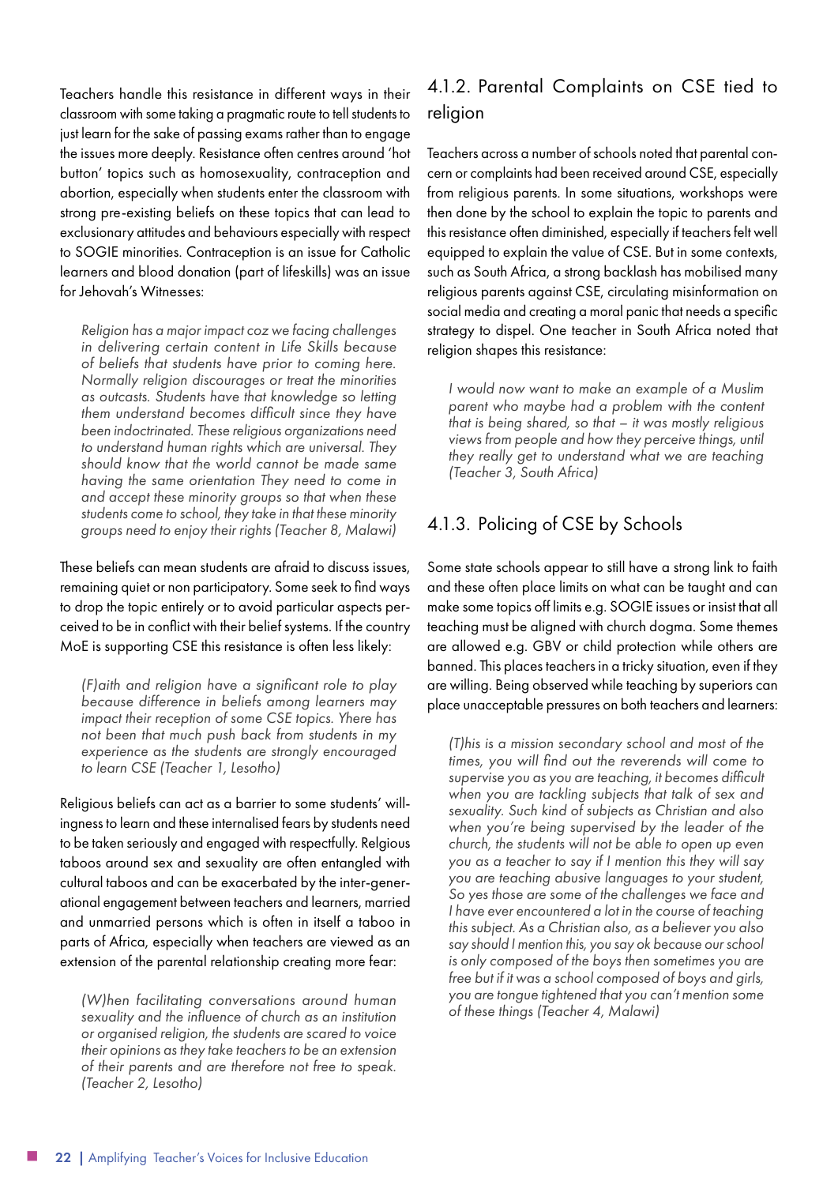Teachers handle this resistance in different ways in their classroom with some taking a pragmatic route to tell students to just learn for the sake of passing exams rather than to engage the issues more deeply. Resistance often centres around 'hot button' topics such as homosexuality, contraception and abortion, especially when students enter the classroom with strong pre-existing beliefs on these topics that can lead to exclusionary attitudes and behaviours especially with respect to SOGIE minorities. Contraception is an issue for Catholic learners and blood donation (part of lifeskills) was an issue for Jehovah's Witnesses:

> *Religion has a major impact coz we facing challenges in delivering certain content in Life Skills because of beliefs that students have prior to coming here. Normally religion discourages or treat the minorities as outcasts. Students have that knowledge so letting them understand becomes difficult since they have been indoctrinated. These religious organizations need to understand human rights which are universal. They should know that the world cannot be made same having the same orientation They need to come in and accept these minority groups so that when these students come to school, they take in that these minority groups need to enjoy their rights (Teacher 8, Malawi)*

These beliefs can mean students are afraid to discuss issues, remaining quiet or non participatory. Some seek to find ways to drop the topic entirely or to avoid particular aspects perceived to be in conflict with their belief systems. If the country MoE is supporting CSE this resistance is often less likely:

> *(F)aith and religion have a significant role to play because difference in beliefs among learners may impact their reception of some CSE topics. There has not been that much push back from students in my experience as the students are strongly encouraged to learn CSE (Teacher 1, Lesotho)*

Religious beliefs can act as a barrier to some students' willingness to learn and these internalised fears by students need to be taken seriously and engaged with respectfully. Relgious taboos around sex and sexuality are often entangled with cultural taboos and can be exacerbated by the inter-generational engagement between teachers and learners, married and unmarried persons which is often in itself a taboo in parts of Africa, especially when teachers are viewed as an extension of the parental relationship creating more fear:

> *(W)hen facilitating conversations around human sexuality and the influence of church as an institution or organised religion, the students are scared to voice their opinions as they take teachers to be an extension of their parents and are therefore not free to speak. (Teacher 2, Lesotho)*

## 4.1.2. Parental Complaints on CSE tied to religion

Teachers across a number of schools noted that parental concern or complaints had been received around CSE, especially from religious parents. In some situations, workshops were then done by the school to explain the topic to parents and this resistance often diminished, especially if teachers felt well equipped to explain the value of CSE. But in some contexts, such as South Africa, a strong backlash has mobilised many religious parents against CSE, circulating misinformation on social media and creating a moral panic that needs a specific strategy to dispel. One teacher in South Africa noted that religion shapes this resistance:

> *I would now want to make an example of a Muslim parent who maybe had a problem with the content that is being shared, so that – it was mostly religious views from people and how they perceive things, until they really get to understand what we are teaching (Teacher 3, South Africa)*

## 4.1.3. Policing of CSE by Schools

Some state schools appear to still have a strong link to faith and these often place limits on what can be taught and can make some topics off limits e.g. SOGIE issues or insist that all teaching must be aligned with church dogma. Some themes are allowed e.g. GBV or child protection while others are banned. This places teachers in a tricky situation, even if they are willing. Being observed while teaching by superiors can place unacceptable pressures on both teachers and learners:

> *(T)his is a mission secondary school and most of the times, you will find out the reverends will come to supervise you as you are teaching, it becomes difficult when you are tackling subjects that talk of sex and sexuality. Such kind of subjects as Christian and also when you're being supervised by the leader of the church, the students will not be able to open up even you as a teacher to say if I mention this they will say you are teaching abusive languages to your student, So yes those are some of the challenges we face and I have ever encountered a lot in the course of teaching this subject. As a Christian also, as a believer you also say should I mention this, you say ok because our school is only composed of the boys then sometimes you are free but if it was a school composed of boys and girls, you are tongue tightened that you can't mention some of these things (Teacher 4, Malawi)*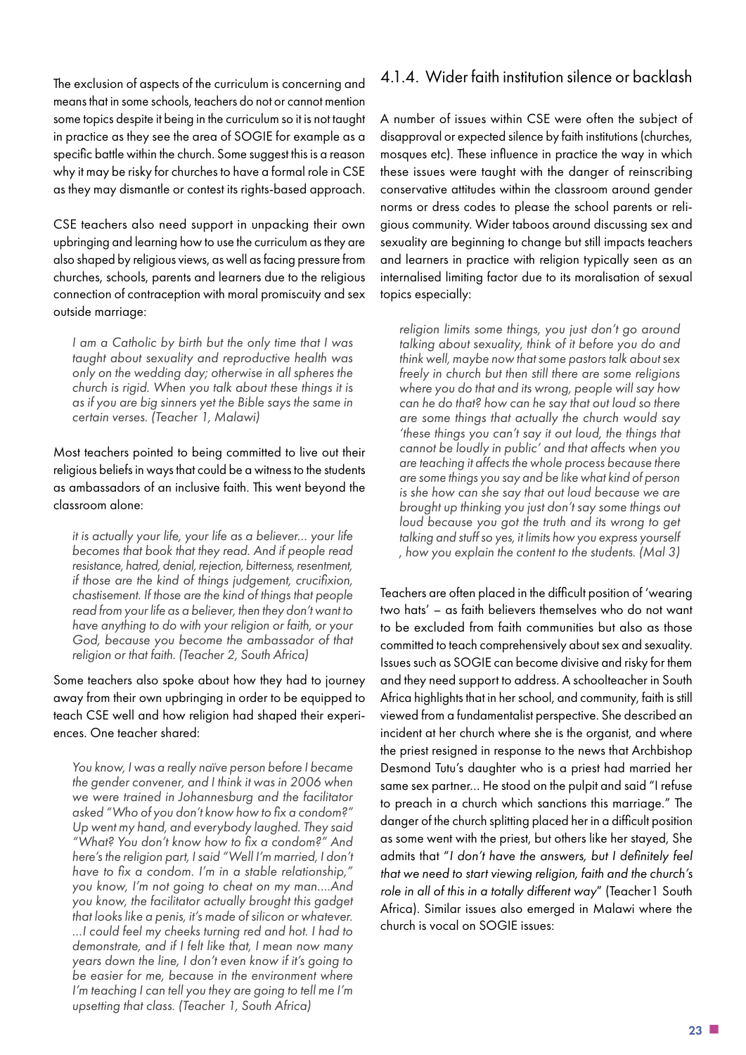The exclusion of aspects of the curriculum is concerning and means that in some schools, teachers do not or cannot mention some topics despite it being in the curriculum so it is not taught in practice as they see the area of SOGIE for example as a specific battle within the church. Some suggest this is a reason why it may be risky for churches to have a formal role in CSE as they may dismantle or contest its rights-based approach.

CSE teachers also need support in unpacking their own upbringing and learning how to use the curriculum as they are also shaped by religious views, as well as facing pressure from churches, schools, parents and learners due to the religious connection of contraception with moral promiscuity and sex outside marriage:

> *I am a Catholic by birth but the only time that I was taught about sexuality and reproductive health was only on the wedding day; otherwise in all spheres the church is rigid. When you talk about these things it is as if you are big sinners yet the Bible says the same in certain verses. (Teacher 1, Malawi)*

Most teachers pointed to being committed to live out their religious beliefs in ways that could be a witness to the students as ambassadors of an inclusive faith. This went beyond the classroom alone:

> *it is actually your life, your life as a believer... your life becomes that book that they read. And if people read resistance, hatred, denial, rejection, bitterness, resentment, if those are the kind of things judgement, crucifixion, chastisement. If those are the kind of things that people read from your life as a believer, then they don't want to have anything to do with your religion or faith, or your God, because you become the ambassador of that religion or that faith. (Teacher 2, South Africa)*

Some teachers also spoke about how they had to journey away from their own upbringing in order to be equipped to teach CSE well and how religion had shaped their experiences. One teacher shared:

> *You know, I was a really naïve person before I became the gender convener, and I think it was in 2006 when we were trained in Johannesburg and the facilitator asked "Who of you don't know how to fix a condom?" Up went my hand, and everybody laughed. They said "What? You don't know how to fix a condom?" And here's the religion part, I said "Well I'm married, I don't have to fix a condom. I'm in a stable relationship," you know, I'm not going to cheat on my man....And you know, the facilitator actually brought this gadget that looks like a penis, it's made of silicon or whatever. ...I could feel my cheeks turning red and hot. I had to demonstrate, and if I felt like that, I mean now many years down the line, I don't even know if it's going to be easier for me, because in the environment where I'm teaching I can tell you they are going to tell me I'm upsetting that class. (Teacher 1, South Africa)*

### 4.1.4. Wider faith institution silence or backlash

A number of issues within CSE were often the subject of disapproval or expected silence by faith institutions (churches, mosques etc). These influence in practice the way in which these issues were taught with the danger of reinscribing conservative attitudes within the classroom around gender norms or dress codes to please the school parents or religious community. Wider taboos around discussing sex and sexuality are beginning to change but still impacts teachers and learners in practice with religion typically seen as an internalised limiting factor due to its moralisation of sexual topics especially:

> *religion limits some things, you just don't go around talking about sexuality, think of it before you do and think well, maybe now that some pastors talk about sex freely in church but then still there are some religions where you do that and its wrong, people will say how can he do that? how can he say that out loud so there are some things that actually the church would say 'these things you can't say it out loud, the things that cannot be loudly in public' and that affects when you are teaching it affects the whole process because there are some things you say and be like what kind of person is she how can she say that out loud because we are brought up thinking you just don't say some things out loud because you got the truth and its wrong to get talking and stuff so yes, it limits how you express yourself , how you explain the content to the students. (Mal 3)*

Teachers are often placed in the difficult position of 'wearing two hats' – as faith believers themselves who do not want to be excluded from faith communities but also as those committed to teach comprehensively about sex and sexuality. Issues such as SOGIE can become divisive and risky for them and they need support to address. A schoolteacher in South Africa highlights that in her school, and community, faith is still viewed from a fundamentalist perspective. She described an incident at her church where she is the organist, and where the priest resigned in response to the news that Archbishop Desmond Tutu's daughter who is a priest had married her same sex partner... He stood on the pulpit and said "I refuse to preach in a church which sanctions this marriage." The danger of the church splitting placed her in a difficult position as some went with the priest, but others like her stayed, She admits that "*I don't have the answers, but I definitely feel that we need to start viewing religion, faith and the church's role in all of this in a totally different way*" (Teacher1 South Africa). Similar issues also emerged in Malawi where the church is vocal on SOGIE issues: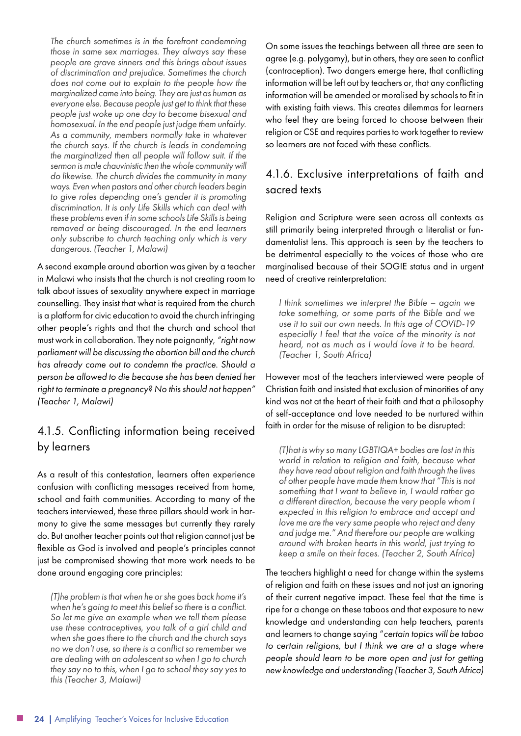> *The church sometimes is in the forefront condemning those in same sex marriages. They always say these people are grave sinners and this brings about issues of discrimination and prejudice. Sometimes the church does not come out to explain to the people how the marginalized came into being. They are just as human as everyone else. Because people just get to think that these people just woke up one day to become bisexual and homosexual. In the end people just judge them unfairly. As a community, members normally take in whatever the church says. If the church is leads in condemning the marginalized then all people will follow suit. If the sermon is male chauvinistic then the whole community will do likewise. The church divides the community in many ways. Even when pastors and other church leaders begin to give roles depending one's gender it is promoting discrimination. It is only Life Skills which can deal with these problems even if in some schools Life Skills is being removed or being discouraged. In the end learners only subscribe to church teaching only which is very dangerous. (Teacher 1, Malawi)*

A second example around abortion was given by a teacher in Malawi who insists that the church is not creating room to talk about issues of sexuality anywhere expect in marriage counselling. They insist that what is required from the church is a platform for civic education to avoid the church infringing other people's rights and that the church and school that must work in collaboration. They note poignantly, *"right now parliament will be discussing the abortion bill and the church has already come out to condemn the practice. Should a person be allowed to die because she has been denied her right to terminate a pregnancy? No this should not happen" (Teacher 1, Malawi)*

### 4.1.5. Conflicting information being received by learners

As a result of this contestation, learners often experience confusion with conflicting messages received from home, school and faith communities. According to many of the teachers interviewed, these three pillars should work in harmony to give the same messages but currently they rarely do. But another teacher points out that religion cannot just be flexible as God is involved and people's principles cannot just be compromised showing that more work needs to be done around engaging core principles:

> *(T)he problem is that when he or she goes back home it's when he's going to meet this belief so there is a conflict. So let me give an example when we tell them please use these contraceptives, you talk of a girl child and when she goes there to the church and the church says no we don't use, so there is a conflict so remember we are dealing with an adolescent so when I go to church they say no to this, when I go to school they say yes to this (Teacher 3, Malawi)*

On some issues the teachings between all three are seen to agree (e.g. polygamy), but in others, they are seen to conflict (contraception). Two dangers emerge here, that conflicting information will be left out by teachers or, that any conflicting information will be amended or moralised by schools to fit in with existing faith views. This creates dilemmas for learners who feel they are being forced to choose between their religion or CSE and requires parties to work together to review so learners are not faced with these conflicts.

### 4.1.6. Exclusive interpretations of faith and sacred texts

Religion and Scripture were seen across all contexts as still primarily being interpreted through a literalist or fundamentalist lens. This approach is seen by the teachers to be detrimental especially to the voices of those who are marginalised because of their SOGIE status and in urgent need of creative reinterpretation:

> *I think sometimes we interpret the Bible – again we take something, or some parts of the Bible and we use it to suit our own needs. In this age of COVID-19 especially I feel that the voice of the minority is not heard, not as much as I would love it to be heard. (Teacher 1, South Africa)*

However most of the teachers interviewed were people of Christian faith and insisted that exclusion of minorities of any kind was not at the heart of their faith and that a philosophy of self-acceptance and love needed to be nurtured within faith in order for the misuse of religion to be disrupted:

> *(T)hat is why so many LGBTIQA+ bodies are lost in this world in relation to religion and faith, because what they have read about religion and faith through the lives of other people have made them know that "This is not something that I want to believe in, I would rather go a different direction, because the very people whom I expected in this religion to embrace and accept and love me are the very same people who reject and deny and judge me." And therefore our people are walking around with broken hearts in this world, just trying to keep a smile on their faces. (Teacher 2, South Africa)*

The teachers highlight a need for change within the systems of religion and faith on these issues and not just an ignoring of their current negative impact. These feel that the time is ripe for a change on these taboos and that exposure to new knowledge and understanding can help teachers, parents and learners to change saying "*certain topics will be taboo to certain religions, but I think we are at a stage where people should learn to be more open and just for getting new knowledge and understanding (Teacher 3, South Africa)*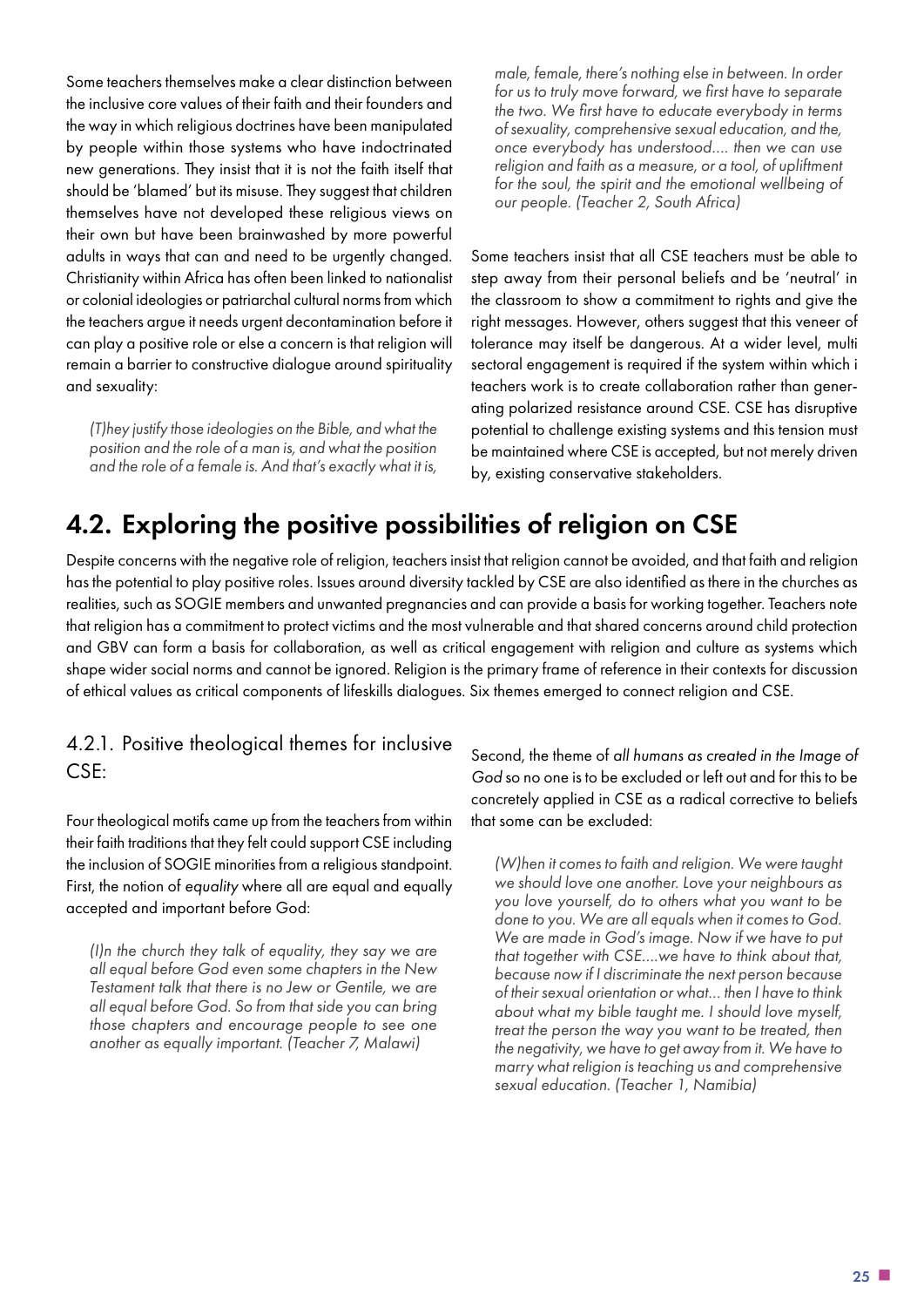Some teachers themselves make a clear distinction between the inclusive core values of their faith and their founders and the way in which religious doctrines have been manipulated by people within those systems who have indoctrinated new generations. They insist that it is not the faith itself that should be 'blamed' but its misuse. They suggest that children themselves have not developed these religious views on their own but have been brainwashed by more powerful adults in ways that can and need to be urgently changed. Christianity within Africa has often been linked to nationalist or colonial ideologies or patriarchal cultural norms from which the teachers argue it needs urgent decontamination before it can play a positive role or else a concern is that religion will remain a barrier to constructive dialogue around spirituality and sexuality:

> *(T)hey justify those ideologies on the Bible, and what the position and the role of a man is, and what the position and the role of a female is. And that's exactly what it is, male, female, there's nothing else in between. In order for us to truly move forward, we first have to separate the two. We first have to educate everybody in terms of sexuality, comprehensive sexual education, and the, once everybody has understood.... then we can use religion and faith as a measure, or a tool, of upliftment for the soul, the spirit and the emotional wellbeing of our people. (Teacher 2, South Africa)*

Some teachers insist that all CSE teachers must be able to step away from their personal beliefs and be 'neutral' in the classroom to show a commitment to rights and give the right messages. However, others suggest that this veneer of tolerance may itself be dangerous. At a wider level, multi sectoral engagement is required if the system within which i teachers work is to create collaboration rather than generating polarized resistance around CSE. CSE has disruptive potential to challenge existing systems and this tension must be maintained where CSE is accepted, but not merely driven by, existing conservative stakeholders.

## 4.2. Exploring the positive possibilities of religion on CSE

Despite concerns with the negative role of religion, teachers insist that religion cannot be avoided, and that faith and religion has the potential to play positive roles. Issues around diversity tackled by CSE are also identified as there in the churches as realities, such as SOGIE members and unwanted pregnancies and can provide a basis for working together. Teachers note that religion has a commitment to protect victims and the most vulnerable and that shared concerns around child protection and GBV can form a basis for collaboration, as well as critical engagement with religion and culture as systems which shape wider social norms and cannot be ignored. Religion is the primary frame of reference in their contexts for discussion of ethical values as critical components of lifeskills dialogues. Six themes emerged to connect religion and CSE.

### 4.2.1. Positive theological themes for inclusive CSE:

Four theological motifs came up from the teachers from within their faith traditions that they felt could support CSE including the inclusion of SOGIE minorities from a religious standpoint. First, the notion of *equality* where all are equal and equally accepted and important before God:

> *(I)n the church they talk of equality, they say we are all equal before God even some chapters in the New Testament talk that there is no Jew or Gentile, we are all equal before God. So from that side you can bring those chapters and encourage people to see one another as equally important. (Teacher 7, Malawi)*

Second, the theme of *all humans as created in the Image of God* so no one is to be excluded or left out and for this to be concretely applied in CSE as a radical corrective to beliefs that some can be excluded:

> *(W)hen it comes to faith and religion. We were taught we should love one another. Love your neighbours as you love yourself, do to others what you want to be done to you. We are all equals when it comes to God. We are made in God's image. Now if we have to put that together with CSE....we have to think about that, because now if I discriminate the next person because of their sexual orientation or what... then I have to think about what my bible taught me. I should love myself, treat the person the way you want to be treated, then the negativity, we have to get away from it. We have to marry what religion is teaching us and comprehensive sexual education. (Teacher 1, Namibia)*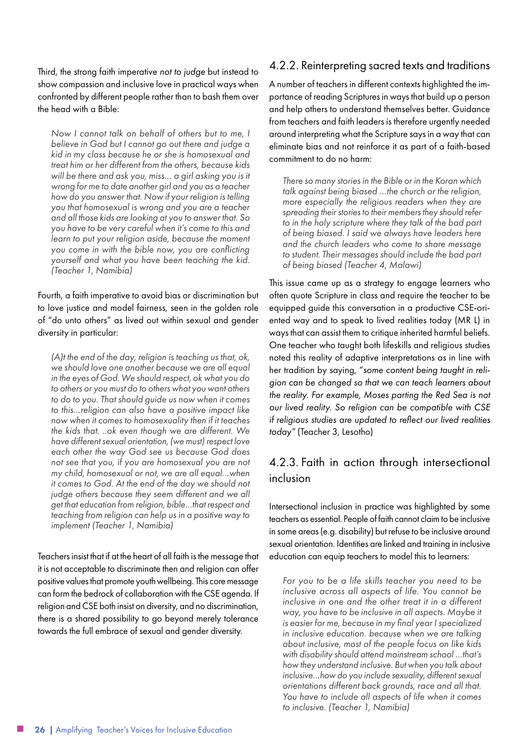Third, the strong faith imperative *not to judge* but instead to show compassion and inclusive love in practical ways when confronted by different people rather than to bash them over the head with a Bible:

> *Now I cannot talk on behalf of others but to me, I believe in God but I cannot go out there and judge a kid in my class because he or she is homosexual and treat him or her different from the others, because kids will be there and ask you, miss... a girl asking you is it wrong for me to date another girl and you as a teacher how do you answer that. Now if your religion is telling you that homosexual is wrong and you are a teacher and all those kids are looking at you to answer that. So you have to be very careful when it's come to this and learn to put your religion aside, because the moment you come in with the bible now, you are conflicting yourself and what you have been teaching the kid. (Teacher 1, Namibia)*

Fourth, a faith imperative to avoid bias or discrimination but to love justice and model fairness, seen in the golden role of "do unto others" as lived out within sexual and gender diversity in particular:

> *(A)t the end of the day, religion is teaching us that, ok, we should love one another because we are all equal in the eyes of God. We should respect, ok what you do to others or you must do to others what you want others to do to you. That should guide us now when it comes to this...religion can also have a positive impact like now when it comes to homosexuality then if it teaches the kids that. ..ok even though we are different. We have different sexual orientation, (we must) respect love each other the way God see us because God does not see that you, if you are homosexual you are not my child, homosexual or not, we are all equal...when it comes to God. At the end of the day we should not judge others because they seem different and we all get that education from religion, bible...that respect and teaching from religion can help us in a positive way to implement (Teacher 1, Namibia)*

Teachers insist that if at the heart of all faith is the message that it is not acceptable to discriminate then and religion can offer positive values that promote youth wellbeing. This core message can form the bedrock of collaboration with the CSE agenda. If religion and CSE both insist on diversity, and no discrimination, there is a shared possibility to go beyond merely tolerance towards the full embrace of sexual and gender diversity.

### 4.2.2. Reinterpreting sacred texts and traditions

A number of teachers in different contexts highlighted the importance of reading Scriptures in ways that build up a person and help others to understand themselves better. Guidance from teachers and faith leaders is therefore urgently needed around interpreting what the Scripture says in a way that can eliminate bias and not reinforce it as part of a faith-based commitment to do no harm:

> *There so many stories in the Bible or in the Koran which talk against being biased ...the church or the religion, more especially the religious readers when they are spreading their stories to their members they should refer to in the holy scripture where they talk of the bad part of being biased. I said we always have leaders here and the church leaders who come to share message to student. Their messages should include the bad part of being biased (Teacher 4, Malawi)*

This issue came up as a strategy to engage learners who often quote Scripture in class and require the teacher to be equipped guide this conversation in a productive CSE-oriented way and to speak to lived realities today (MR L) in ways that can assist them to critique inherited harmful beliefs. One teacher who taught both lifeskills and religious studies noted this reality of adaptive interpretations as in line with her tradition by saying, "*some content being taught in religion can be changed so that we can teach learners about the reality. For example, Moses parting the Red Sea is not our lived reality. So religion can be compatible with CSE if religious studies are updated to reflect our lived realities today*" (Teacher 3, Lesotho)

### 4.2.3. Faith in action through intersectional inclusion

Intersectional inclusion in practice was highlighted by some teachers as essential. People of faith cannot claim to be inclusive in some areas (e.g. disability) but refuse to be inclusive around sexual orientation. Identities are linked and training in inclusive education can equip teachers to model this to learners:

> *For you to be a life skills teacher you need to be inclusive across all aspects of life. You cannot be inclusive in one and the other treat it in a different way, you have to be inclusive in all aspects. Maybe it is easier for me, because in my final year I specialized in inclusive education. because when we are talking about inclusive, most of the people focus on like kids with disability should attend mainstream school ...that's how they understand inclusive. But when you talk about inclusive...how do you include sexuality, different sexual orientations different back grounds, race and all that. You have to include all aspects of life when it comes to inclusive. (Teacher 1, Namibia)*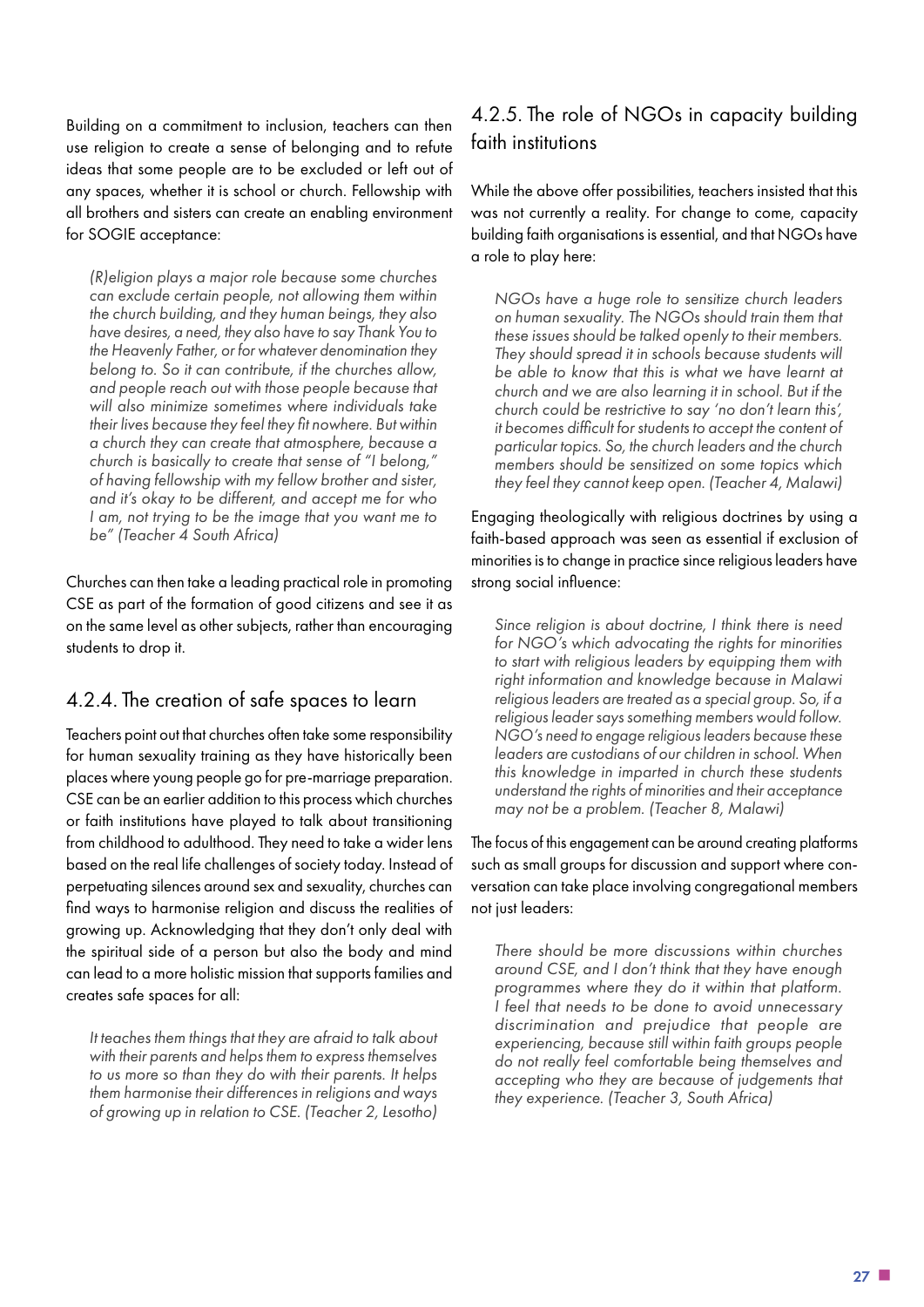Building on a commitment to inclusion, teachers can then use religion to create a sense of belonging and to refute ideas that some people are to be excluded or left out of any spaces, whether it is school or church. Fellowship with all brothers and sisters can create an enabling environment for SOGIE acceptance:

> *(R)eligion plays a major role because some churches can exclude certain people, not allowing them within the church building, and they human beings, they also have desires, a need, they also have to say Thank You to the Heavenly Father, or for whatever denomination they belong to. So it can contribute, if the churches allow, and people reach out with those people because that will also minimize sometimes where individuals take their lives because they feel they fit nowhere. But within a church they can create that atmosphere, because a church is basically to create that sense of "I belong," of having fellowship with my fellow brother and sister, and it's okay to be different, and accept me for who I am, not trying to be the image that you want me to be" (Teacher 4 South Africa)*

Churches can then take a leading practical role in promoting CSE as part of the formation of good citizens and see it as on the same level as other subjects, rather than encouraging students to drop it.

### 4.2.4. The creation of safe spaces to learn

Teachers point out that churches often take some responsibility for human sexuality training as they have historically been places where young people go for pre-marriage preparation. CSE can be an earlier addition to this process which churches or faith institutions have played to talk about transitioning from childhood to adulthood. They need to take a wider lens based on the real life challenges of society today. Instead of perpetuating silences around sex and sexuality, churches can find ways to harmonise religion and discuss the realities of growing up. Acknowledging that they don't only deal with the spiritual side of a person but also the body and mind can lead to a more holistic mission that supports families and creates safe spaces for all:

> *It teaches them things that they are afraid to talk about with their parents and helps them to express themselves to us more so than they do with their parents. It helps them harmonise their differences in religions and ways of growing up in relation to CSE. (Teacher 2, Lesotho)*

### 4.2.5. The role of NGOs in capacity building faith institutions

While the above offer possibilities, teachers insisted that this was not currently a reality. For change to come, capacity building faith organisations is essential, and that NGOs have a role to play here:

> *NGOs have a huge role to sensitize church leaders on human sexuality. The NGOs should train them that these issues should be talked openly to their members. They should spread it in schools because students will be able to know that this is what we have learnt at church and we are also learning it in school. But if the church could be restrictive to say 'no don't learn this', it becomes difficult for students to accept the content of particular topics. So, the church leaders and the church members should be sensitized on some topics which they feel they cannot keep open. (Teacher 4, Malawi)*

Engaging theologically with religious doctrines by using a faith-based approach was seen as essential if exclusion of minorities is to change in practice since religious leaders have strong social influence:

> *Since religion is about doctrine, I think there is need for NGO's which advocating the rights for minorities to start with religious leaders by equipping them with right information and knowledge because in Malawi religious leaders are treated as a special group. So, if a religious leader says something members would follow. NGO's need to engage religious leaders because these leaders are custodians of our children in school. When this knowledge in imparted in church these students understand the rights of minorities and their acceptance may not be a problem. (Teacher 8, Malawi)*

The focus of this engagement can be around creating platforms such as small groups for discussion and support where conversation can take place involving congregational members not just leaders:

> *There should be more discussions within churches around CSE, and I don't think that they have enough programmes where they do it within that platform. I feel that needs to be done to avoid unnecessary discrimination and prejudice that people are experiencing, because still within faith groups people do not really feel comfortable being themselves and accepting who they are because of judgements that they experience. (Teacher 3, South Africa)*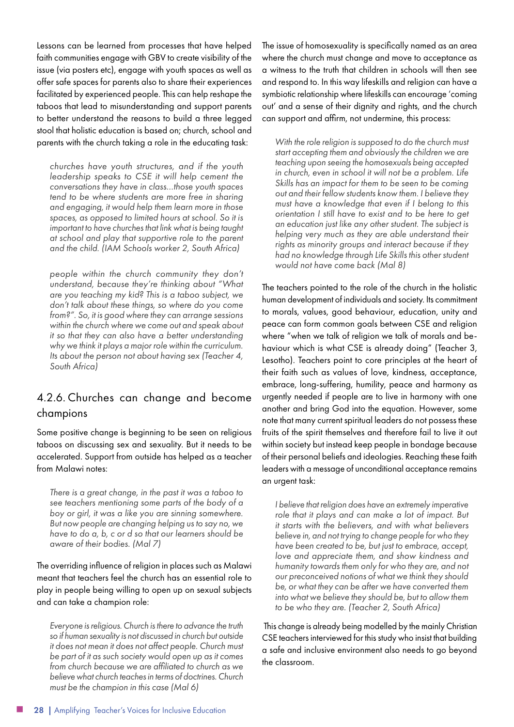Lessons can be learned from processes that have helped faith communities engage with GBV to create visibility of the issue (via posters etc), engage with youth spaces as well as offer safe spaces for parents also to share their experiences facilitated by experienced people. This can help reshape the taboos that lead to misunderstanding and support parents to better understand the reasons to build a three legged stool that holistic education is based on; church, school and parents with the church taking a role in the educating task:

> *churches have youth structures, and if the youth leadership speaks to CSE it will help cement the conversations they have in class...those youth spaces tend to be where students are more free in sharing and engaging, it would help them learn more in those spaces, as opposed to limited hours at school. So it is important to have churches that link what is being taught at school and play that supportive role to the parent and the child. (IAM Schools worker 2, South Africa)*

> *people within the church community they don't understand, because they're thinking about "What are you teaching my kid? This is a taboo subject, we don't talk about these things, so where do you come from?". So, it is good where they can arrange sessions within the church where we come out and speak about it so that they can also have a better understanding why we think it plays a major role within the curriculum. Its about the person not about having sex (Teacher 4, South Africa)*

## 4.2.6. Churches can change and become champions

Some positive change is beginning to be seen on religious taboos on discussing sex and sexuality. But it needs to be accelerated. Support from outside has helped as a teacher from Malawi notes:

> *There is a great change, in the past it was a taboo to see teachers mentioning some parts of the body of a boy or girl, it was a like you are sinning somewhere. But now people are changing helping us to say no, we have to do a, b, c or d so that our learners should be aware of their bodies. (Mal 7)*

The overriding influence of religion in places such as Malawi meant that teachers feel the church has an essential role to play in people being willing to open up on sexual subjects and can take a champion role:

> *Everyone is religious. Church is there to advance the truth so if human sexuality is not discussed in church but outside it does not mean it does not affect people. Church must be part of it as such society would open up as it comes from church because we are affiliated to church as we believe what church teaches in terms of doctrines. Church must be the champion in this case (Mal 6)*

The issue of homosexuality is specifically named as an area where the church must change and move to acceptance as a witness to the truth that children in schools will then see and respond to. In this way lifeskills and religion can have a symbiotic relationship where lifeskills can encourage 'coming out' and a sense of their dignity and rights, and the church can support and affirm, not undermine, this process:

> *With the role religion is supposed to do the church must start accepting them and obviously the children we are teaching upon seeing the homosexuals being accepted in church, even in school it will not be a problem. Life Skills has an impact for them to be seen to be coming out and their fellow students know them. I believe they must have a knowledge that even if I belong to this orientation I still have to exist and to be here to get an education just like any other student. The subject is helping very much as they are able understand their rights as minority groups and interact because if they had no knowledge through Life Skills this other student would not have come back (Mal 8)*

The teachers pointed to the role of the church in the holistic human development of individuals and society. Its commitment to morals, values, good behaviour, education, unity and peace can form common goals between CSE and religion where "when we talk of religion we talk of morals and behaviour which is what CSE is already doing" (Teacher 3, Lesotho). Teachers point to core principles at the heart of their faith such as values of love, kindness, acceptance, embrace, long-suffering, humility, peace and harmony as urgently needed if people are to live in harmony with one another and bring God into the equation. However, some note that many current spiritual leaders do not possess these fruits of the spirit themselves and therefore fail to live it out within society but instead keep people in bondage because of their personal beliefs and ideologies. Reaching these faith leaders with a message of unconditional acceptance remains an urgent task:

> *I believe that religion does have an extremely imperative role that it plays and can make a lot of impact. But it starts with the believers, and with what believers believe in, and not trying to change people for who they have been created to be, but just to embrace, accept, love and appreciate them, and show kindness and humanity towards them only for who they are, and not our preconceived notions of what we think they should be, or what they can be after we have converted them into what we believe they should be, but to allow them to be who they are. (Teacher 2, South Africa)*

This change is already being modelled by the mainly Christian CSE teachers interviewed for this study who insist that building a safe and inclusive environment also needs to go beyond the classroom.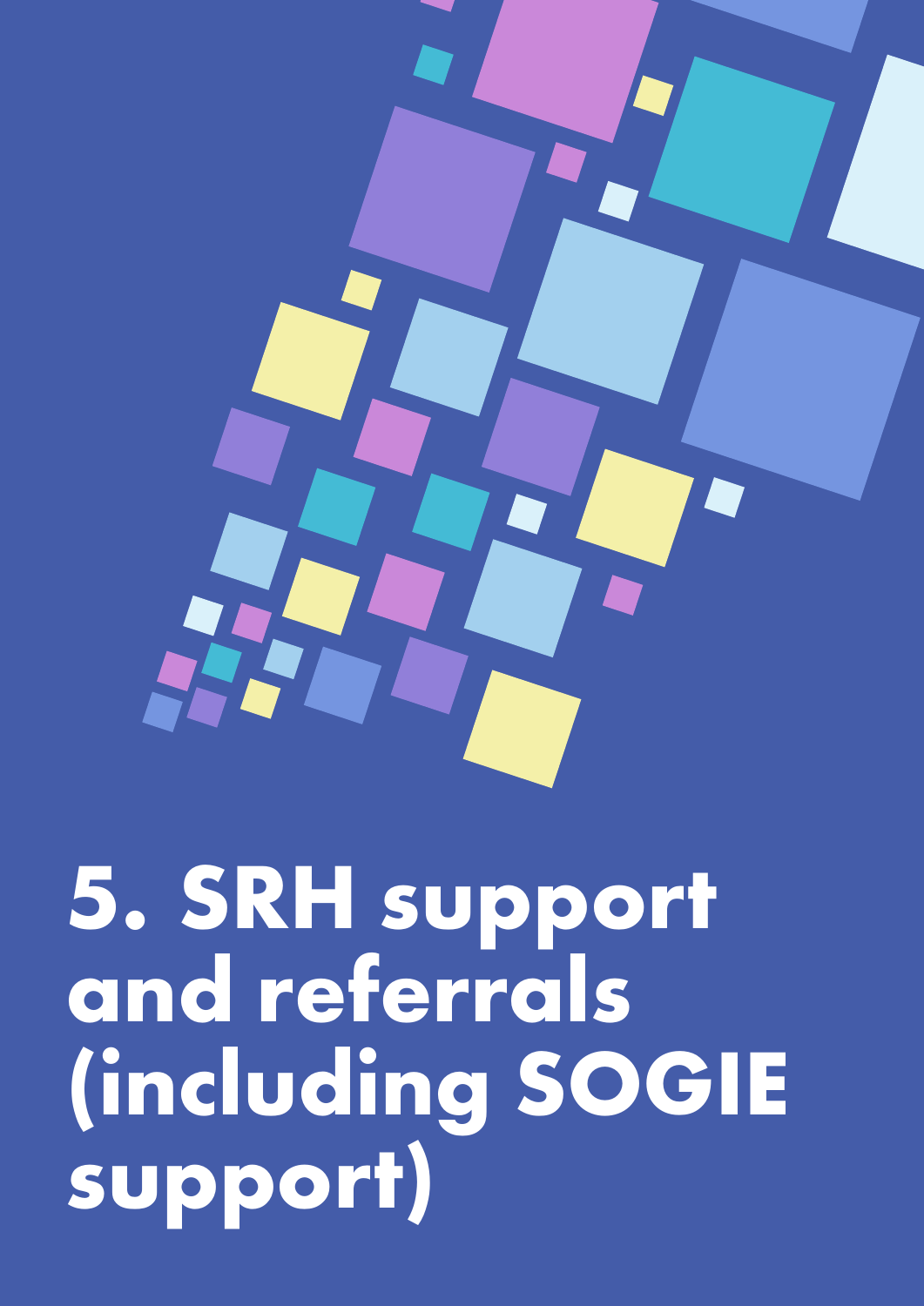# 5. SRH support and referrals (including SOGIE support)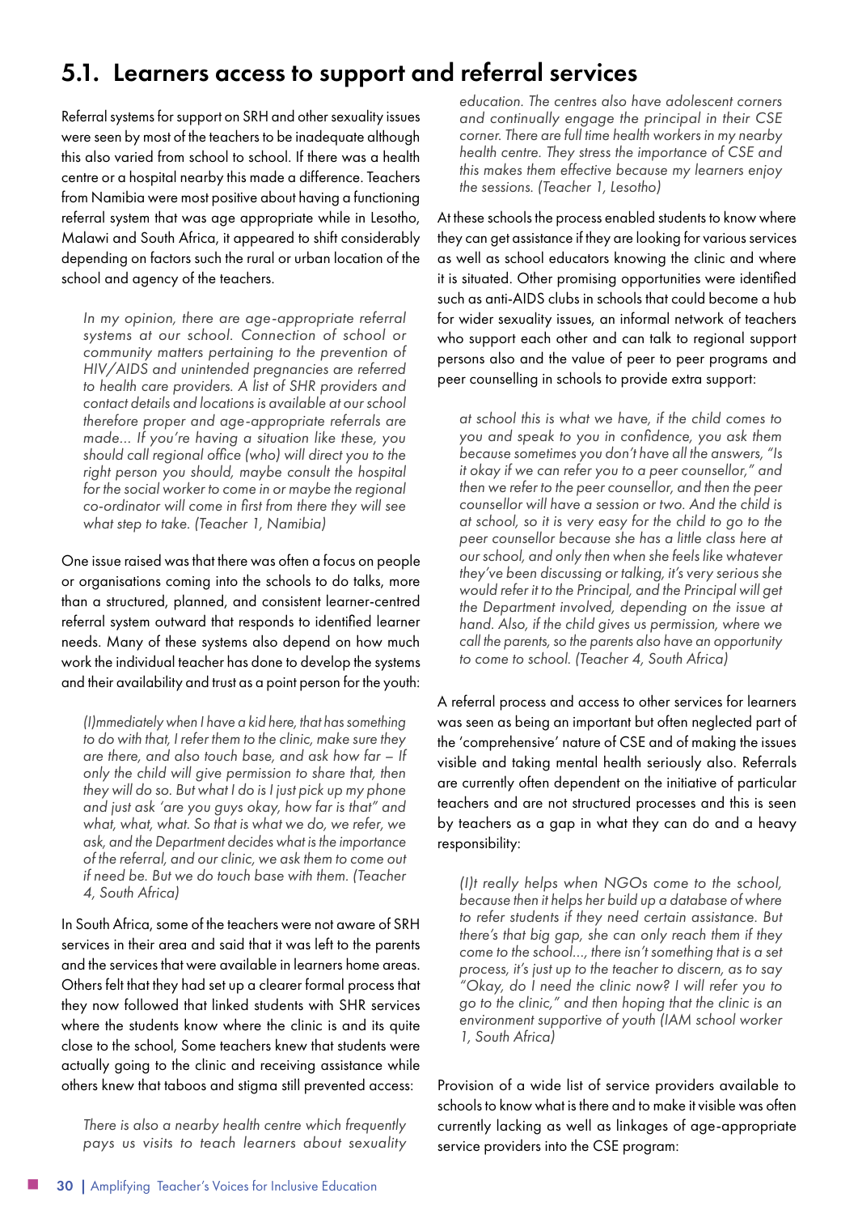## 5.1. Learners access to support and referral services

Referral systems for support on SRH and other sexuality issues were seen by most of the teachers to be inadequate although this also varied from school to school. If there was a health centre or a hospital nearby this made a difference. Teachers from Namibia were most positive about having a functioning referral system that was age appropriate while in Lesotho, Malawi and South Africa, it appeared to shift considerably depending on factors such the rural or urban location of the school and agency of the teachers.

> *In my opinion, there are age-appropriate referral systems at our school. Connection of school or community matters pertaining to the prevention of HIV/AIDS and unintended pregnancies are referred to health care providers. A list of SHR providers and contact details and locations is available at our school therefore proper and age-appropriate referrals are made... If you're having a situation like these, you should call regional office (who) will direct you to the right person you should, maybe consult the hospital for the social worker to come in or maybe the regional co-ordinator will come in first from there they will see what step to take. (Teacher 1, Namibia)*

One issue raised was that there was often a focus on people or organisations coming into the schools to do talks, more than a structured, planned, and consistent learner-centred referral system outward that responds to identified learner needs. Many of these systems also depend on how much work the individual teacher has done to develop the systems and their availability and trust as a point person for the youth:

> *(I)mmediately when I have a kid here, that has something to do with that, I refer them to the clinic, make sure they are there, and also touch base, and ask how far – If only the child will give permission to share that, then they will do so. But what I do is I just pick up my phone and just ask 'are you guys okay, how far is that" and what, what, what. So that is what we do, we refer, we ask, and the Department decides what is the importance of the referral, and our clinic, we ask them to come out if need be. But we do touch base with them. (Teacher 4, South Africa)*

In South Africa, some of the teachers were not aware of SRH services in their area and said that it was left to the parents and the services that were available in learners home areas. Others felt that they had set up a clearer formal process that they now followed that linked students with SHR services where the students know where the clinic is and its quite close to the school, Some teachers knew that students were actually going to the clinic and receiving assistance while others knew that taboos and stigma still prevented access:

> *There is also a nearby health centre which frequently pays us visits to teach learners about sexuality education. The centres also have adolescent corners and continually engage the principal in their CSE corner. There are full time health workers in my nearby health centre. They stress the importance of CSE and this makes them effective because my learners enjoy the sessions. (Teacher 1, Lesotho)*

At these schools the process enabled students to know where they can get assistance if they are looking for various services as well as school educators knowing the clinic and where it is situated. Other promising opportunities were identified such as anti-AIDS clubs in schools that could become a hub for wider sexuality issues, an informal network of teachers who support each other and can talk to regional support persons also and the value of peer to peer programs and peer counselling in schools to provide extra support:

> *at school this is what we have, if the child comes to you and speak to you in confidence, you ask them because sometimes you don't have all the answers, "Is it okay if we can refer you to a peer counsellor," and then we refer to the peer counsellor, and then the peer counsellor will have a session or two. And the child is at school, so it is very easy for the child to go to the peer counsellor because she has a little class here at our school, and only then when she feels like whatever they've been discussing or talking, it's very serious she would refer it to the Principal, and the Principal will get the Department involved, depending on the issue at hand. Also, if the child gives us permission, where we call the parents, so the parents also have an opportunity to come to school. (Teacher 4, South Africa)*

A referral process and access to other services for learners was seen as being an important but often neglected part of the 'comprehensive' nature of CSE and of making the issues visible and taking mental health seriously also. Referrals are currently often dependent on the initiative of particular teachers and are not structured processes and this is seen by teachers as a gap in what they can do and a heavy responsibility:

> *(I)t really helps when NGOs come to the school, because then it helps her build up a database of where to refer students if they need certain assistance. But there's that big gap, she can only reach them if they come to the school..., there isn't something that is a set process, it's just up to the teacher to discern, as to say "Okay, do I need the clinic now? I will refer you to go to the clinic," and then hoping that the clinic is an environment supportive of youth (IAM school worker 1, South Africa)*

Provision of a wide list of service providers available to schools to know what is there and to make it visible was often currently lacking as well as linkages of age-appropriate service providers into the CSE program: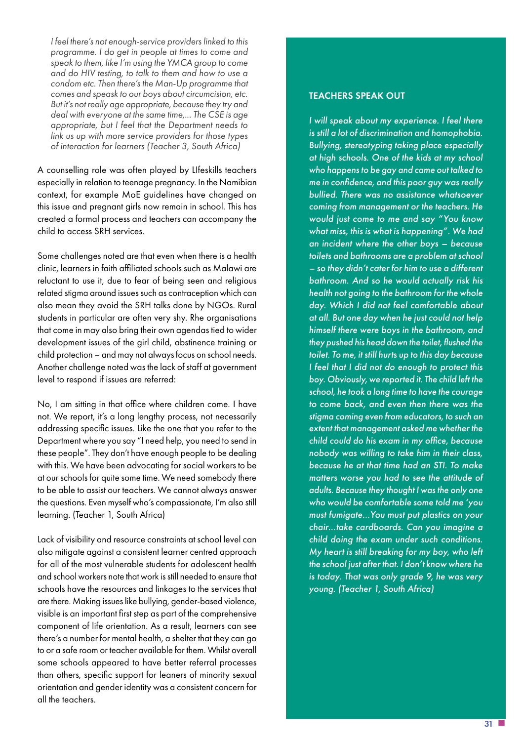*I feel there's not enough-service providers linked to this programme. I do get in people at times to come and speak to them, like I'm using the YMCA group to come and do HIV testing, to talk to them and how to use a condom etc. Then there's the Man-Up programme that comes and speaks to our boys about circumcision, etc. But it's not really age appropriate, because they try and deal with everyone at the same time,... The CSE is age appropriate, but I feel that the Department needs to link us up with more service providers for those types of interaction for learners (Teacher 3, South Africa)*

A counselling role was often played by LIfeskills teachers especially in relation to teenage pregnancy. In the Namibian context, for example MoE guidelines have changed on this issue and pregnant girls now remain in school. This has created a formal process and teachers can accompany the child to access SRH services.

Some challenges noted are that even when there is a health clinic, learners in faith affiliated schools such as Malawi are reluctant to use it, due to fear of being seen and religious related stigma around issues such as contraception which can also mean they avoid the SRH talks done by NGOs. Rural students in particular are often very shy. Rhe organisations that come in may also bring their own agendas tied to wider development issues of the girl child, abstinence training or child protection – and may not always focus on school needs. Another challenge noted was the lack of staff at government level to respond if issues are referred:

No, I am sitting in that office where children come. I have not. We report, it's a long lengthy process, not necessarily addressing specific issues. Like the one that you refer to the Department where you say "I need help, you need to send in these people". They don't have enough people to be dealing with this. We have been advocating for social workers to be at our schools for quite some time. We need somebody there to be able to assist our teachers. We cannot always answer the questions. Even myself who's compassionate, I'm also still learning. (Teacher 1, South Africa)

Lack of visibility and resource constraints at school level can also mitigate against a consistent learner centred approach for all of the most vulnerable students for adolescent health and school workers note that work is still needed to ensure that schools have the resources and linkages to the services that are there. Making issues like bullying, gender-based violence, visible is an important first step as part of the comprehensive component of life orientation. As a result, learners can see there's a number for mental health, a shelter that they can go to or a safe room or teacher available for them. Whilst overall some schools appeared to have better referral processes than others, specific support for leaners of minority sexual orientation and gender identity was a consistent concern for all the teachers.

## TEACHERS SPEAK OUT

*I will speak about my experience. I feel there is still a lot of discrimination and homophobia. Bullying, stereotyping taking place especially at high schools. One of the kids at my school who happens to be gay and came out talked to me in confidence, and this poor guy was really bullied. There was no assistance whatsoever coming from management or the teachers. He would just come to me and say "You know what miss, this is what is happening". We had an incident where the other boys – because toilets and bathrooms are a problem at school – so they didn't cater for him to use a different bathroom. And so he would actually risk his health not going to the bathroom for the whole day. Which I did not feel comfortable about at all. But one day when he just could not help himself there were boys in the bathroom, and they pushed his head down the toilet, flushed the toilet. To me, it still hurts up to this day because I feel that I did not do enough to protect this boy. Obviously, we reported it. The child left the school, he took a long time to have the courage to come back, and even then there was the stigma coming even from educators, to such an extent that management asked me whether the child could do his exam in my office, because nobody was willing to take him in their class, because he at that time had an STI. To make matters worse you had to see the attitude of adults. Because they thought I was the only one who would be comfortable some told me 'you must fumigate...You must put plastics on your chair...take cardboards. Can you imagine a child doing the exam under such conditions. My heart is still breaking for my boy, who left the school just after that. I don't know where he is today. That was only grade 9, he was very young. (Teacher 1, South Africa)*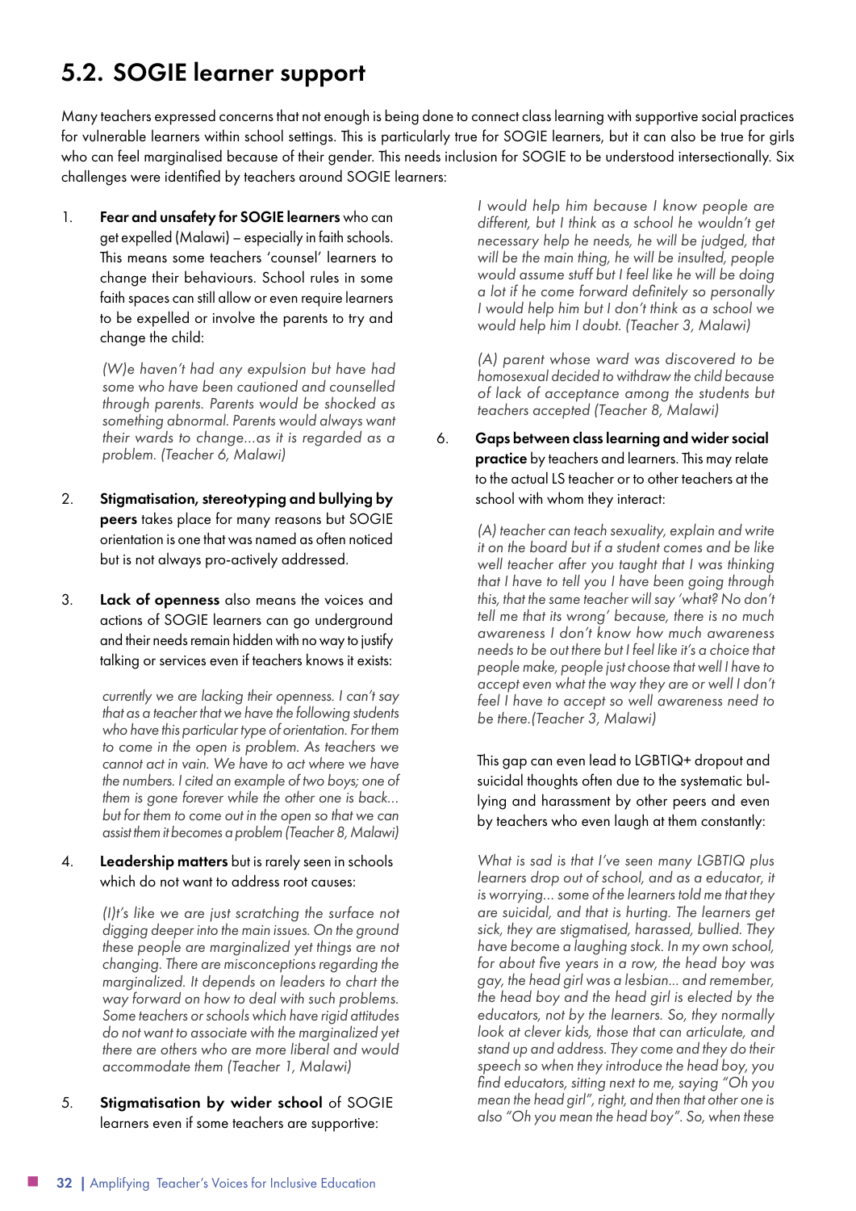## 5.2. SOGIE learner support

Many teachers expressed concerns that not enough is being done to connect class learning with supportive social practices for vulnerable learners within school settings. This is particularly true for SOGIE learners, but it can also be true for girls who can feel marginalised because of their gender. This needs inclusion for SOGIE to be understood intersectionally. Six challenges were identified by teachers around SOGIE learners:

1. **Fear and unsafety for SOGIE learners** who can get expelled (Malawi) – especially in faith schools. This means some teachers 'counsel' learners to change their behaviours. School rules in some faith spaces can still allow or even require learners to be expelled or involve the parents to try and change the child:

   *(W)e haven't had any expulsion but have had some who have been cautioned and counselled through parents. Parents would be shocked as something abnormal. Parents would always want their wards to change...as it is regarded as a problem. (Teacher 6, Malawi)*

2. **Stigmatisation, stereotyping and bullying by peers** takes place for many reasons but SOGIE orientation is one that was named as often noticed but is not always pro-actively addressed.

3. **Lack of openness** also means the voices and actions of SOGIE learners can go underground and their needs remain hidden with no way to justify talking or services even if teachers knows it exists:

   *currently we are lacking their openness. I can't say that as a teacher that we have the following students who have this particular type of orientation. For them to come in the open is problem. As teachers we cannot act in vain. We have to act where we have the numbers. I cited an example of two boys; one of them is gone forever while the other one is back... but for them to come out in the open so that we can assist them it becomes a problem (Teacher 8, Malawi)*

4. **Leadership matters** but is rarely seen in schools which do not want to address root causes:

   *(I)t's like we are just scratching the surface not digging deeper into the main issues. On the ground these people are marginalized yet things are not changing. There are misconceptions regarding the marginalized. It depends on leaders to chart the way forward on how to deal with such problems. Some teachers or schools which have rigid attitudes do not want to associate with the marginalized yet there are others who are more liberal and would accommodate them (Teacher 1, Malawi)*

5. **Stigmatisation by wider school** of SOGIE learners even if some teachers are supportive:

   *I would help him because I know people are different, but I think as a school he wouldn't get necessary help he needs, he will be judged, that will be the main thing, he will be insulted, people would assume stuff but I feel like he will be doing a lot if he come forward definitely so personally I would help him but I don't think as a school we would help him I doubt. (Teacher 3, Malawi)*

   *(A) parent whose ward was discovered to be homosexual decided to withdraw the child because of lack of acceptance among the students but teachers accepted (Teacher 8, Malawi)*

6. **Gaps between class learning and wider social practice** by teachers and learners. This may relate to the actual LS teacher or to other teachers at the school with whom they interact:

   *(A) teacher can teach sexuality, explain and write it on the board but if a student comes and be like well teacher after you taught that I was thinking that I have to tell you I have been going through this, that the same teacher will say 'what? No don't tell me that its wrong' because, there is no much awareness I don't know how much awareness needs to be out there but I feel like it's a choice that people make, people just choose that well I have to accept even what the way they are or well I don't feel I have to accept so well awareness need to be there.(Teacher 3, Malawi)*

   This gap can even lead to LGBTIQ+ dropout and suicidal thoughts often due to the systematic bullying and harassment by other peers and even by teachers who even laugh at them constantly:

   *What is sad is that I've seen many LGBTIQ plus learners drop out of school, and as a educator, it is worrying... some of the learners told me that they are suicidal, and that is hurting. The learners get sick, they are stigmatised, harassed, bullied. They have become a laughing stock. In my own school, for about five years in a row, the head boy was gay, the head girl was a lesbian... and remember, the head boy and the head girl is elected by the educators, not by the learners. So, they normally look at clever kids, those that can articulate, and stand up and address. They come and they do their speech so when they introduce the head boy, you find educators, sitting next to me, saying "Oh you mean the head girl", right, and then that other one is also "Oh you mean the head boy". So, when these*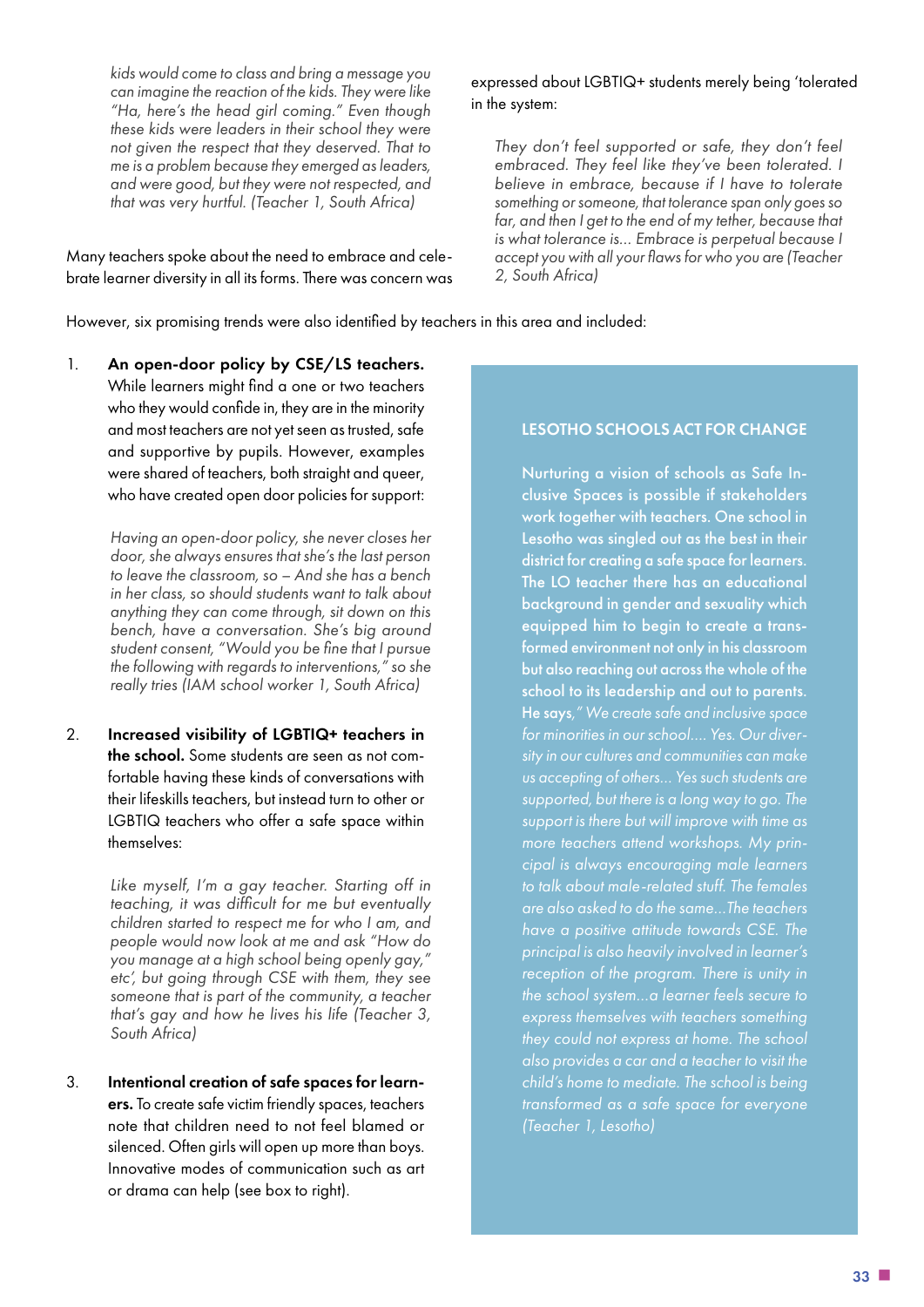> *kids would come to class and bring a message you can imagine the reaction of the kids. They were like "Ha, here's the head girl coming." Even though these kids were leaders in their school they were not given the respect that they deserved. That to me is a problem because they emerged as leaders, and were good, but they were not respected, and that was very hurtful. (Teacher 1, South Africa)*

Many teachers spoke about the need to embrace and celebrate learner diversity in all its forms. There was concern was expressed about LGBTIQ+ students merely being 'tolerated in the system:

> *They don't feel supported or safe, they don't feel embraced. They feel like they've been tolerated. I believe in embrace, because if I have to tolerate something or someone, that tolerance span only goes so far, and then I get to the end of my tether, because that is what tolerance is... Embrace is perpetual because I accept you with all your flaws for who you are (Teacher 2, South Africa)*

However, six promising trends were also identified by teachers in this area and included:

1. **An open-door policy by CSE/LS teachers.** While learners might find a one or two teachers who they would confide in, they are in the minority and most teachers are not yet seen as trusted, safe and supportive by pupils. However, examples were shared of teachers, both straight and queer, who have created open door policies for support:

   > *Having an open-door policy, she never closes her door, she always ensures that she's the last person to leave the classroom, so – And she has a bench in her class, so should students want to talk about anything they can come through, sit down on this bench, have a conversation. She's big around student consent, "Would you be fine that I pursue the following with regards to interventions," so she really tries (IAM school worker 1, South Africa)*

2. **Increased visibility of LGBTIQ+ teachers in the school.** Some students are seen as not comfortable having these kinds of conversations with their lifeskills teachers, but instead turn to other or LGBTIQ teachers who offer a safe space within themselves:

   > *Like myself, I'm a gay teacher. Starting off in teaching, it was difficult for me but eventually children started to respect me for who I am, and people would now look at me and ask "How do you manage at a high school being openly gay," etc', but going through CSE with them, they see someone that is part of the community, a teacher that's gay and how he lives his life (Teacher 3, South Africa)*

3. **Intentional creation of safe spaces for learners.** To create safe victim friendly spaces, teachers note that children need to not feel blamed or silenced. Often girls will open up more than boys. Innovative modes of communication such as art or drama can help (see box to right).

### LESOTHO SCHOOLS ACT FOR CHANGE

Nurturing a vision of schools as Safe Inclusive Spaces is possible if stakeholders work together with teachers. One school in Lesotho was singled out as the best in their district for creating a safe space for learners. The LO teacher there has an educational background in gender and sexuality which equipped him to begin to create a transformed environment not only in his classroom but also reaching out across the whole of the school to its leadership and out to parents. He says,*" We create safe and inclusive space for minorities in our school.... Yes. Our diversity in our cultures and communities can make us accepting of others... Yes such students are supported, but there is a long way to go. The support is there but will improve with time as more teachers attend workshops. My principal is always encouraging male learners to talk about male-related stuff. The females are also asked to do the same...The teachers have a positive attitude towards CSE. The principal is also heavily involved in learner's reception of the program. There is unity in the school system...a learner feels secure to express themselves with teachers something they could not express at home. The school also provides a car and a teacher to visit the child's home to mediate. The school is being transformed as a safe space for everyone (Teacher 1, Lesotho)*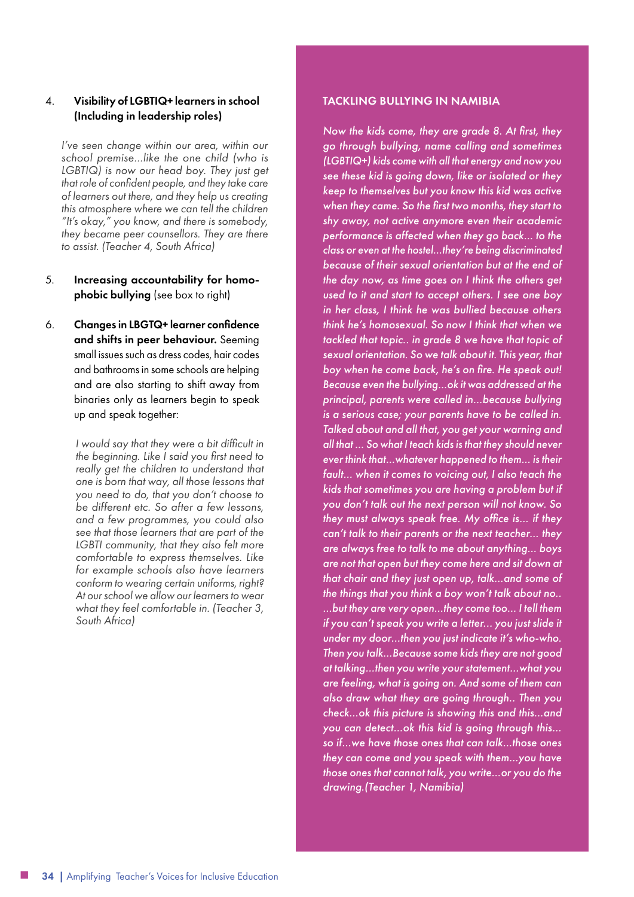4. **Visibility of LGBTIQ+ learners in school (Including in leadership roles)**

   *I've seen change within our area, within our school premise...like the one child (who is LGBTIQ) is now our head boy. They just get that role of confident people, and they take care of learners out there, and they help us creating this atmosphere where we can tell the children "It's okay," you know, and there is somebody, they became peer counsellors. They are there to assist. (Teacher 4, South Africa)*

5. **Increasing accountability for homo-phobic bullying** (see box to right)

6. **Changes in LBGTQ+ learner confidence and shifts in peer behaviour.** Seeming small issues such as dress codes, hair codes and bathrooms in some schools are helping and are also starting to shift away from binaries only as learners begin to speak up and speak together:

   *I would say that they were a bit difficult in the beginning. Like I said you first need to really get the children to understand that one is born that way, all those lessons that you need to do, that you don't choose to be different etc. So after a few lessons, and a few programmes, you could also see that those learners that are part of the LGBTI community, that they also felt more comfortable to express themselves. Like for example schools also have learners conform to wearing certain uniforms, right? At our school we allow our learners to wear what they feel comfortable in. (Teacher 3, South Africa)*

### TACKLING BULLYING IN NAMIBIA

*Now the kids come, they are grade 8. At first, they go through bullying, name calling and sometimes (LGBTIQ+) kids come with all that energy and now you see these kid is going down, like or isolated or they keep to themselves but you know this kid was active when they came. So the first two months, they start to shy away, not active anymore even their academic performance is affected when they go back... to the class or even at the hostel...they're being discriminated because of their sexual orientation but at the end of the day now, as time goes on I think the others get used to it and start to accept others. I see one boy in her class, I think he was bullied because others think he's homosexual. So now I think that when we tackled that topic.. in grade 8 we have that topic of sexual orientation. So we talk about it. This year, that boy when he come back, he's on fire. He speak out! Because even the bullying...ok it was addressed at the principal, parents were called in...because bullying is a serious case; your parents have to be called in. Talked about and all that, you get your warning and all that ... So what I teach kids is that they should never ever think that...whatever happened to them... is their fault... when it comes to voicing out, I also teach the kids that sometimes you are having a problem but if you don't talk out the next person will not know. So they must always speak free. My office is... if they can't talk to their parents or the next teacher... they are always free to talk to me about anything... boys are not that open but they come here and sit down at that chair and they just open up, talk...and some of the things that you think a boy won't talk about no.. ...but they are very open...they come too... I tell them if you can't speak you write a letter... you just slide it under my door...then you just indicate it's who-who. Then you talk...Because some kids they are not good at talking...then you write your statement...what you are feeling, what is going on. And some of them can also draw what they are going through.. Then you check...ok this picture is showing this and this...and you can detect...ok this kid is going through this... so if...we have those ones that can talk...those ones they can come and you speak with them...you have those ones that cannot talk, you write...or you do the drawing.(Teacher 1, Namibia)*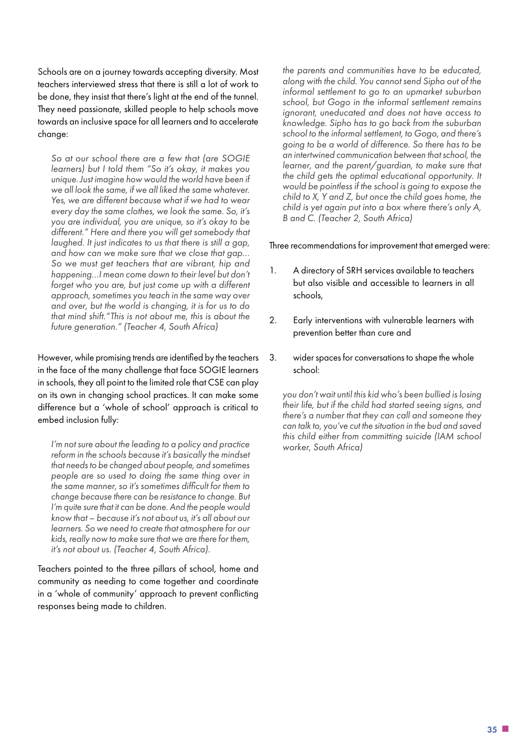Schools are on a journey towards accepting diversity. Most teachers interviewed stress that there is still a lot of work to be done, they insist that there's light at the end of the tunnel. They need passionate, skilled people to help schools move towards an inclusive space for all learners and to accelerate change:

> *So at our school there are a few that (are SOGIE learners) but I told them "So it's okay, it makes you unique. Just imagine how would the world have been if we all look the same, if we all liked the same whatever. Yes, we are different because what if we had to wear every day the same clothes, we look the same. So, it's you are individual, you are unique, so it's okay to be different." Here and there you will get somebody that laughed. It just indicates to us that there is still a gap, and how can we make sure that we close that gap... So we must get teachers that are vibrant, hip and happening...I mean come down to their level but don't forget who you are, but just come up with a different approach, sometimes you teach in the same way over and over, but the world is changing, it is for us to do that mind shift."This is not about me, this is about the future generation." (Teacher 4, South Africa)*

However, while promising trends are identified by the teachers in the face of the many challenge that face SOGIE learners in schools, they all point to the limited role that CSE can play on its own in changing school practices. It can make some difference but a 'whole of school' approach is critical to embed inclusion fully:

> *I'm not sure about the leading to a policy and practice reform in the schools because it's basically the mindset that needs to be changed about people, and sometimes people are so used to doing the same thing over in the same manner, so it's sometimes difficult for them to change because there can be resistance to change. But I'm quite sure that it can be done. And the people would know that – because it's not about us, it's all about our learners. So we need to create that atmosphere for our kids, really now to make sure that we are there for them, it's not about us. (Teacher 4, South Africa).*

Teachers pointed to the three pillars of school, home and community as needing to come together and coordinate in a 'whole of community' approach to prevent conflicting responses being made to children.

> *the parents and communities have to be educated, along with the child. You cannot send Sipho out of the informal settlement to go to an upmarket suburban school, but Gogo in the informal settlement remains ignorant, uneducated and does not have access to knowledge. Sipho has to go back from the suburban school to the informal settlement, to Gogo, and there's going to be a world of difference. So there has to be an intertwined communication between that school, the learner, and the parent/guardian, to make sure that the child gets the optimal educational opportunity. It would be pointless if the school is going to expose the child to X, Y and Z, but once the child goes home, the child is yet again put into a box where there's only A, B and C. (Teacher 2, South Africa)*

Three recommendations for improvement that emerged were:

1. A directory of SRH services available to teachers but also visible and accessible to learners in all schools,
2. Early interventions with vulnerable learners with prevention better than cure and
3. wider spaces for conversations to shape the whole school:

> *you don't wait until this kid who's been bullied is losing their life, but if the child had started seeing signs, and there's a number that they can call and someone they can talk to, you've cut the situation in the bud and saved this child either from committing suicide (IAM school worker, South Africa)*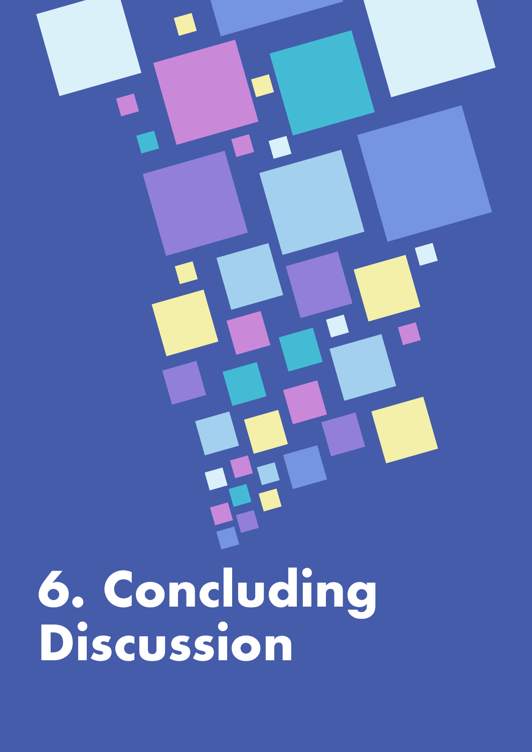# 6. Concluding Discussion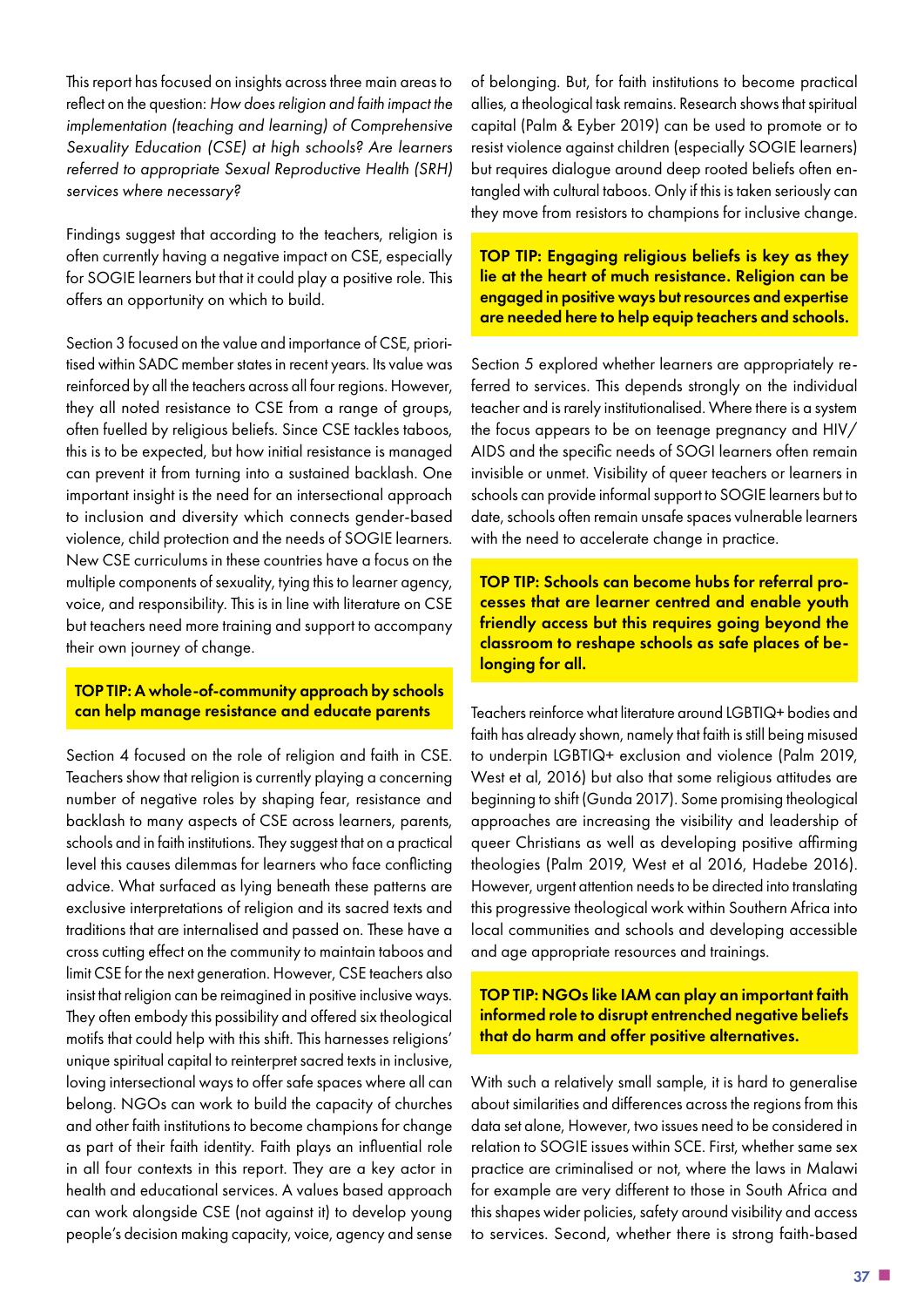This report has focused on insights across three main areas to reflect on the question: *How does religion and faith impact the implementation (teaching and learning) of Comprehensive Sexuality Education (CSE) at high schools? Are learners referred to appropriate Sexual Reproductive Health (SRH) services where necessary?*

Findings suggest that according to the teachers, religion is often currently having a negative impact on CSE, especially for SOGIE learners but that it could play a positive role. This offers an opportunity on which to build.

Section 3 focused on the value and importance of CSE, prioritised within SADC member states in recent years. Its value was reinforced by all the teachers across all four regions. However, they all noted resistance to CSE from a range of groups, often fuelled by religious beliefs. Since CSE tackles taboos, this is to be expected, but how initial resistance is managed can prevent it from turning into a sustained backlash. One important insight is the need for an intersectional approach to inclusion and diversity which connects gender-based violence, child protection and the needs of SOGIE learners. New CSE curriculums in these countries have a focus on the multiple components of sexuality, tying this to learner agency, voice, and responsibility. This is in line with literature on CSE but teachers need more training and support to accompany their own journey of change.

**TOP TIP: A whole-of-community approach by schools can help manage resistance and educate parents**

Section 4 focused on the role of religion and faith in CSE. Teachers show that religion is currently playing a concerning number of negative roles by shaping fear, resistance and backlash to many aspects of CSE across learners, parents, schools and in faith institutions. They suggest that on a practical level this causes dilemmas for learners who face conflicting advice. What surfaced as lying beneath these patterns are exclusive interpretations of religion and its sacred texts and traditions that are internalised and passed on. These have a cross cutting effect on the community to maintain taboos and limit CSE for the next generation. However, CSE teachers also insist that religion can be reimagined in positive inclusive ways. They often embody this possibility and offered six theological motifs that could help with this shift. This harnesses religions' unique spiritual capital to reinterpret sacred texts in inclusive, loving intersectional ways to offer safe spaces where all can belong. NGOs can work to build the capacity of churches and other faith institutions to become champions for change as part of their faith identity. Faith plays an influential role in all four contexts in this report. They are a key actor in health and educational services. A values based approach can work alongside CSE (not against it) to develop young people's decision making capacity, voice, agency and sense of belonging. But, for faith institutions to become practical allies, a theological task remains. Research shows that spiritual capital (Palm & Eyber 2019) can be used to promote or to resist violence against children (especially SOGIE learners) but requires dialogue around deep rooted beliefs often entangled with cultural taboos. Only if this is taken seriously can they move from resistors to champions for inclusive change.

**TOP TIP: Engaging religious beliefs is key as they lie at the heart of much resistance. Religion can be engaged in positive ways but resources and expertise are needed here to help equip teachers and schools.**

Section 5 explored whether learners are appropriately referred to services. This depends strongly on the individual teacher and is rarely institutionalised. Where there is a system the focus appears to be on teenage pregnancy and HIV/AIDS and the specific needs of SOGI learners often remain invisible or unmet. Visibility of queer teachers or learners in schools can provide informal support to SOGIE learners but to date, schools often remain unsafe spaces vulnerable learners with the need to accelerate change in practice.

**TOP TIP: Schools can become hubs for referral processes that are learner centred and enable youth friendly access but this requires going beyond the classroom to reshape schools as safe places of belonging for all.**

Teachers reinforce what literature around LGBTIQ+ bodies and faith has already shown, namely that faith is still being misused to underpin LGBTIQ+ exclusion and violence (Palm 2019, West et al, 2016) but also that some religious attitudes are beginning to shift (Gunda 2017). Some promising theological approaches are increasing the visibility and leadership of queer Christians as well as developing positive affirming theologies (Palm 2019, West et al 2016, Hadebe 2016). However, urgent attention needs to be directed into translating this progressive theological work within Southern Africa into local communities and schools and developing accessible and age appropriate resources and trainings.

**TOP TIP: NGOs like IAM can play an important faith informed role to disrupt entrenched negative beliefs that do harm and offer positive alternatives.**

With such a relatively small sample, it is hard to generalise about similarities and differences across the regions from this data set alone, However, two issues need to be considered in relation to SOGIE issues within SCE. First, whether same sex practice are criminalised or not, where the laws in Malawi for example are very different to those in South Africa and this shapes wider policies, safety around visibility and access to services. Second, whether there is strong faith-based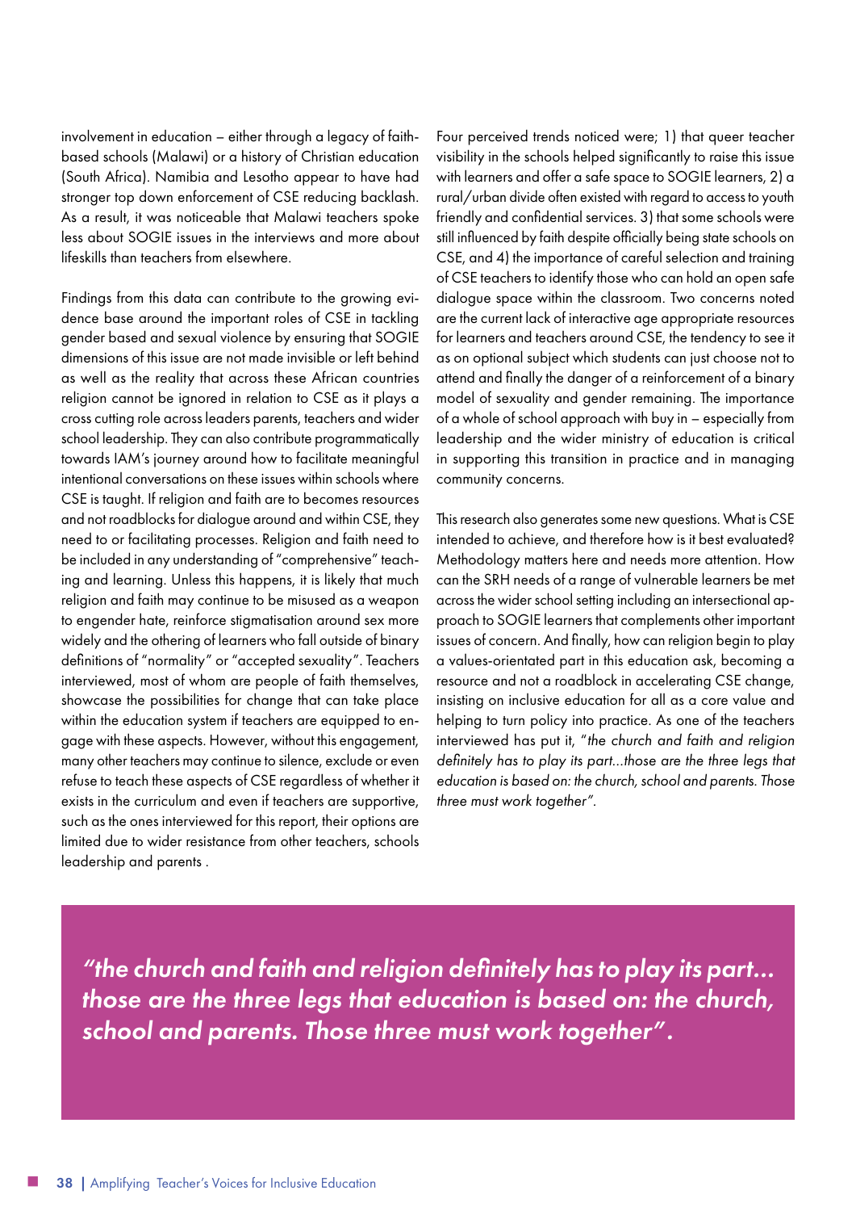involvement in education – either through a legacy of faith-based schools (Malawi) or a history of Christian education (South Africa). Namibia and Lesotho appear to have had stronger top down enforcement of CSE reducing backlash. As a result, it was noticeable that Malawi teachers spoke less about SOGIE issues in the interviews and more about lifeskills than teachers from elsewhere.

Findings from this data can contribute to the growing evidence base around the important roles of CSE in tackling gender based and sexual violence by ensuring that SOGIE dimensions of this issue are not made invisible or left behind as well as the reality that across these African countries religion cannot be ignored in relation to CSE as it plays a cross cutting role across leaders parents, teachers and wider school leadership. They can also contribute programmatically towards IAM's journey around how to facilitate meaningful intentional conversations on these issues within schools where CSE is taught. If religion and faith are to becomes resources and not roadblocks for dialogue around and within CSE, they need to or facilitating processes. Religion and faith need to be included in any understanding of "comprehensive" teaching and learning. Unless this happens, it is likely that much religion and faith may continue to be misused as a weapon to engender hate, reinforce stigmatisation around sex more widely and the othering of learners who fall outside of binary definitions of "normality" or "accepted sexuality". Teachers interviewed, most of whom are people of faith themselves, showcase the possibilities for change that can take place within the education system if teachers are equipped to engage with these aspects. However, without this engagement, many other teachers may continue to silence, exclude or even refuse to teach these aspects of CSE regardless of whether it exists in the curriculum and even if teachers are supportive, such as the ones interviewed for this report, their options are limited due to wider resistance from other teachers, schools leadership and parents .

Four perceived trends noticed were; 1) that queer teacher visibility in the schools helped significantly to raise this issue with learners and offer a safe space to SOGIE learners, 2) a rural/urban divide often existed with regard to access to youth friendly and confidential services. 3) that some schools were still influenced by faith despite officially being state schools on CSE, and 4) the importance of careful selection and training of CSE teachers to identify those who can hold an open safe dialogue space within the classroom. Two concerns noted are the current lack of interactive age appropriate resources for learners and teachers around CSE, the tendency to see it as on optional subject which students can just choose not to attend and finally the danger of a reinforcement of a binary model of sexuality and gender remaining. The importance of a whole of school approach with buy in – especially from leadership and the wider ministry of education is critical in supporting this transition in practice and in managing community concerns.

This research also generates some new questions. What is CSE intended to achieve, and therefore how is it best evaluated? Methodology matters here and needs more attention. How can the SRH needs of a range of vulnerable learners be met across the wider school setting including an intersectional approach to SOGIE learners that complements other important issues of concern. And finally, how can religion begin to play a values-orientated part in this education ask, becoming a resource and not a roadblock in accelerating CSE change, insisting on inclusive education for all as a core value and helping to turn policy into practice. As one of the teachers interviewed has put it, "*the church and faith and religion definitely has to play its part...those are the three legs that education is based on: the church, school and parents. Those three must work together*".

> ***"the church and faith and religion definitely has to play its part... those are the three legs that education is based on: the church, school and parents. Those three must work together".***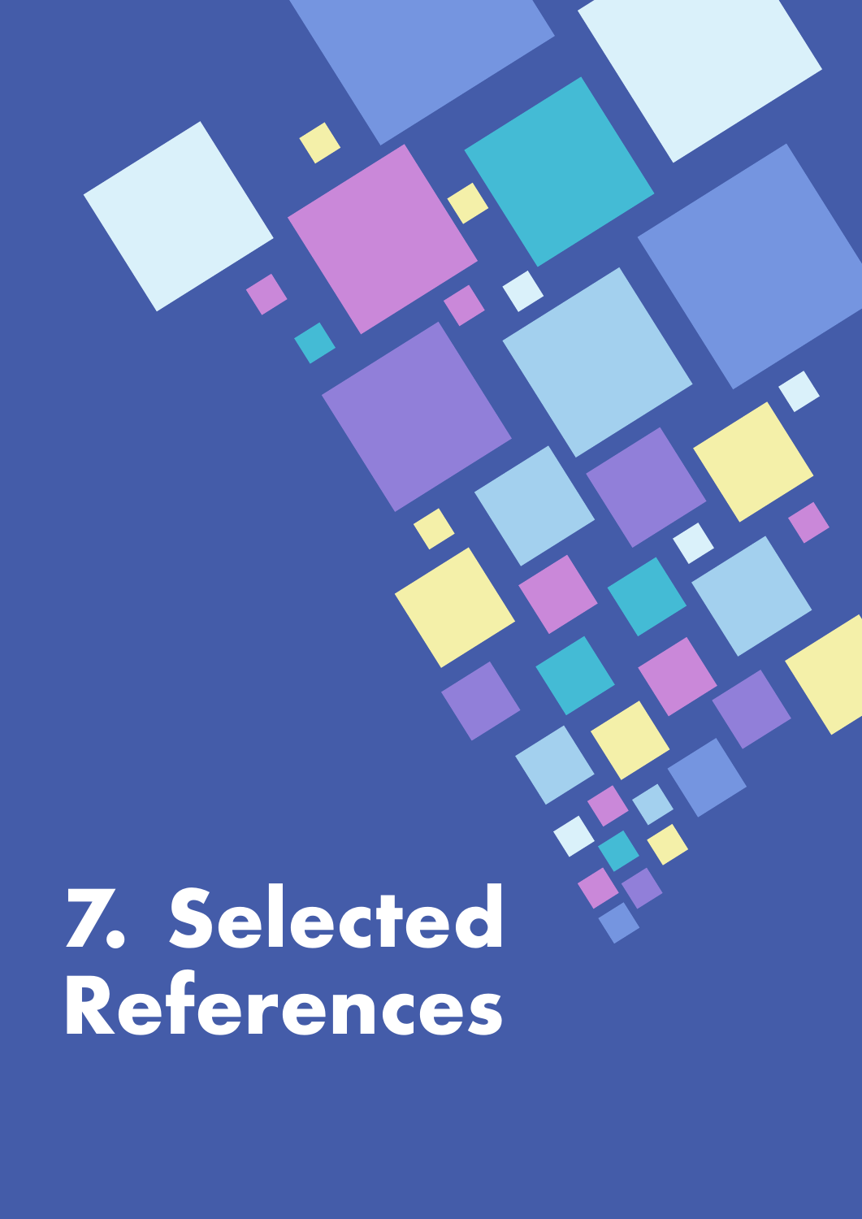# 7. Selected References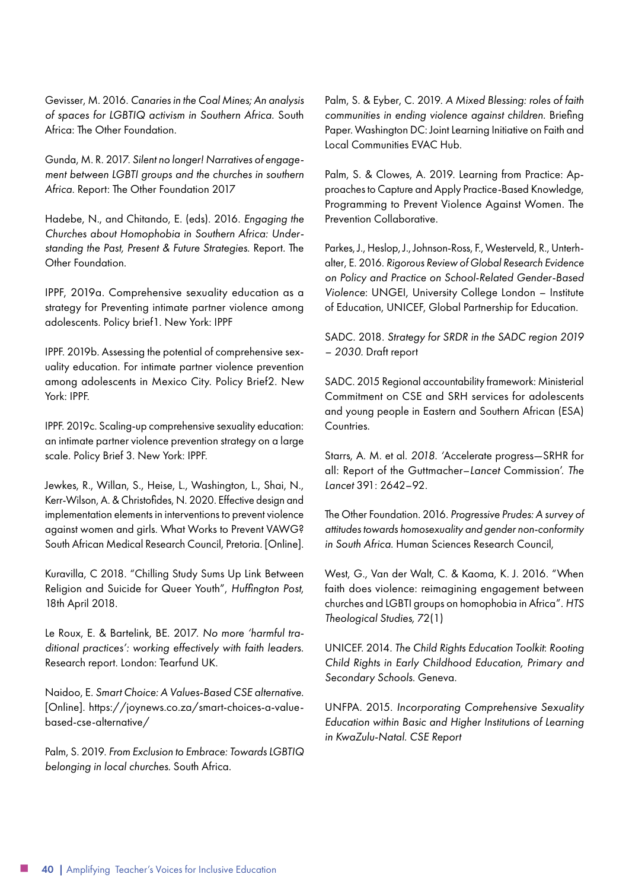Gevisser, M. 2016. *Canaries in the Coal Mines; An analysis of spaces for LGBTIQ activism in Southern Africa.* South Africa: The Other Foundation.

Gunda, M. R. 2017. *Silent no longer! Narratives of engagement between LGBTI groups and the churches in southern Africa.* Report: The Other Foundation 2017

Hadebe, N., and Chitando, E. (eds). 2016. *Engaging the Churches about Homophobia in Southern Africa: Understanding the Past, Present & Future Strategies.* Report. The Other Foundation.

IPPF, 2019a. Comprehensive sexuality education as a strategy for Preventing intimate partner violence among adolescents. Policy brief1. New York: IPPF

IPPF. 2019b. Assessing the potential of comprehensive sexuality education. For intimate partner violence prevention among adolescents in Mexico City. Policy Brief2. New York: IPPF.

IPPF. 2019c. Scaling-up comprehensive sexuality education: an intimate partner violence prevention strategy on a large scale. Policy Brief 3. New York: IPPF.

Jewkes, R., Willan, S., Heise, L., Washington, L., Shai, N., Kerr-Wilson, A. & Christofides, N. 2020. Effective design and implementation elements in interventions to prevent violence against women and girls. What Works to Prevent VAWG? South African Medical Research Council, Pretoria. [Online].

Kuravilla, C 2018. "Chilling Study Sums Up Link Between Religion and Suicide for Queer Youth", *Huffington Post*, 18th April 2018.

Le Roux, E. & Bartelink, BE. 2017. *No more 'harmful traditional practices': working effectively with faith leaders.* Research report. London: Tearfund UK.

Naidoo, E. *Smart Choice: A Values-Based CSE alternative.* [Online]. https://joynews.co.za/smart-choices-a-value-based-cse-alternative/

Palm, S. 2019. *From Exclusion to Embrace: Towards LGBTIQ belonging in local churches.* South Africa.

Palm, S. & Eyber, C. 2019. *A Mixed Blessing: roles of faith communities in ending violence against children.* Briefing Paper. Washington DC: Joint Learning Initiative on Faith and Local Communities EVAC Hub.

Palm, S. & Clowes, A. 2019. Learning from Practice: Approaches to Capture and Apply Practice-Based Knowledge, Programming to Prevent Violence Against Women. The Prevention Collaborative.

Parkes, J., Heslop, J., Johnson-Ross, F., Westerveld, R., Unterhalter, E. 2016. *Rigorous Review of Global Research Evidence on Policy and Practice on School-Related Gender-Based Violence*: UNGEI, University College London – Institute of Education, UNICEF, Global Partnership for Education.

SADC. 2018. *Strategy for SRDR in the SADC region 2019 – 2030.* Draft report

SADC. 2015 Regional accountability framework: Ministerial Commitment on CSE and SRH services for adolescents and young people in Eastern and Southern African (ESA) Countries.

Starrs, A. M. et al. *2018.* 'Accelerate progress—SRHR for all: Report of the Guttmacher–*Lancet* Commission'. *The Lancet* 391: 2642–92.

The Other Foundation. 2016. *Progressive Prudes: A survey of attitudes towards homosexuality and gender non-conformity in South Africa.* Human Sciences Research Council,

West, G., Van der Walt, C. & Kaoma, K. J. 2016. "When faith does violence: reimagining engagement between churches and LGBTI groups on homophobia in Africa". *HTS Theological Studies,* 72(1)

UNICEF. 2014. *The Child Rights Education Toolkit: Rooting Child Rights in Early Childhood Education, Primary and Secondary Schools.* Geneva.

UNFPA. 2015. *Incorporating Comprehensive Sexuality Education within Basic and Higher Institutions of Learning in KwaZulu-Natal. CSE Report*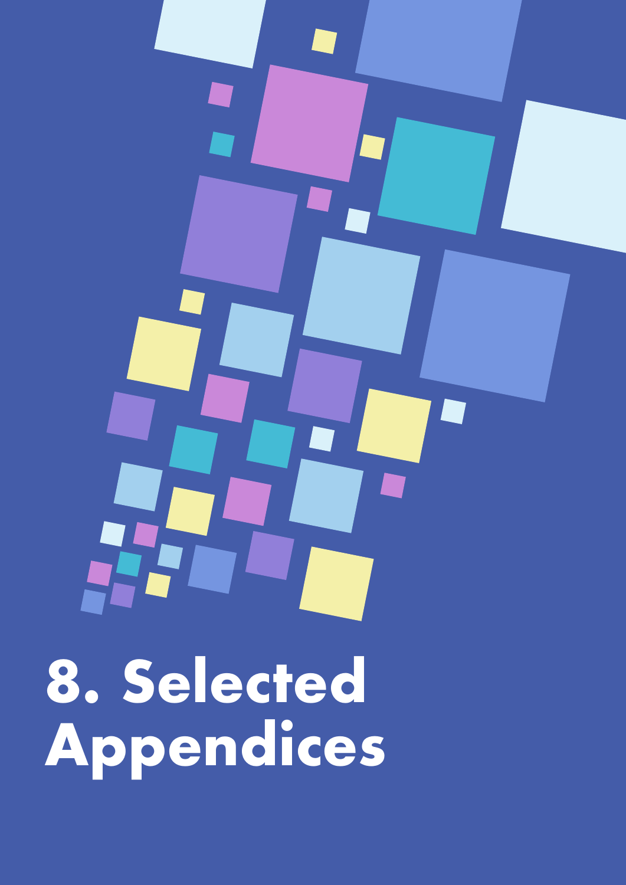# 8. Selected Appendices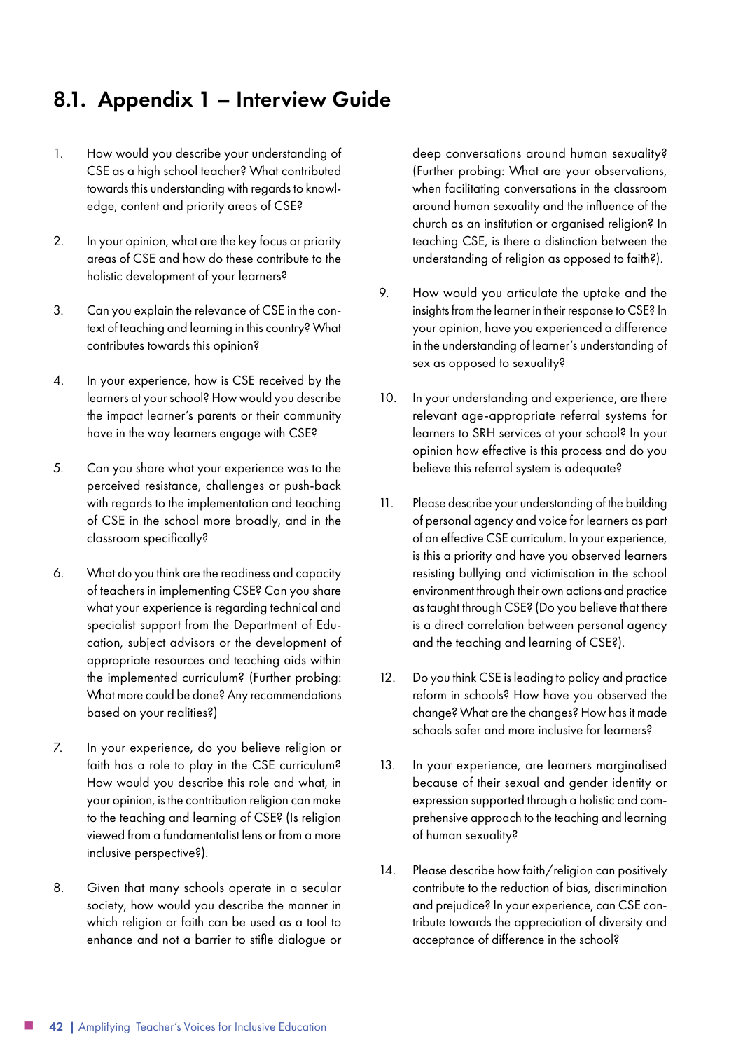## 8.1. Appendix 1 – Interview Guide

1. How would you describe your understanding of CSE as a high school teacher? What contributed towards this understanding with regards to knowledge, content and priority areas of CSE?

2. In your opinion, what are the key focus or priority areas of CSE and how do these contribute to the holistic development of your learners?

3. Can you explain the relevance of CSE in the context of teaching and learning in this country? What contributes towards this opinion?

4. In your experience, how is CSE received by the learners at your school? How would you describe the impact learner's parents or their community have in the way learners engage with CSE?

5. Can you share what your experience was to the perceived resistance, challenges or push-back with regards to the implementation and teaching of CSE in the school more broadly, and in the classroom specifically?

6. What do you think are the readiness and capacity of teachers in implementing CSE? Can you share what your experience is regarding technical and specialist support from the Department of Education, subject advisors or the development of appropriate resources and teaching aids within the implemented curriculum? (Further probing: What more could be done? Any recommendations based on your realities?)

7. In your experience, do you believe religion or faith has a role to play in the CSE curriculum? How would you describe this role and what, in your opinion, is the contribution religion can make to the teaching and learning of CSE? (Is religion viewed from a fundamentalist lens or from a more inclusive perspective?).

8. Given that many schools operate in a secular society, how would you describe the manner in which religion or faith can be used as a tool to enhance and not a barrier to stifle dialogue or deep conversations around human sexuality? (Further probing: What are your observations, when facilitating conversations in the classroom around human sexuality and the influence of the church as an institution or organised religion? In teaching CSE, is there a distinction between the understanding of religion as opposed to faith?).

9. How would you articulate the uptake and the insights from the learner in their response to CSE? In your opinion, have you experienced a difference in the understanding of learner's understanding of sex as opposed to sexuality?

10. In your understanding and experience, are there relevant age-appropriate referral systems for learners to SRH services at your school? In your opinion how effective is this process and do you believe this referral system is adequate?

11. Please describe your understanding of the building of personal agency and voice for learners as part of an effective CSE curriculum. In your experience, is this a priority and have you observed learners resisting bullying and victimisation in the school environment through their own actions and practice as taught through CSE? (Do you believe that there is a direct correlation between personal agency and the teaching and learning of CSE?).

12. Do you think CSE is leading to policy and practice reform in schools? How have you observed the change? What are the changes? How has it made schools safer and more inclusive for learners?

13. In your experience, are learners marginalised because of their sexual and gender identity or expression supported through a holistic and comprehensive approach to the teaching and learning of human sexuality?

14. Please describe how faith/religion can positively contribute to the reduction of bias, discrimination and prejudice? In your experience, can CSE contribute towards the appreciation of diversity and acceptance of difference in the school?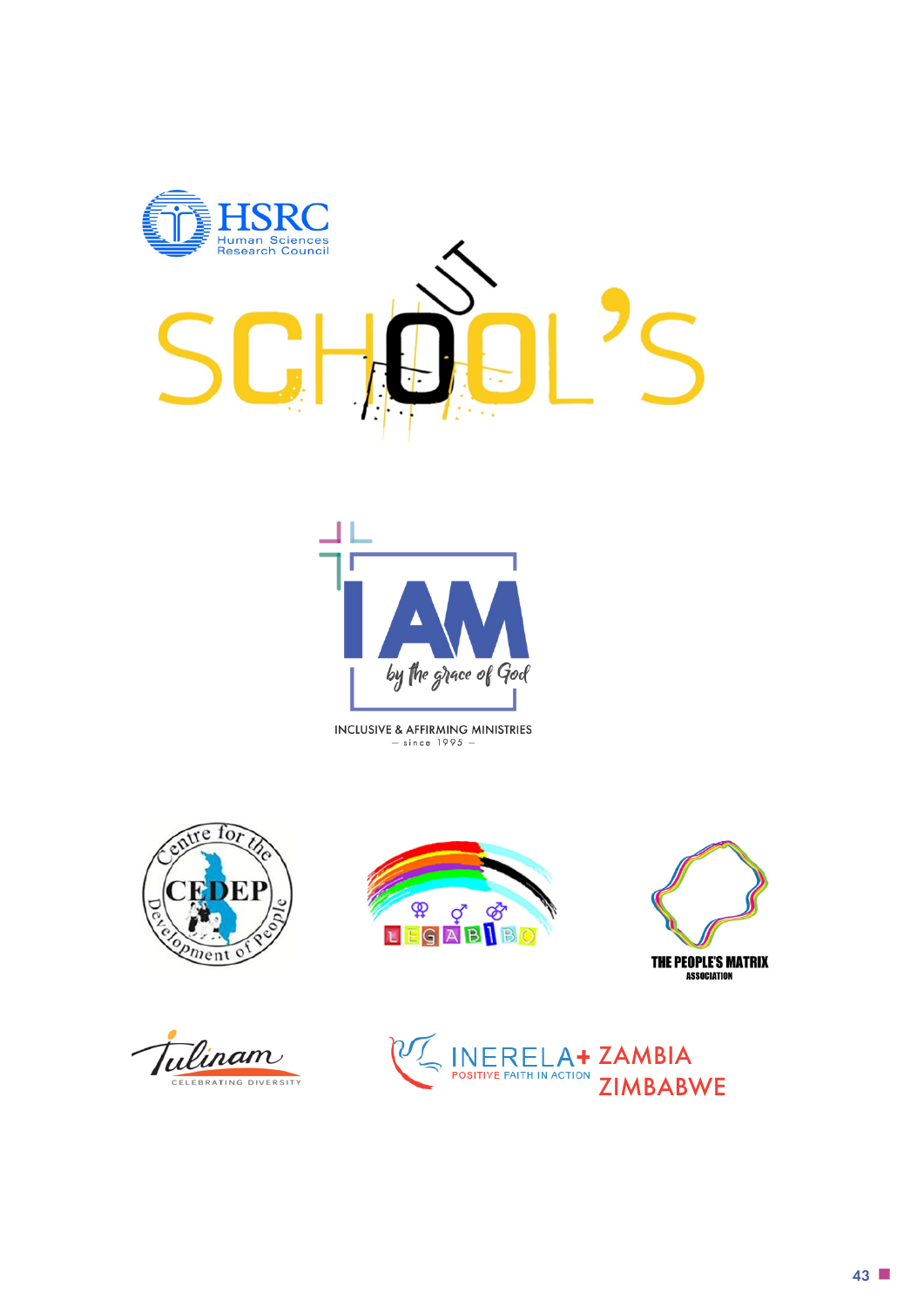HSRC
Human Sciences
Research Council

SCHOOL'S OUT

I AM
by the grace of God

INCLUSIVE & AFFIRMING MINISTRIES
— since 1995 —

Centre for the Development of People
CEDEP

LEGABIBO

THE PEOPLE'S MATRIX
ASSOCIATION

Tulinam
CELEBRATING DIVERSITY

INERELA+ ZAMBIA ZIMBABWE
POSITIVE FAITH IN ACTION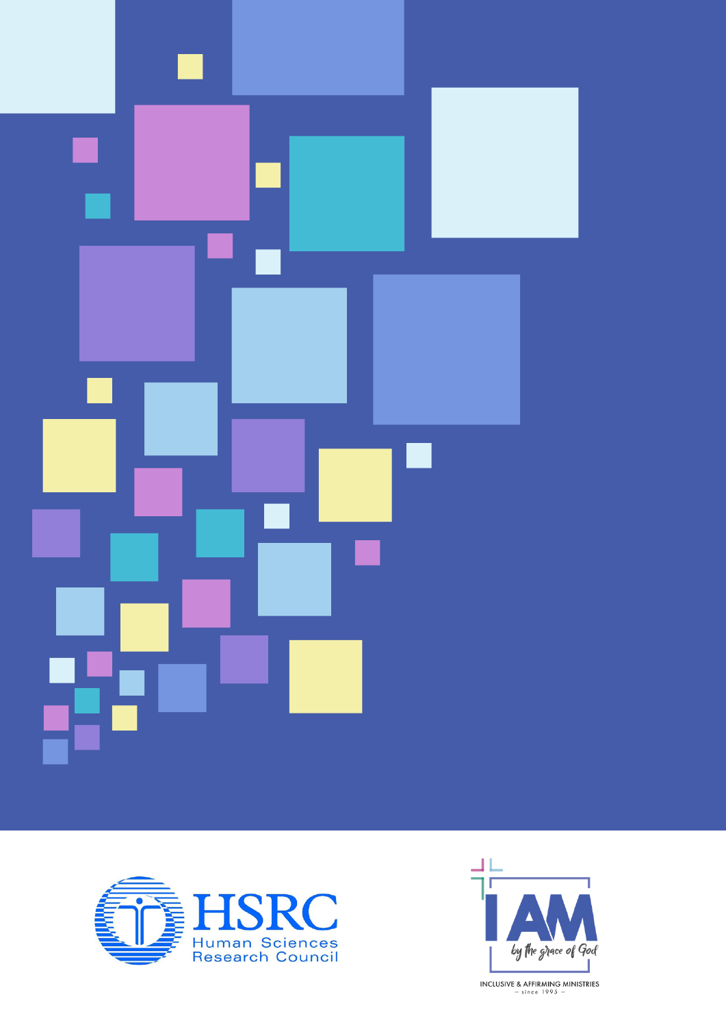HSRC
Human Sciences
Research Council

IAM
by the grace of God
INCLUSIVE & AFFIRMING MINISTRIES
– since 1995 –